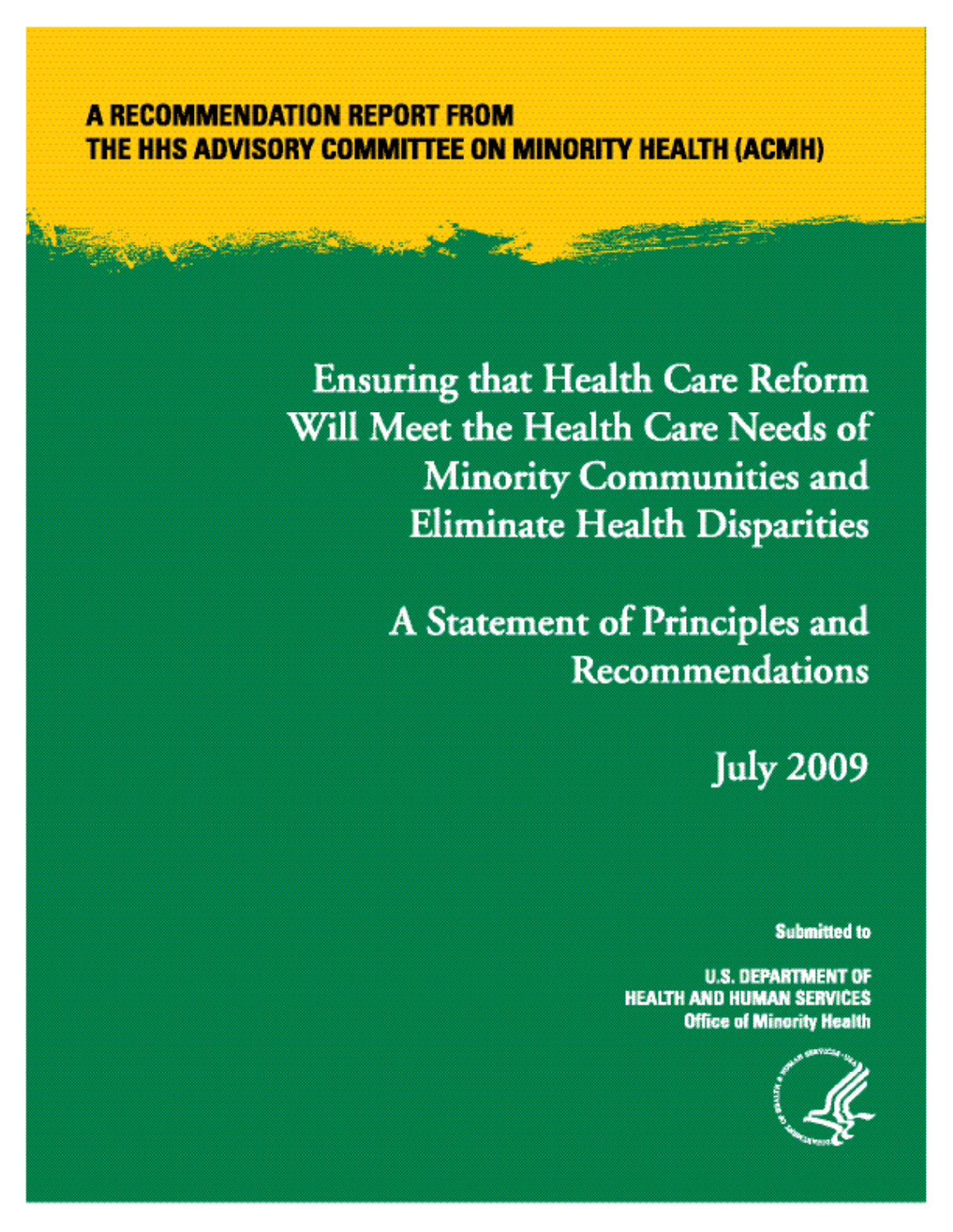**A RECOMMENDATION REPORT FROM THE HHS ADVISORY COMMITTEE ON MINORITY HEALTH (ACMH)**

# Ensuring that Health Care Reform Will Meet the Health Care Needs of Minority Communities and Eliminate Health Disparities

## A Statement of Principles and Recommendations

July 2009

Submitted to

U.S. DEPARTMENT OF HEALTH AND HUMAN SERVICES
Office of Minority Health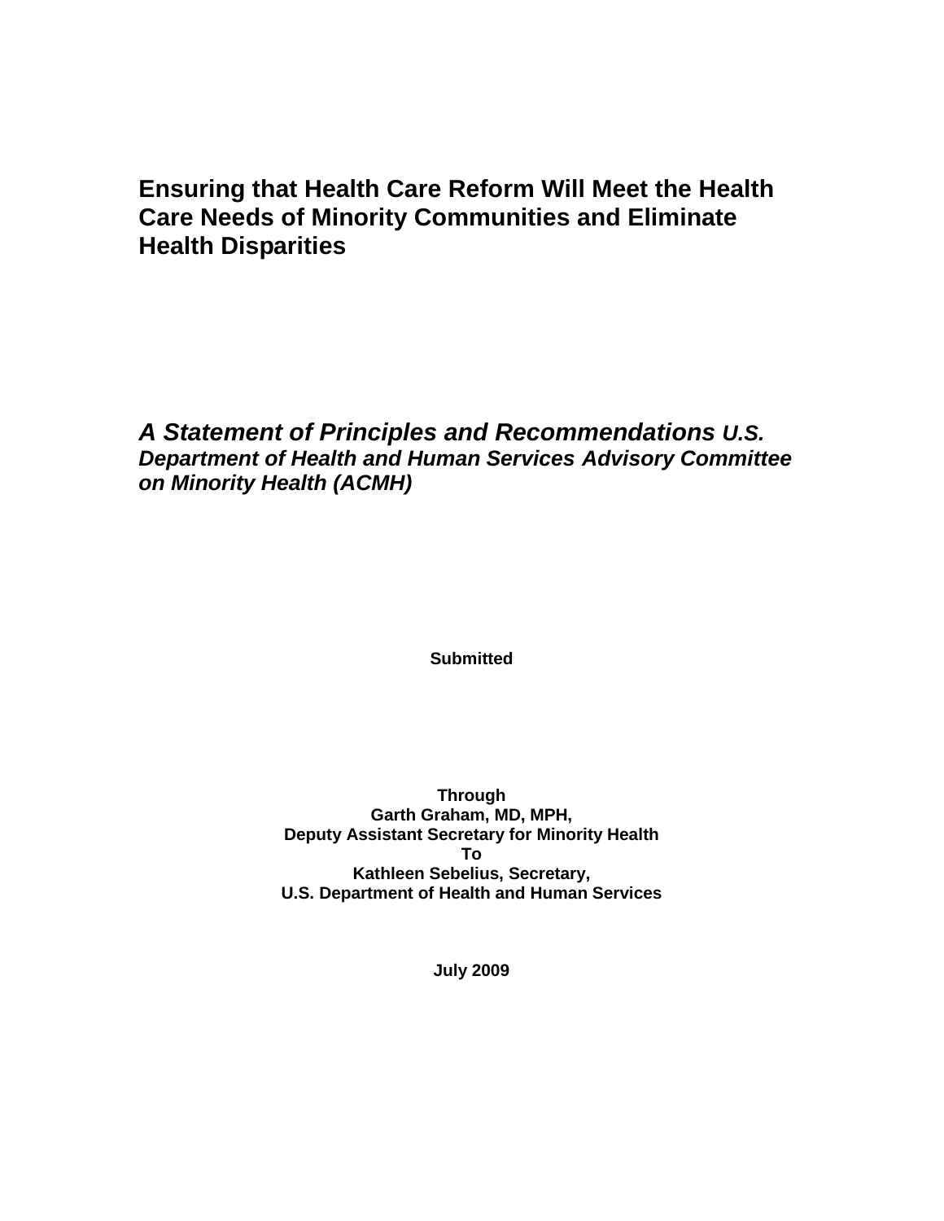# Ensuring that Health Care Reform Will Meet the Health Care Needs of Minority Communities and Eliminate Health Disparities

***A Statement of Principles and Recommendations U.S. Department of Health and Human Services Advisory Committee on Minority Health (ACMH)***

**Submitted**

**Through**
**Garth Graham, MD, MPH,**
**Deputy Assistant Secretary for Minority Health**
**To**
**Kathleen Sebelius, Secretary,**
**U.S. Department of Health and Human Services**

**July 2009**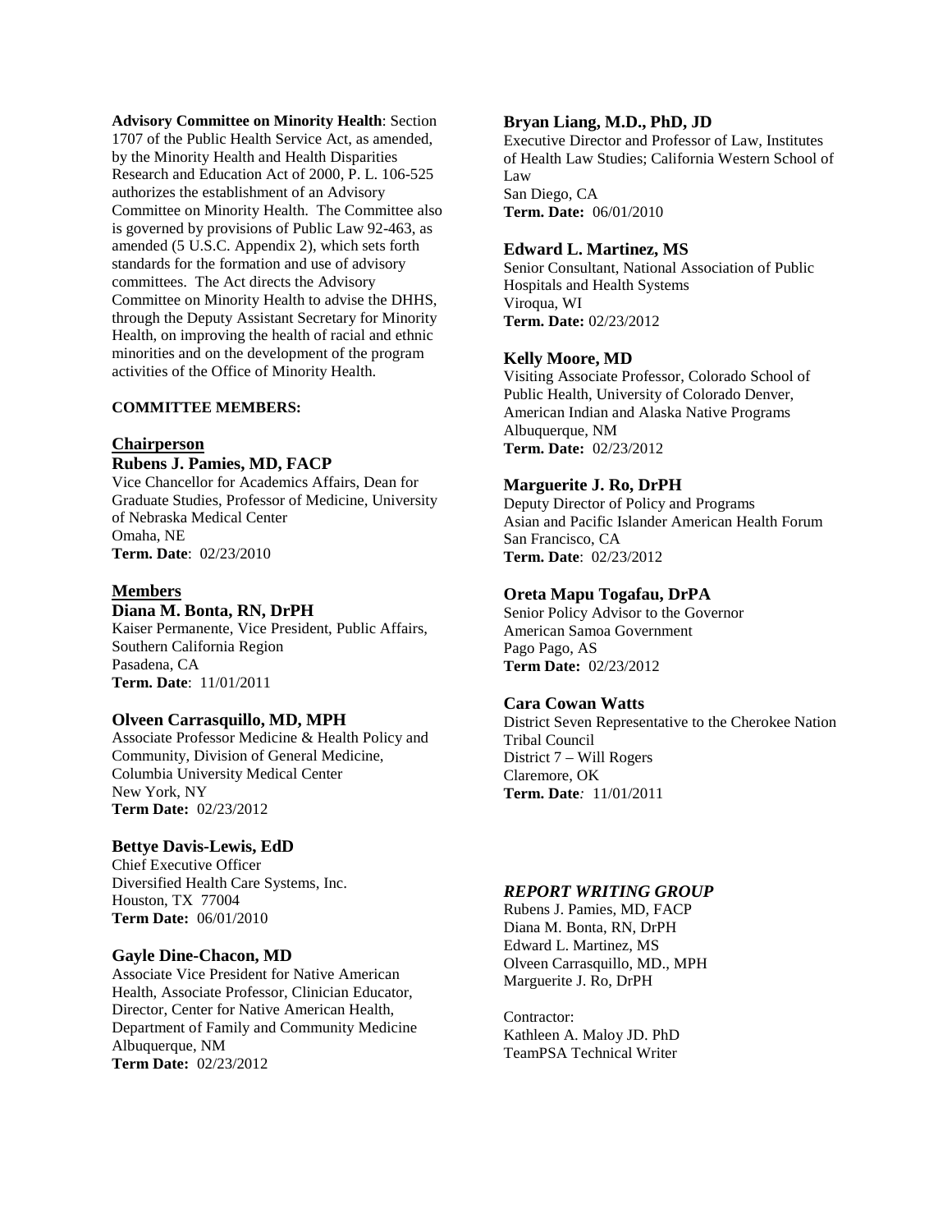**Advisory Committee on Minority Health**: Section 1707 of the Public Health Service Act, as amended, by the Minority Health and Health Disparities Research and Education Act of 2000, P. L. 106-525 authorizes the establishment of an Advisory Committee on Minority Health. The Committee also is governed by provisions of Public Law 92-463, as amended (5 U.S.C. Appendix 2), which sets forth standards for the formation and use of advisory committees. The Act directs the Advisory Committee on Minority Health to advise the DHHS, through the Deputy Assistant Secretary for Minority Health, on improving the health of racial and ethnic minorities and on the development of the program activities of the Office of Minority Health.

**COMMITTEE MEMBERS:**

**Chairperson**

**Rubens J. Pamies, MD, FACP**
Vice Chancellor for Academics Affairs, Dean for Graduate Studies, Professor of Medicine, University of Nebraska Medical Center
Omaha, NE
**Term. Date**: 02/23/2010

**Members**

**Diana M. Bonta, RN, DrPH**
Kaiser Permanente, Vice President, Public Affairs, Southern California Region
Pasadena, CA
**Term. Date**: 11/01/2011

**Olveen Carrasquillo, MD, MPH**
Associate Professor Medicine & Health Policy and Community, Division of General Medicine, Columbia University Medical Center
New York, NY
**Term Date:** 02/23/2012

**Bettye Davis-Lewis, EdD**
Chief Executive Officer
Diversified Health Care Systems, Inc.
Houston, TX 77004
**Term Date:** 06/01/2010

**Gayle Dine-Chacon, MD**
Associate Vice President for Native American Health, Associate Professor, Clinician Educator, Director, Center for Native American Health, Department of Family and Community Medicine
Albuquerque, NM
**Term Date:** 02/23/2012

**Bryan Liang, M.D., PhD, JD**
Executive Director and Professor of Law, Institutes of Health Law Studies; California Western School of Law
San Diego, CA
**Term. Date:** 06/01/2010

**Edward L. Martinez, MS**
Senior Consultant, National Association of Public Hospitals and Health Systems
Viroqua, WI
**Term. Date:** 02/23/2012

**Kelly Moore, MD**
Visiting Associate Professor, Colorado School of Public Health, University of Colorado Denver, American Indian and Alaska Native Programs
Albuquerque, NM
**Term. Date:** 02/23/2012

**Marguerite J. Ro, DrPH**
Deputy Director of Policy and Programs
Asian and Pacific Islander American Health Forum
San Francisco, CA
**Term. Date**: 02/23/2012

**Oreta Mapu Togafau, DrPA**
Senior Policy Advisor to the Governor
American Samoa Government
Pago Pago, AS
**Term Date:** 02/23/2012

**Cara Cowan Watts**
District Seven Representative to the Cherokee Nation Tribal Council
District 7 – Will Rogers
Claremore, OK
**Term. Date***:* 11/01/2011

***REPORT WRITING GROUP***

Rubens J. Pamies, MD, FACP
Diana M. Bonta, RN, DrPH
Edward L. Martinez, MS
Olveen Carrasquillo, MD., MPH
Marguerite J. Ro, DrPH

Contractor:
Kathleen A. Maloy JD. PhD
TeamPSA Technical Writer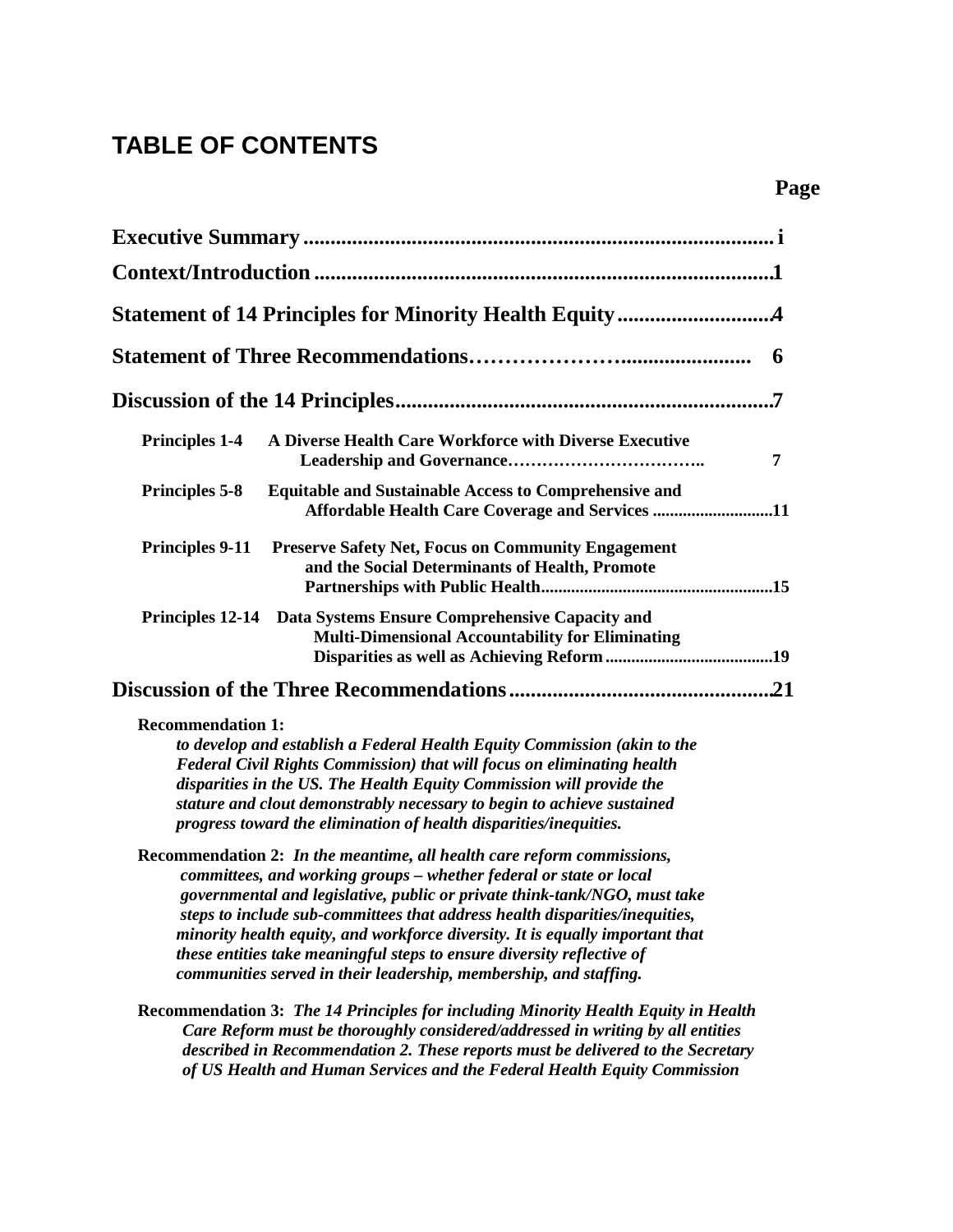# TABLE OF CONTENTS

| | Page |
|---|---|
| **Executive Summary** | **i** |
| **Context/Introduction** | **1** |
| **Statement of 14 Principles for Minority Health Equity** | **4** |
| **Statement of Three Recommendations** | **6** |
| **Discussion of the 14 Principles** | **7** |
| **Principles 1-4** A Diverse Health Care Workforce with Diverse Executive Leadership and Governance | **7** |
| **Principles 5-8** Equitable and Sustainable Access to Comprehensive and Affordable Health Care Coverage and Services | **11** |
| **Principles 9-11** Preserve Safety Net, Focus on Community Engagement and the Social Determinants of Health, Promote Partnerships with Public Health | **15** |
| **Principles 12-14** Data Systems Ensure Comprehensive Capacity and Multi-Dimensional Accountability for Eliminating Disparities as well as Achieving Reform | **19** |
| **Discussion of the Three Recommendations** | **21** |

**Recommendation 1:**
*to develop and establish a Federal Health Equity Commission (akin to the Federal Civil Rights Commission) that will focus on eliminating health disparities in the US. The Health Equity Commission will provide the stature and clout demonstrably necessary to begin to achieve sustained progress toward the elimination of health disparities/inequities.*

**Recommendation 2:** *In the meantime, all health care reform commissions, committees, and working groups – whether federal or state or local governmental and legislative, public or private think-tank/NGO, must take steps to include sub-committees that address health disparities/inequities, minority health equity, and workforce diversity. It is equally important that these entities take meaningful steps to ensure diversity reflective of communities served in their leadership, membership, and staffing.*

**Recommendation 3:** *The 14 Principles for including Minority Health Equity in Health Care Reform must be thoroughly considered/addressed in writing by all entities described in Recommendation 2. These reports must be delivered to the Secretary of US Health and Human Services and the Federal Health Equity Commission*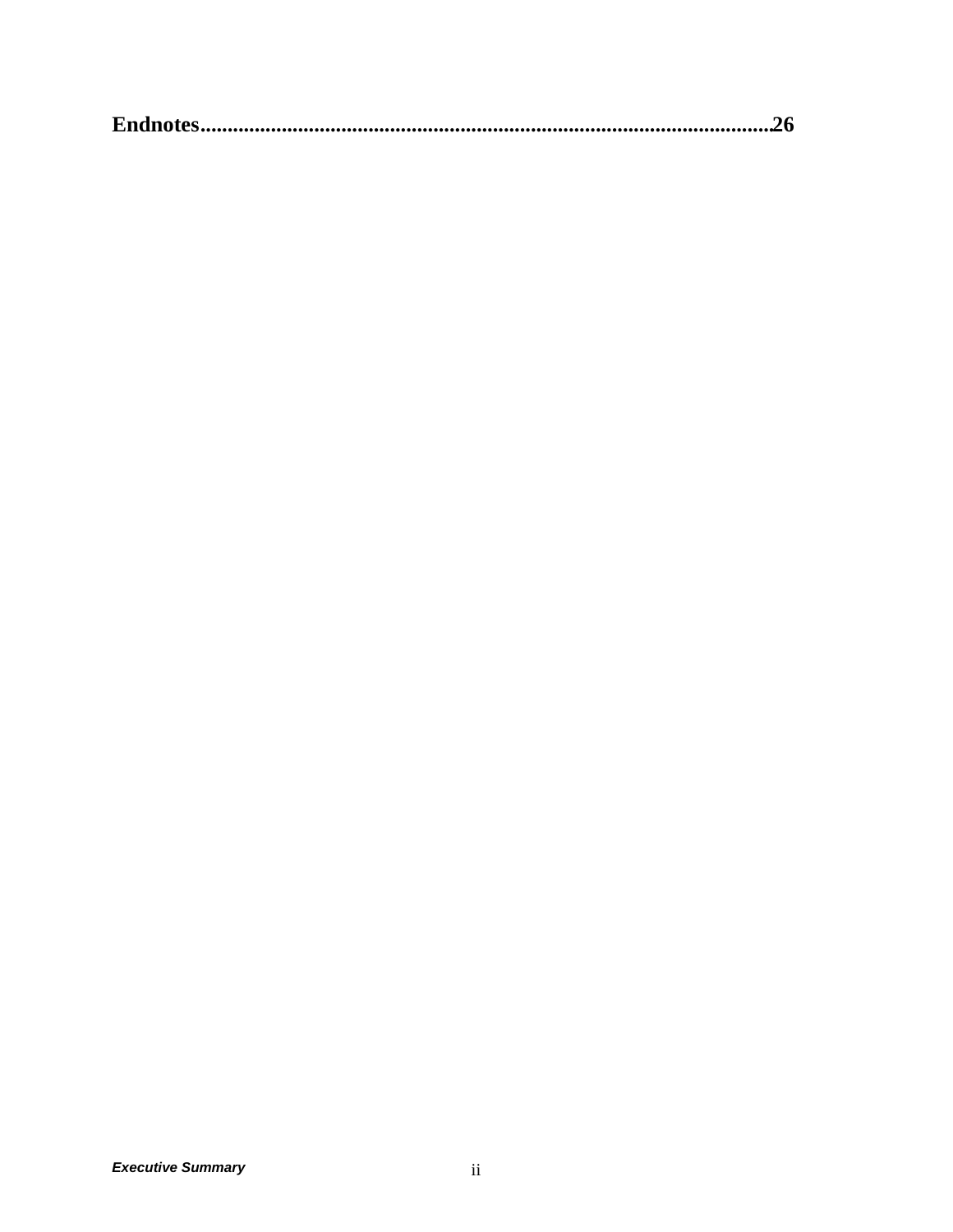**Endnotes.........................................................................................................26**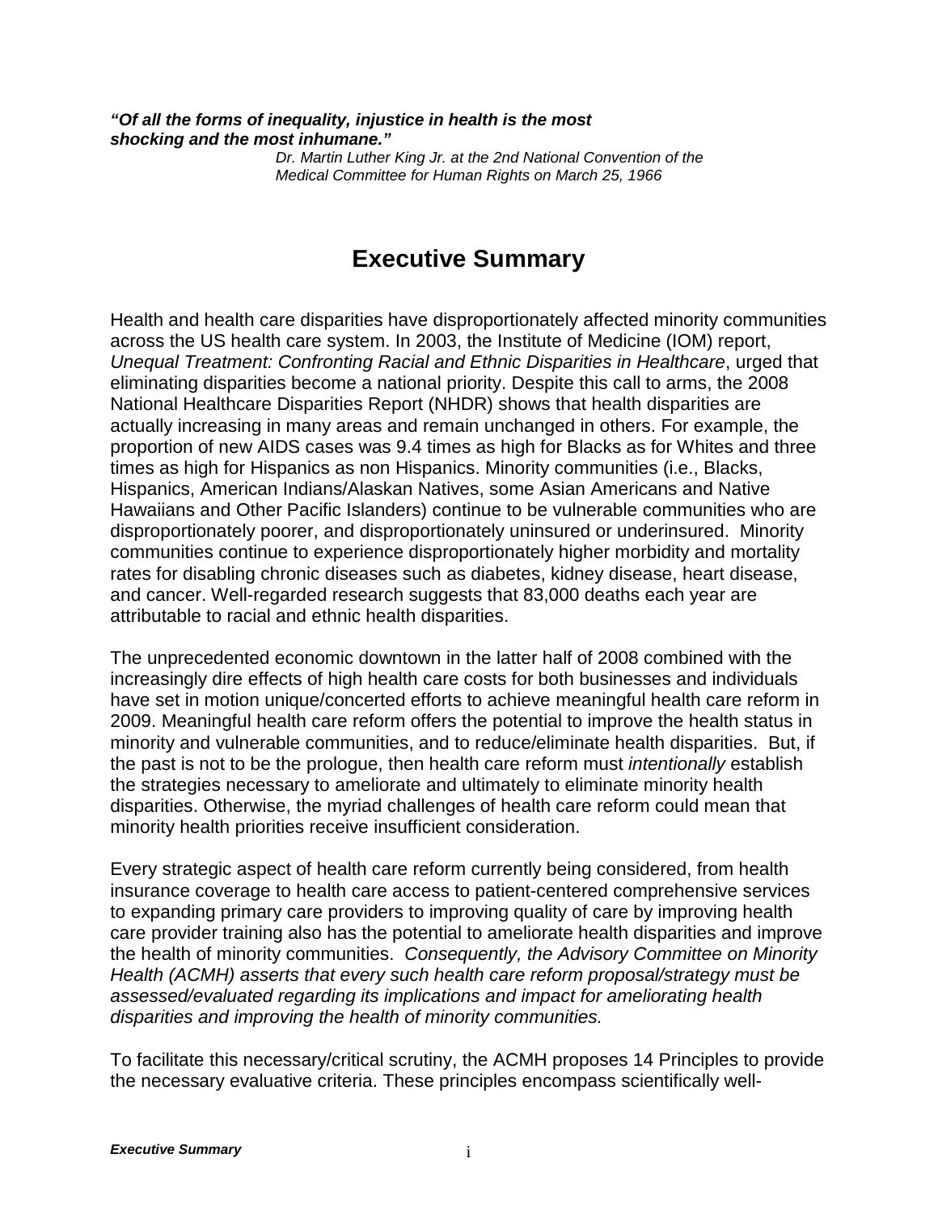***"Of all the forms of inequality, injustice in health is the most shocking and the most inhumane."***

*Dr. Martin Luther King Jr. at the 2nd National Convention of the Medical Committee for Human Rights on March 25, 1966*

# Executive Summary

Health and health care disparities have disproportionately affected minority communities across the US health care system. In 2003, the Institute of Medicine (IOM) report, *Unequal Treatment: Confronting Racial and Ethnic Disparities in Healthcare*, urged that eliminating disparities become a national priority. Despite this call to arms, the 2008 National Healthcare Disparities Report (NHDR) shows that health disparities are actually increasing in many areas and remain unchanged in others. For example, the proportion of new AIDS cases was 9.4 times as high for Blacks as for Whites and three times as high for Hispanics as non Hispanics. Minority communities (i.e., Blacks, Hispanics, American Indians/Alaskan Natives, some Asian Americans and Native Hawaiians and Other Pacific Islanders) continue to be vulnerable communities who are disproportionately poorer, and disproportionately uninsured or underinsured. Minority communities continue to experience disproportionately higher morbidity and mortality rates for disabling chronic diseases such as diabetes, kidney disease, heart disease, and cancer. Well-regarded research suggests that 83,000 deaths each year are attributable to racial and ethnic health disparities.

The unprecedented economic downtown in the latter half of 2008 combined with the increasingly dire effects of high health care costs for both businesses and individuals have set in motion unique/concerted efforts to achieve meaningful health care reform in 2009. Meaningful health care reform offers the potential to improve the health status in minority and vulnerable communities, and to reduce/eliminate health disparities. But, if the past is not to be the prologue, then health care reform must *intentionally* establish the strategies necessary to ameliorate and ultimately to eliminate minority health disparities. Otherwise, the myriad challenges of health care reform could mean that minority health priorities receive insufficient consideration.

Every strategic aspect of health care reform currently being considered, from health insurance coverage to health care access to patient-centered comprehensive services to expanding primary care providers to improving quality of care by improving health care provider training also has the potential to ameliorate health disparities and improve the health of minority communities. *Consequently, the Advisory Committee on Minority Health (ACMH) asserts that every such health care reform proposal/strategy must be assessed/evaluated regarding its implications and impact for ameliorating health disparities and improving the health of minority communities.*

To facilitate this necessary/critical scrutiny, the ACMH proposes 14 Principles to provide the necessary evaluative criteria. These principles encompass scientifically well-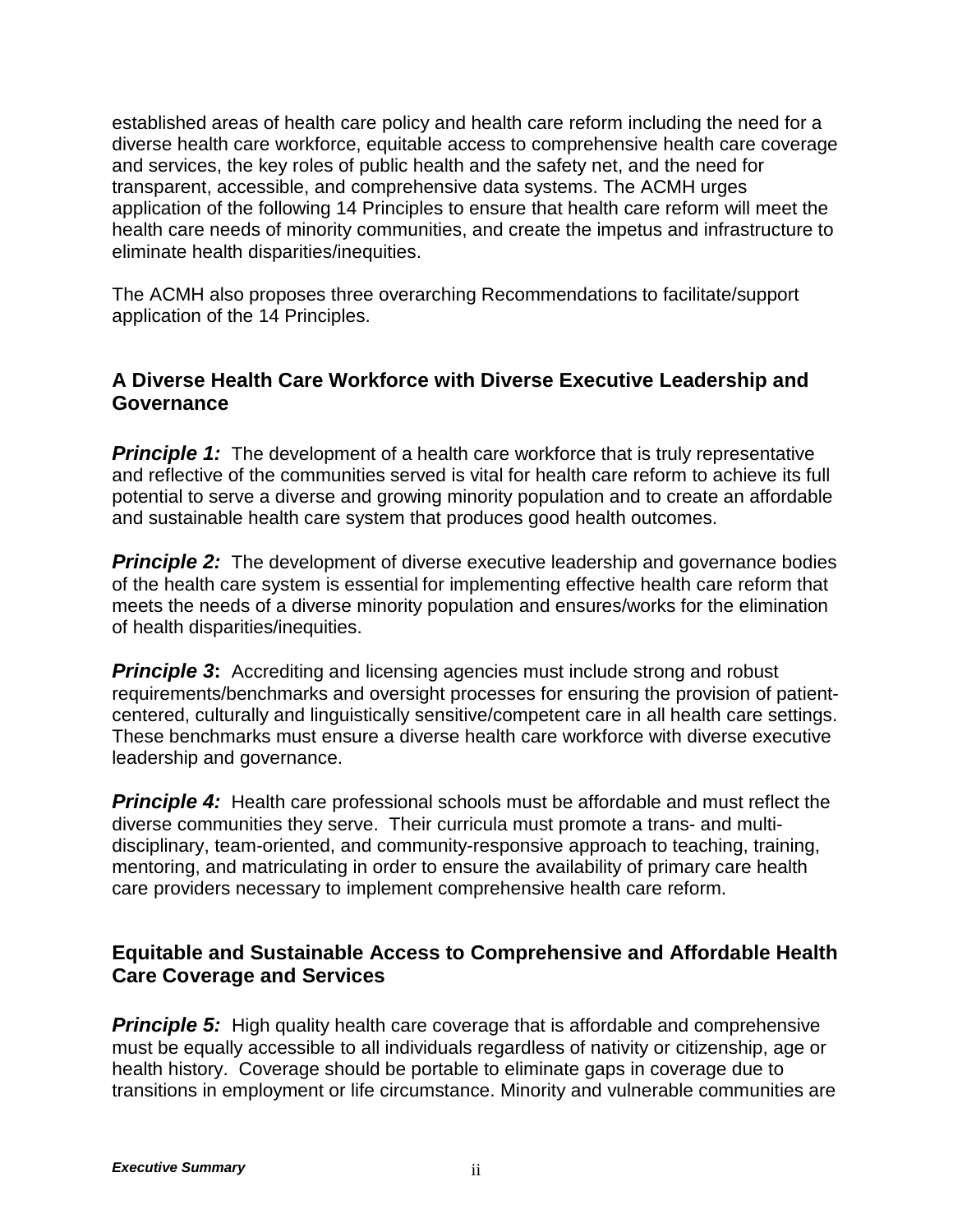established areas of health care policy and health care reform including the need for a diverse health care workforce, equitable access to comprehensive health care coverage and services, the key roles of public health and the safety net, and the need for transparent, accessible, and comprehensive data systems. The ACMH urges application of the following 14 Principles to ensure that health care reform will meet the health care needs of minority communities, and create the impetus and infrastructure to eliminate health disparities/inequities.

The ACMH also proposes three overarching Recommendations to facilitate/support application of the 14 Principles.

### A Diverse Health Care Workforce with Diverse Executive Leadership and Governance

***Principle 1:*** The development of a health care workforce that is truly representative and reflective of the communities served is vital for health care reform to achieve its full potential to serve a diverse and growing minority population and to create an affordable and sustainable health care system that produces good health outcomes.

***Principle 2:*** The development of diverse executive leadership and governance bodies of the health care system is essential for implementing effective health care reform that meets the needs of a diverse minority population and ensures/works for the elimination of health disparities/inequities.

***Principle 3*:** Accrediting and licensing agencies must include strong and robust requirements/benchmarks and oversight processes for ensuring the provision of patient-centered, culturally and linguistically sensitive/competent care in all health care settings. These benchmarks must ensure a diverse health care workforce with diverse executive leadership and governance.

***Principle 4:*** Health care professional schools must be affordable and must reflect the diverse communities they serve. Their curricula must promote a trans- and multi-disciplinary, team-oriented, and community-responsive approach to teaching, training, mentoring, and matriculating in order to ensure the availability of primary care health care providers necessary to implement comprehensive health care reform.

### Equitable and Sustainable Access to Comprehensive and Affordable Health Care Coverage and Services

***Principle 5:*** High quality health care coverage that is affordable and comprehensive must be equally accessible to all individuals regardless of nativity or citizenship, age or health history. Coverage should be portable to eliminate gaps in coverage due to transitions in employment or life circumstance. Minority and vulnerable communities are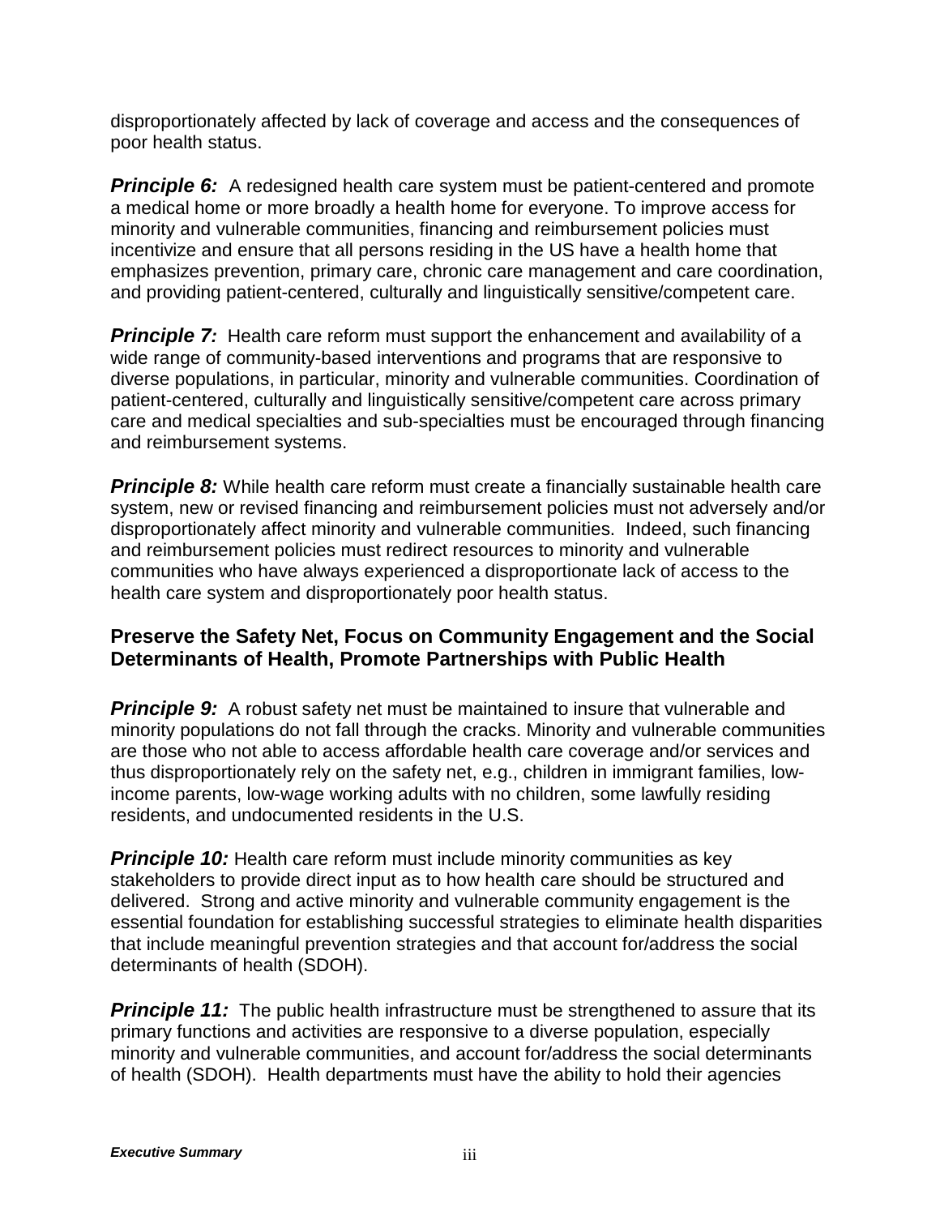disproportionately affected by lack of coverage and access and the consequences of poor health status.

***Principle 6:*** A redesigned health care system must be patient-centered and promote a medical home or more broadly a health home for everyone. To improve access for minority and vulnerable communities, financing and reimbursement policies must incentivize and ensure that all persons residing in the US have a health home that emphasizes prevention, primary care, chronic care management and care coordination, and providing patient-centered, culturally and linguistically sensitive/competent care.

***Principle 7:*** Health care reform must support the enhancement and availability of a wide range of community-based interventions and programs that are responsive to diverse populations, in particular, minority and vulnerable communities. Coordination of patient-centered, culturally and linguistically sensitive/competent care across primary care and medical specialties and sub-specialties must be encouraged through financing and reimbursement systems.

***Principle 8:*** While health care reform must create a financially sustainable health care system, new or revised financing and reimbursement policies must not adversely and/or disproportionately affect minority and vulnerable communities. Indeed, such financing and reimbursement policies must redirect resources to minority and vulnerable communities who have always experienced a disproportionate lack of access to the health care system and disproportionately poor health status.

### Preserve the Safety Net, Focus on Community Engagement and the Social Determinants of Health, Promote Partnerships with Public Health

***Principle 9:*** A robust safety net must be maintained to insure that vulnerable and minority populations do not fall through the cracks. Minority and vulnerable communities are those who not able to access affordable health care coverage and/or services and thus disproportionately rely on the safety net, e.g., children in immigrant families, low-income parents, low-wage working adults with no children, some lawfully residing residents, and undocumented residents in the U.S.

***Principle 10:*** Health care reform must include minority communities as key stakeholders to provide direct input as to how health care should be structured and delivered. Strong and active minority and vulnerable community engagement is the essential foundation for establishing successful strategies to eliminate health disparities that include meaningful prevention strategies and that account for/address the social determinants of health (SDOH).

***Principle 11:*** The public health infrastructure must be strengthened to assure that its primary functions and activities are responsive to a diverse population, especially minority and vulnerable communities, and account for/address the social determinants of health (SDOH). Health departments must have the ability to hold their agencies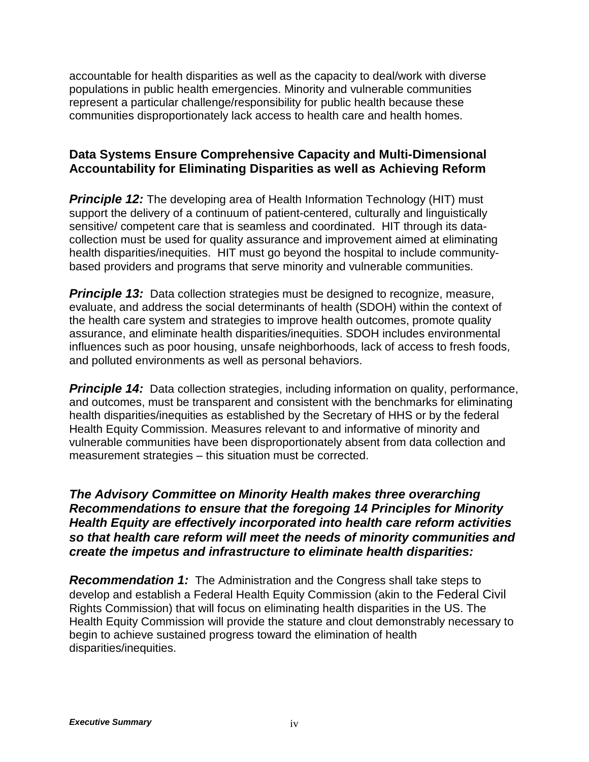accountable for health disparities as well as the capacity to deal/work with diverse populations in public health emergencies. Minority and vulnerable communities represent a particular challenge/responsibility for public health because these communities disproportionately lack access to health care and health homes.

### Data Systems Ensure Comprehensive Capacity and Multi-Dimensional Accountability for Eliminating Disparities as well as Achieving Reform

***Principle 12:*** The developing area of Health Information Technology (HIT) must support the delivery of a continuum of patient-centered, culturally and linguistically sensitive/ competent care that is seamless and coordinated. HIT through its data-collection must be used for quality assurance and improvement aimed at eliminating health disparities/inequities. HIT must go beyond the hospital to include community-based providers and programs that serve minority and vulnerable communities.

***Principle 13:*** Data collection strategies must be designed to recognize, measure, evaluate, and address the social determinants of health (SDOH) within the context of the health care system and strategies to improve health outcomes, promote quality assurance, and eliminate health disparities/inequities. SDOH includes environmental influences such as poor housing, unsafe neighborhoods, lack of access to fresh foods, and polluted environments as well as personal behaviors.

***Principle 14:*** Data collection strategies, including information on quality, performance, and outcomes, must be transparent and consistent with the benchmarks for eliminating health disparities/inequities as established by the Secretary of HHS or by the federal Health Equity Commission. Measures relevant to and informative of minority and vulnerable communities have been disproportionately absent from data collection and measurement strategies – this situation must be corrected.

***The Advisory Committee on Minority Health makes three overarching Recommendations to ensure that the foregoing 14 Principles for Minority Health Equity are effectively incorporated into health care reform activities so that health care reform will meet the needs of minority communities and create the impetus and infrastructure to eliminate health disparities:***

***Recommendation 1:*** The Administration and the Congress shall take steps to develop and establish a Federal Health Equity Commission (akin to the Federal Civil Rights Commission) that will focus on eliminating health disparities in the US. The Health Equity Commission will provide the stature and clout demonstrably necessary to begin to achieve sustained progress toward the elimination of health disparities/inequities.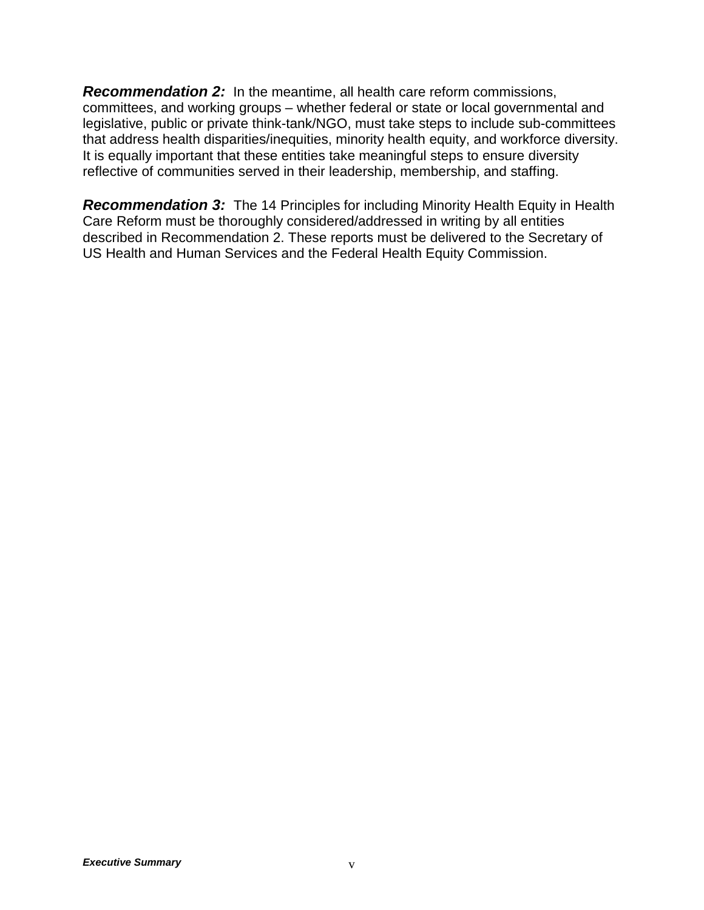***Recommendation 2:*** In the meantime, all health care reform commissions, committees, and working groups – whether federal or state or local governmental and legislative, public or private think-tank/NGO, must take steps to include sub-committees that address health disparities/inequities, minority health equity, and workforce diversity. It is equally important that these entities take meaningful steps to ensure diversity reflective of communities served in their leadership, membership, and staffing.

***Recommendation 3:*** The 14 Principles for including Minority Health Equity in Health Care Reform must be thoroughly considered/addressed in writing by all entities described in Recommendation 2. These reports must be delivered to the Secretary of US Health and Human Services and the Federal Health Equity Commission.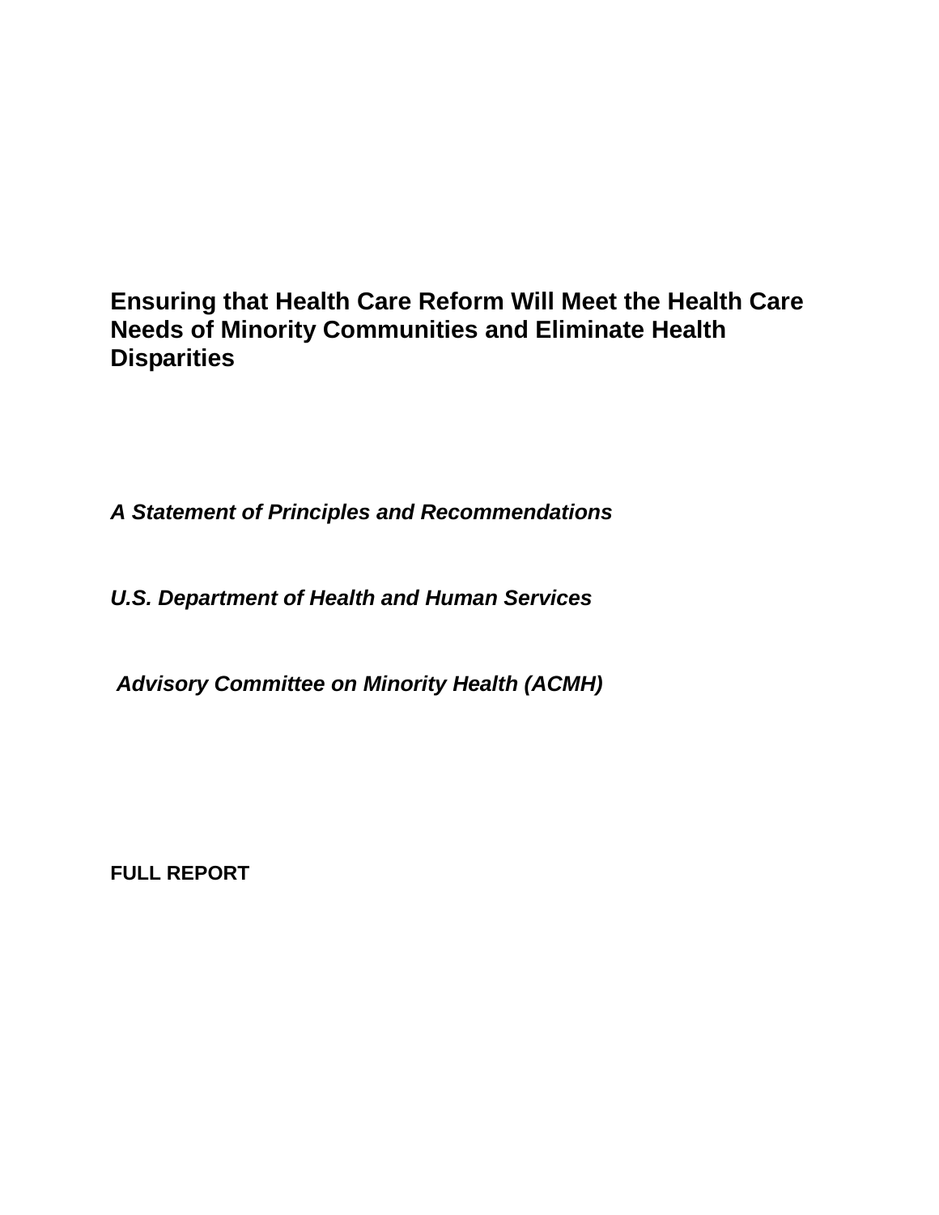# Ensuring that Health Care Reform Will Meet the Health Care Needs of Minority Communities and Eliminate Health Disparities

***A Statement of Principles and Recommendations***

***U.S. Department of Health and Human Services***

***Advisory Committee on Minority Health (ACMH)***

**FULL REPORT**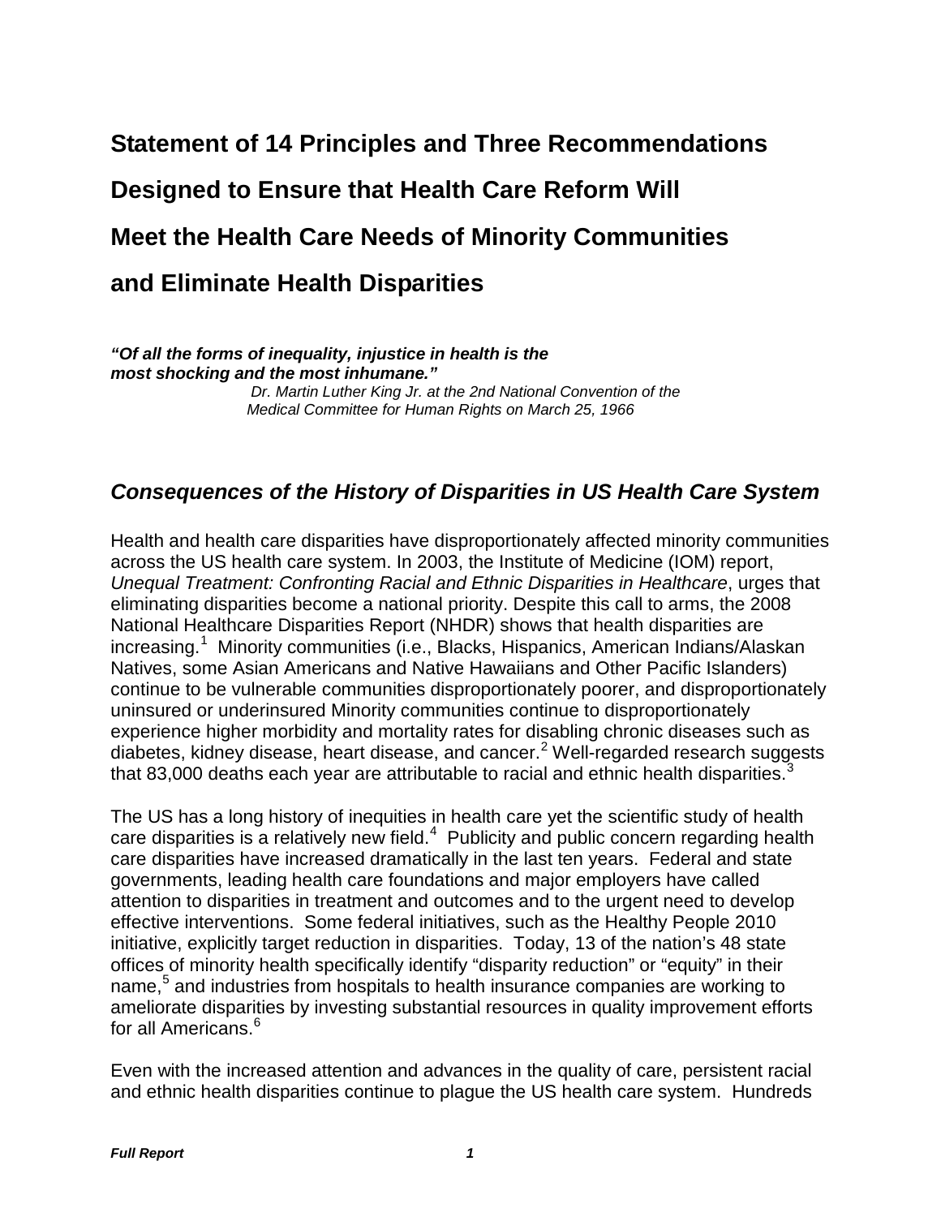# Statement of 14 Principles and Three Recommendations Designed to Ensure that Health Care Reform Will Meet the Health Care Needs of Minority Communities and Eliminate Health Disparities

***"Of all the forms of inequality, injustice in health is the most shocking and the most inhumane."***

*Dr. Martin Luther King Jr. at the 2nd National Convention of the Medical Committee for Human Rights on March 25, 1966*

## *Consequences of the History of Disparities in US Health Care System*

Health and health care disparities have disproportionately affected minority communities across the US health care system. In 2003, the Institute of Medicine (IOM) report, *Unequal Treatment: Confronting Racial and Ethnic Disparities in Healthcare*, urges that eliminating disparities become a national priority. Despite this call to arms, the 2008 National Healthcare Disparities Report (NHDR) shows that health disparities are increasing.[1] Minority communities (i.e., Blacks, Hispanics, American Indians/Alaskan Natives, some Asian Americans and Native Hawaiians and Other Pacific Islanders) continue to be vulnerable communities disproportionately poorer, and disproportionately uninsured or underinsured Minority communities continue to disproportionately experience higher morbidity and mortality rates for disabling chronic diseases such as diabetes, kidney disease, heart disease, and cancer.[2] Well-regarded research suggests that 83,000 deaths each year are attributable to racial and ethnic health disparities.[3]

The US has a long history of inequities in health care yet the scientific study of health care disparities is a relatively new field.[4] Publicity and public concern regarding health care disparities have increased dramatically in the last ten years. Federal and state governments, leading health care foundations and major employers have called attention to disparities in treatment and outcomes and to the urgent need to develop effective interventions. Some federal initiatives, such as the Healthy People 2010 initiative, explicitly target reduction in disparities. Today, 13 of the nation's 48 state offices of minority health specifically identify "disparity reduction" or "equity" in their name,[5] and industries from hospitals to health insurance companies are working to ameliorate disparities by investing substantial resources in quality improvement efforts for all Americans.[6]

Even with the increased attention and advances in the quality of care, persistent racial and ethnic health disparities continue to plague the US health care system. Hundreds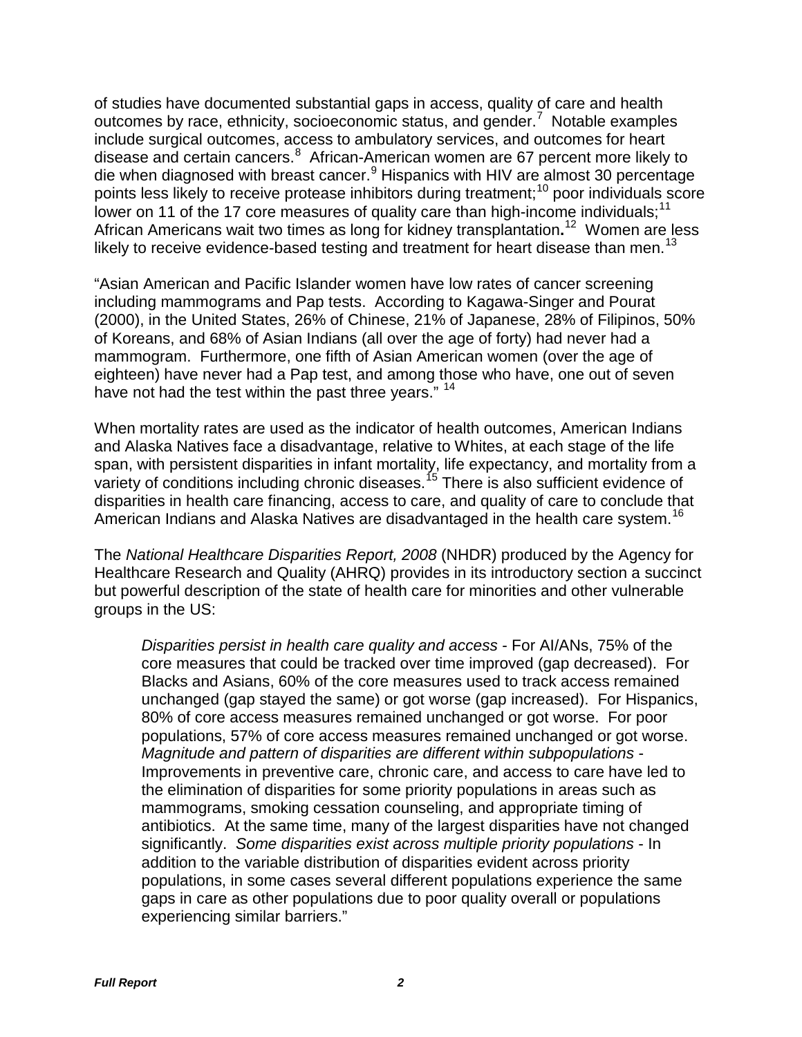of studies have documented substantial gaps in access, quality of care and health outcomes by race, ethnicity, socioeconomic status, and gender.[7] Notable examples include surgical outcomes, access to ambulatory services, and outcomes for heart disease and certain cancers.[8] African-American women are 67 percent more likely to die when diagnosed with breast cancer.[9] Hispanics with HIV are almost 30 percentage points less likely to receive protease inhibitors during treatment;[10] poor individuals score lower on 11 of the 17 core measures of quality care than high-income individuals;[11] African Americans wait two times as long for kidney transplantation**.**[12] Women are less likely to receive evidence-based testing and treatment for heart disease than men.[13]

"Asian American and Pacific Islander women have low rates of cancer screening including mammograms and Pap tests. According to Kagawa-Singer and Pourat (2000), in the United States, 26% of Chinese, 21% of Japanese, 28% of Filipinos, 50% of Koreans, and 68% of Asian Indians (all over the age of forty) had never had a mammogram. Furthermore, one fifth of Asian American women (over the age of eighteen) have never had a Pap test, and among those who have, one out of seven have not had the test within the past three years." [14]

When mortality rates are used as the indicator of health outcomes, American Indians and Alaska Natives face a disadvantage, relative to Whites, at each stage of the life span, with persistent disparities in infant mortality, life expectancy, and mortality from a variety of conditions including chronic diseases.[15] There is also sufficient evidence of disparities in health care financing, access to care, and quality of care to conclude that American Indians and Alaska Natives are disadvantaged in the health care system.[16]

The *National Healthcare Disparities Report, 2008* (NHDR) produced by the Agency for Healthcare Research and Quality (AHRQ) provides in its introductory section a succinct but powerful description of the state of health care for minorities and other vulnerable groups in the US:

> *Disparities persist in health care quality and access* - For AI/ANs, 75% of the core measures that could be tracked over time improved (gap decreased). For Blacks and Asians, 60% of the core measures used to track access remained unchanged (gap stayed the same) or got worse (gap increased). For Hispanics, 80% of core access measures remained unchanged or got worse. For poor populations, 57% of core access measures remained unchanged or got worse. *Magnitude and pattern of disparities are different within subpopulations* - Improvements in preventive care, chronic care, and access to care have led to the elimination of disparities for some priority populations in areas such as mammograms, smoking cessation counseling, and appropriate timing of antibiotics. At the same time, many of the largest disparities have not changed significantly. *Some disparities exist across multiple priority populations* - In addition to the variable distribution of disparities evident across priority populations, in some cases several different populations experience the same gaps in care as other populations due to poor quality overall or populations experiencing similar barriers."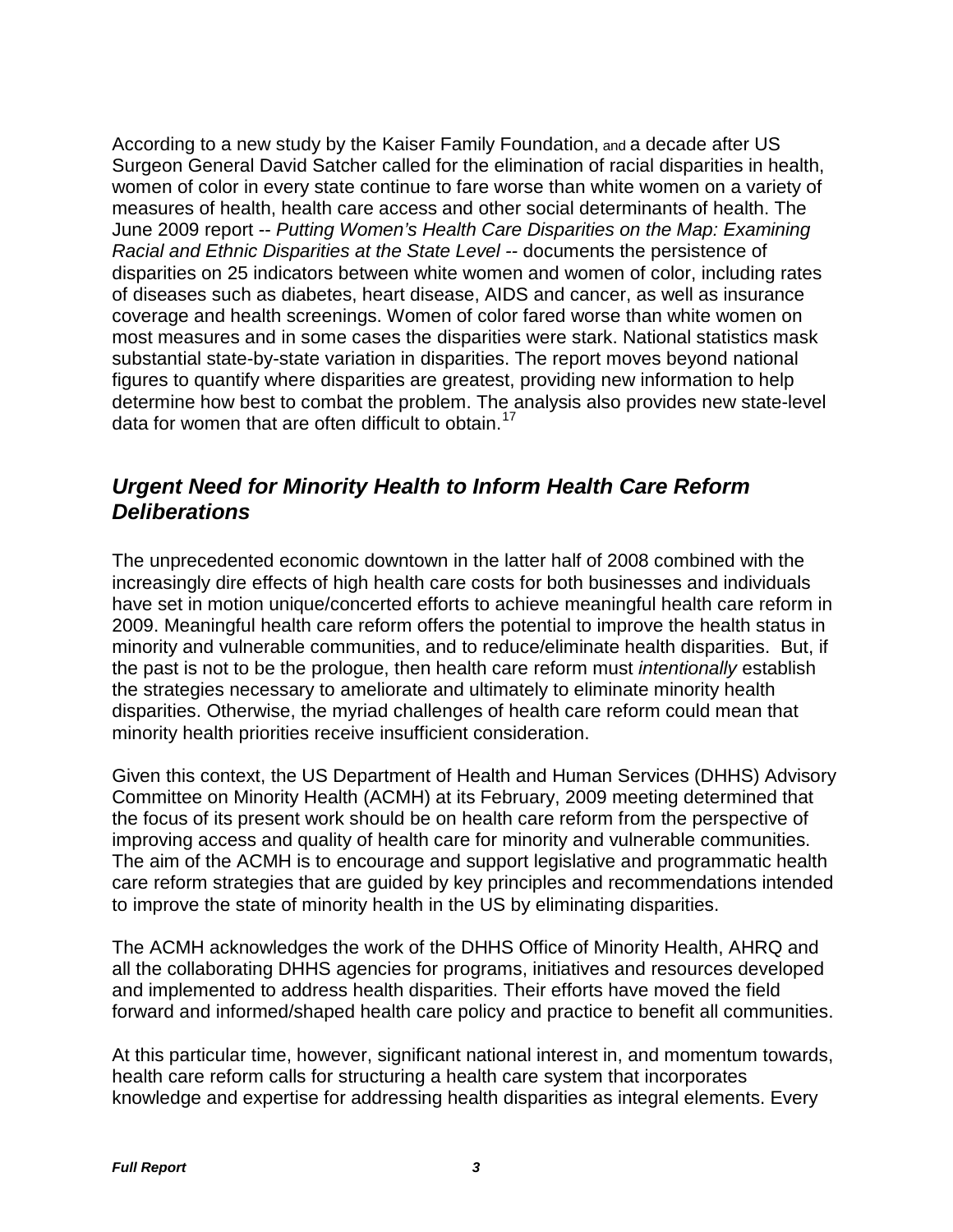According to a new study by the Kaiser Family Foundation, and a decade after US Surgeon General David Satcher called for the elimination of racial disparities in health, women of color in every state continue to fare worse than white women on a variety of measures of health, health care access and other social determinants of health. The June 2009 report -- *Putting Women's Health Care Disparities on the Map: Examining Racial and Ethnic Disparities at the State Level* -- documents the persistence of disparities on 25 indicators between white women and women of color, including rates of diseases such as diabetes, heart disease, AIDS and cancer, as well as insurance coverage and health screenings. Women of color fared worse than white women on most measures and in some cases the disparities were stark. National statistics mask substantial state-by-state variation in disparities. The report moves beyond national figures to quantify where disparities are greatest, providing new information to help determine how best to combat the problem. The analysis also provides new state-level data for women that are often difficult to obtain.[17]

## *Urgent Need for Minority Health to Inform Health Care Reform Deliberations*

The unprecedented economic downtown in the latter half of 2008 combined with the increasingly dire effects of high health care costs for both businesses and individuals have set in motion unique/concerted efforts to achieve meaningful health care reform in 2009. Meaningful health care reform offers the potential to improve the health status in minority and vulnerable communities, and to reduce/eliminate health disparities. But, if the past is not to be the prologue, then health care reform must *intentionally* establish the strategies necessary to ameliorate and ultimately to eliminate minority health disparities. Otherwise, the myriad challenges of health care reform could mean that minority health priorities receive insufficient consideration.

Given this context, the US Department of Health and Human Services (DHHS) Advisory Committee on Minority Health (ACMH) at its February, 2009 meeting determined that the focus of its present work should be on health care reform from the perspective of improving access and quality of health care for minority and vulnerable communities. The aim of the ACMH is to encourage and support legislative and programmatic health care reform strategies that are guided by key principles and recommendations intended to improve the state of minority health in the US by eliminating disparities.

The ACMH acknowledges the work of the DHHS Office of Minority Health, AHRQ and all the collaborating DHHS agencies for programs, initiatives and resources developed and implemented to address health disparities. Their efforts have moved the field forward and informed/shaped health care policy and practice to benefit all communities.

At this particular time, however, significant national interest in, and momentum towards, health care reform calls for structuring a health care system that incorporates knowledge and expertise for addressing health disparities as integral elements. Every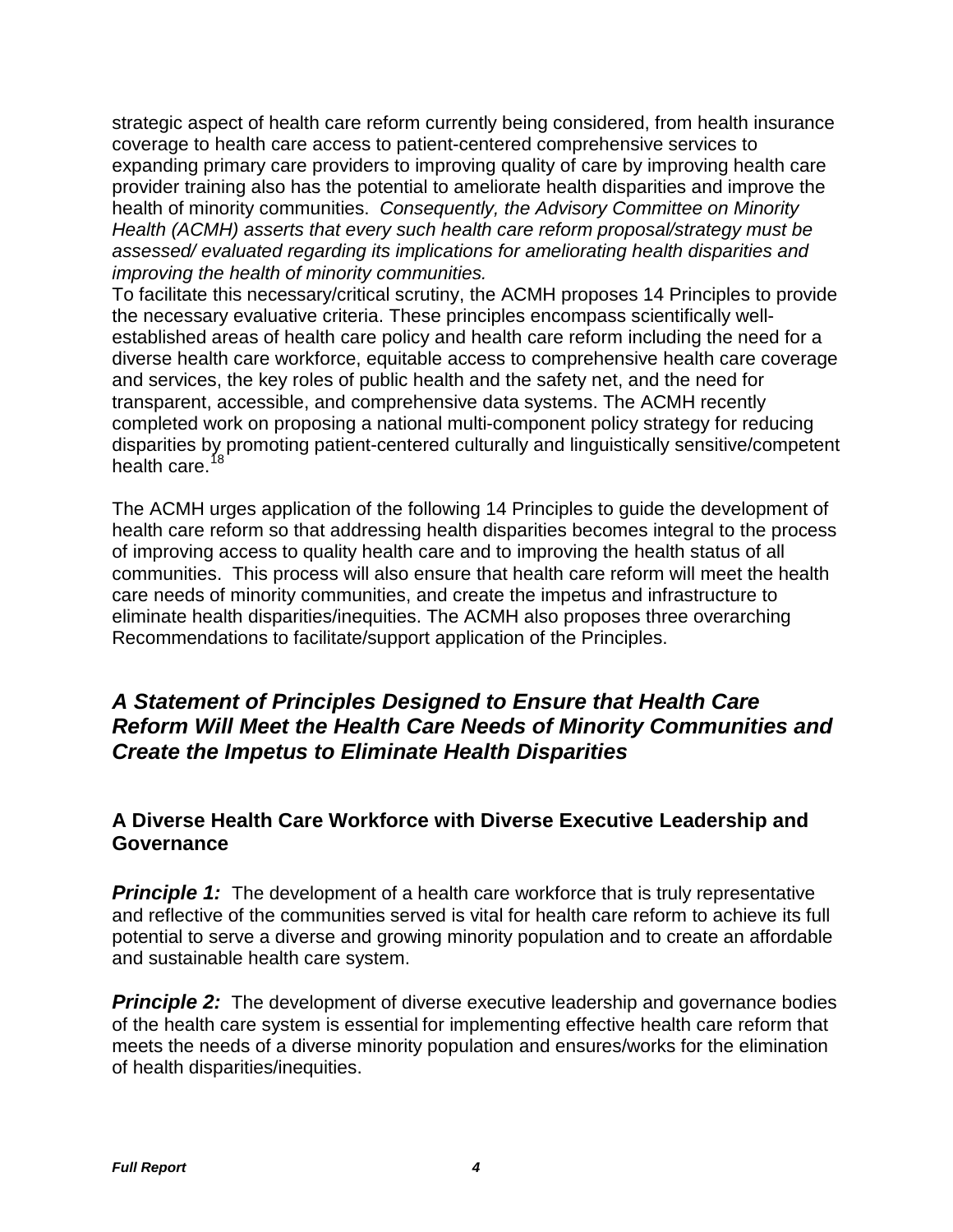strategic aspect of health care reform currently being considered, from health insurance coverage to health care access to patient-centered comprehensive services to expanding primary care providers to improving quality of care by improving health care provider training also has the potential to ameliorate health disparities and improve the health of minority communities. *Consequently, the Advisory Committee on Minority Health (ACMH) asserts that every such health care reform proposal/strategy must be assessed/ evaluated regarding its implications for ameliorating health disparities and improving the health of minority communities.*

To facilitate this necessary/critical scrutiny, the ACMH proposes 14 Principles to provide the necessary evaluative criteria. These principles encompass scientifically well-established areas of health care policy and health care reform including the need for a diverse health care workforce, equitable access to comprehensive health care coverage and services, the key roles of public health and the safety net, and the need for transparent, accessible, and comprehensive data systems. The ACMH recently completed work on proposing a national multi-component policy strategy for reducing disparities by promoting patient-centered culturally and linguistically sensitive/competent health care.[18]

The ACMH urges application of the following 14 Principles to guide the development of health care reform so that addressing health disparities becomes integral to the process of improving access to quality health care and to improving the health status of all communities. This process will also ensure that health care reform will meet the health care needs of minority communities, and create the impetus and infrastructure to eliminate health disparities/inequities. The ACMH also proposes three overarching Recommendations to facilitate/support application of the Principles.

## *A Statement of Principles Designed to Ensure that Health Care Reform Will Meet the Health Care Needs of Minority Communities and Create the Impetus to Eliminate Health Disparities*

### A Diverse Health Care Workforce with Diverse Executive Leadership and Governance

***Principle 1:*** The development of a health care workforce that is truly representative and reflective of the communities served is vital for health care reform to achieve its full potential to serve a diverse and growing minority population and to create an affordable and sustainable health care system.

***Principle 2:*** The development of diverse executive leadership and governance bodies of the health care system is essential for implementing effective health care reform that meets the needs of a diverse minority population and ensures/works for the elimination of health disparities/inequities.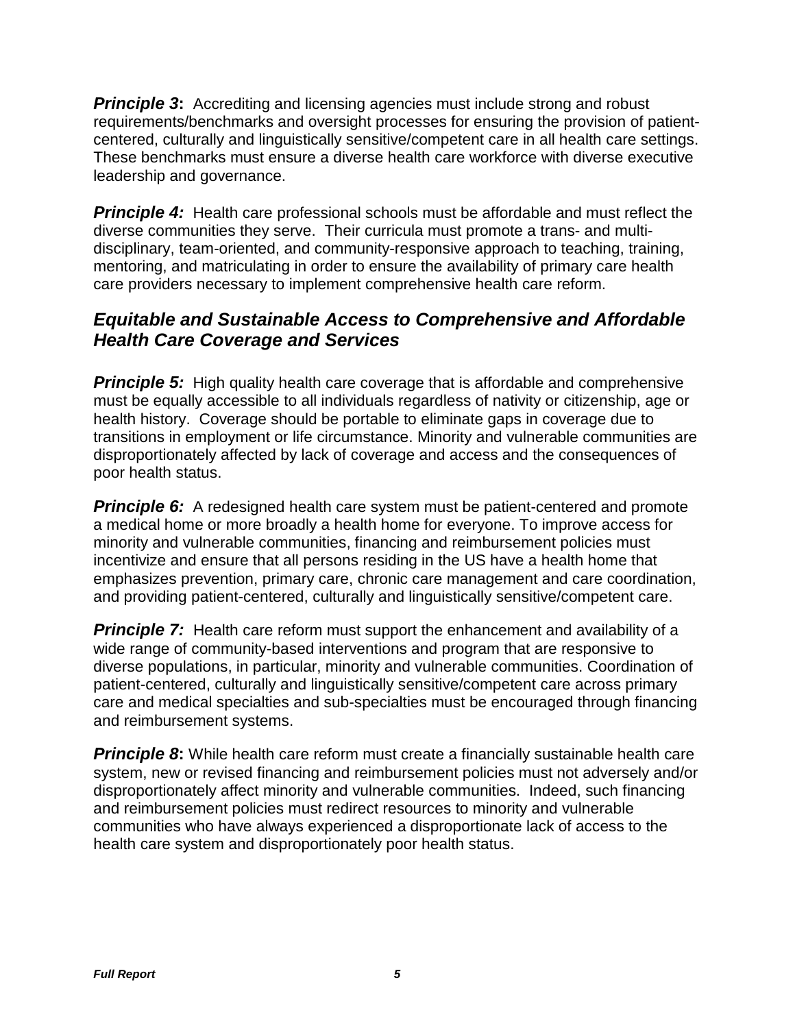***Principle 3*:** Accrediting and licensing agencies must include strong and robust requirements/benchmarks and oversight processes for ensuring the provision of patient-centered, culturally and linguistically sensitive/competent care in all health care settings. These benchmarks must ensure a diverse health care workforce with diverse executive leadership and governance.

***Principle 4:*** Health care professional schools must be affordable and must reflect the diverse communities they serve. Their curricula must promote a trans- and multi-disciplinary, team-oriented, and community-responsive approach to teaching, training, mentoring, and matriculating in order to ensure the availability of primary care health care providers necessary to implement comprehensive health care reform.

## *Equitable and Sustainable Access to Comprehensive and Affordable Health Care Coverage and Services*

***Principle 5:*** High quality health care coverage that is affordable and comprehensive must be equally accessible to all individuals regardless of nativity or citizenship, age or health history. Coverage should be portable to eliminate gaps in coverage due to transitions in employment or life circumstance. Minority and vulnerable communities are disproportionately affected by lack of coverage and access and the consequences of poor health status.

***Principle 6:*** A redesigned health care system must be patient-centered and promote a medical home or more broadly a health home for everyone. To improve access for minority and vulnerable communities, financing and reimbursement policies must incentivize and ensure that all persons residing in the US have a health home that emphasizes prevention, primary care, chronic care management and care coordination, and providing patient-centered, culturally and linguistically sensitive/competent care.

***Principle 7:*** Health care reform must support the enhancement and availability of a wide range of community-based interventions and program that are responsive to diverse populations, in particular, minority and vulnerable communities. Coordination of patient-centered, culturally and linguistically sensitive/competent care across primary care and medical specialties and sub-specialties must be encouraged through financing and reimbursement systems.

***Principle 8*:** While health care reform must create a financially sustainable health care system, new or revised financing and reimbursement policies must not adversely and/or disproportionately affect minority and vulnerable communities. Indeed, such financing and reimbursement policies must redirect resources to minority and vulnerable communities who have always experienced a disproportionate lack of access to the health care system and disproportionately poor health status.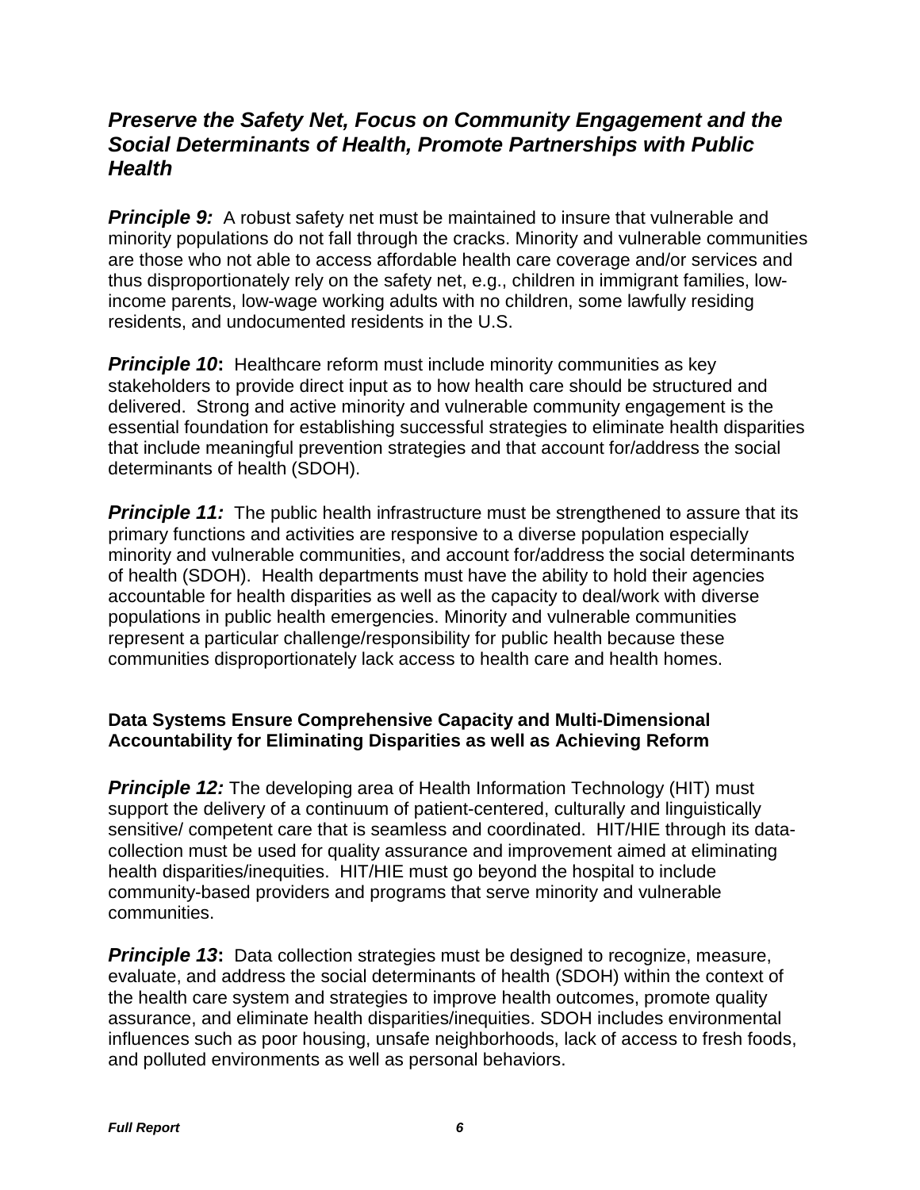## *Preserve the Safety Net, Focus on Community Engagement and the Social Determinants of Health, Promote Partnerships with Public Health*

***Principle 9:*** A robust safety net must be maintained to insure that vulnerable and minority populations do not fall through the cracks. Minority and vulnerable communities are those who not able to access affordable health care coverage and/or services and thus disproportionately rely on the safety net, e.g., children in immigrant families, low-income parents, low-wage working adults with no children, some lawfully residing residents, and undocumented residents in the U.S.

***Principle 10*:** Healthcare reform must include minority communities as key stakeholders to provide direct input as to how health care should be structured and delivered. Strong and active minority and vulnerable community engagement is the essential foundation for establishing successful strategies to eliminate health disparities that include meaningful prevention strategies and that account for/address the social determinants of health (SDOH).

***Principle 11:*** The public health infrastructure must be strengthened to assure that its primary functions and activities are responsive to a diverse population especially minority and vulnerable communities, and account for/address the social determinants of health (SDOH). Health departments must have the ability to hold their agencies accountable for health disparities as well as the capacity to deal/work with diverse populations in public health emergencies. Minority and vulnerable communities represent a particular challenge/responsibility for public health because these communities disproportionately lack access to health care and health homes.

### Data Systems Ensure Comprehensive Capacity and Multi-Dimensional Accountability for Eliminating Disparities as well as Achieving Reform

***Principle 12:*** The developing area of Health Information Technology (HIT) must support the delivery of a continuum of patient-centered, culturally and linguistically sensitive/ competent care that is seamless and coordinated. HIT/HIE through its data-collection must be used for quality assurance and improvement aimed at eliminating health disparities/inequities. HIT/HIE must go beyond the hospital to include community-based providers and programs that serve minority and vulnerable communities.

***Principle 13*:** Data collection strategies must be designed to recognize, measure, evaluate, and address the social determinants of health (SDOH) within the context of the health care system and strategies to improve health outcomes, promote quality assurance, and eliminate health disparities/inequities. SDOH includes environmental influences such as poor housing, unsafe neighborhoods, lack of access to fresh foods, and polluted environments as well as personal behaviors.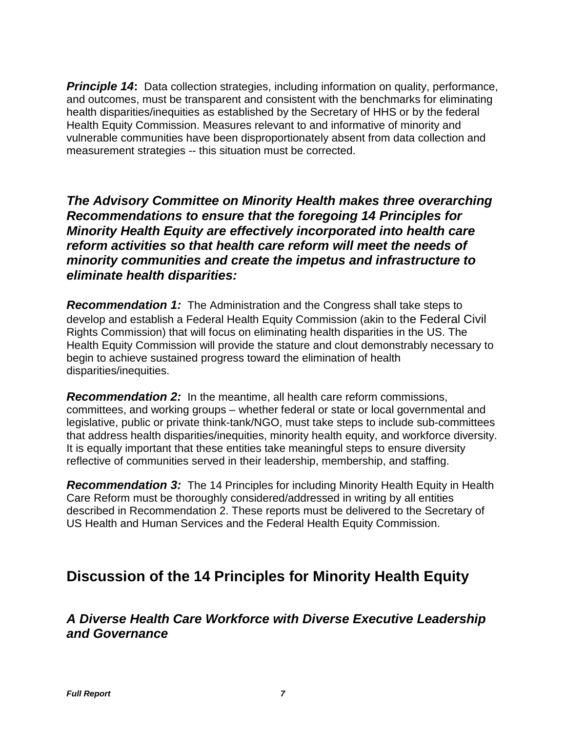***Principle 14*:** Data collection strategies, including information on quality, performance, and outcomes, must be transparent and consistent with the benchmarks for eliminating health disparities/inequities as established by the Secretary of HHS or by the federal Health Equity Commission. Measures relevant to and informative of minority and vulnerable communities have been disproportionately absent from data collection and measurement strategies -- this situation must be corrected.

### *The Advisory Committee on Minority Health makes three overarching Recommendations to ensure that the foregoing 14 Principles for Minority Health Equity are effectively incorporated into health care reform activities so that health care reform will meet the needs of minority communities and create the impetus and infrastructure to eliminate health disparities:*

***Recommendation 1:*** The Administration and the Congress shall take steps to develop and establish a Federal Health Equity Commission (akin to the Federal Civil Rights Commission) that will focus on eliminating health disparities in the US. The Health Equity Commission will provide the stature and clout demonstrably necessary to begin to achieve sustained progress toward the elimination of health disparities/inequities.

***Recommendation 2:*** In the meantime, all health care reform commissions, committees, and working groups – whether federal or state or local governmental and legislative, public or private think-tank/NGO, must take steps to include sub-committees that address health disparities/inequities, minority health equity, and workforce diversity. It is equally important that these entities take meaningful steps to ensure diversity reflective of communities served in their leadership, membership, and staffing.

***Recommendation 3:*** The 14 Principles for including Minority Health Equity in Health Care Reform must be thoroughly considered/addressed in writing by all entities described in Recommendation 2. These reports must be delivered to the Secretary of US Health and Human Services and the Federal Health Equity Commission.

## Discussion of the 14 Principles for Minority Health Equity

### *A Diverse Health Care Workforce with Diverse Executive Leadership and Governance*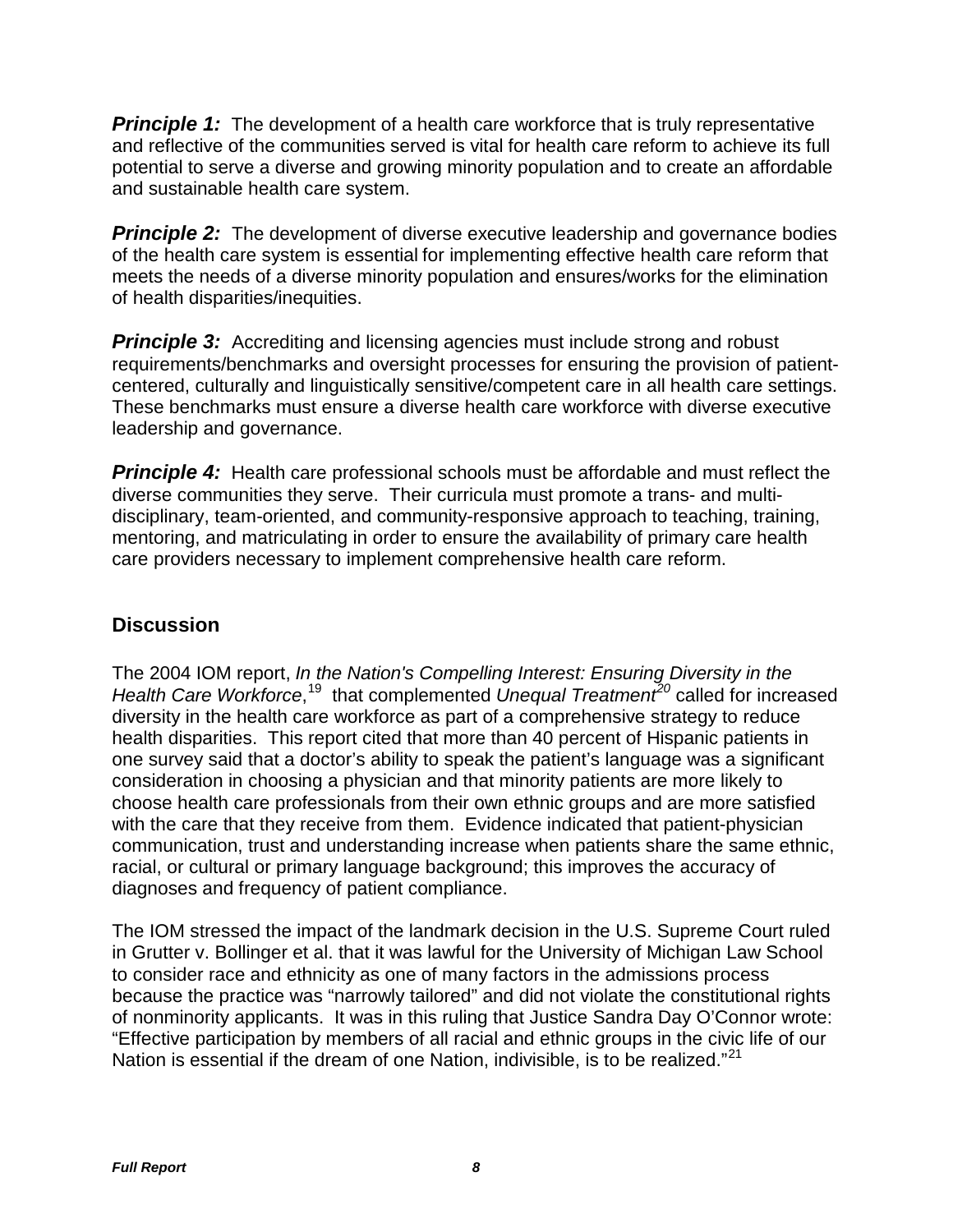***Principle 1:*** The development of a health care workforce that is truly representative and reflective of the communities served is vital for health care reform to achieve its full potential to serve a diverse and growing minority population and to create an affordable and sustainable health care system.

***Principle 2:*** The development of diverse executive leadership and governance bodies of the health care system is essential for implementing effective health care reform that meets the needs of a diverse minority population and ensures/works for the elimination of health disparities/inequities.

***Principle 3:*** Accrediting and licensing agencies must include strong and robust requirements/benchmarks and oversight processes for ensuring the provision of patient-centered, culturally and linguistically sensitive/competent care in all health care settings. These benchmarks must ensure a diverse health care workforce with diverse executive leadership and governance.

***Principle 4:*** Health care professional schools must be affordable and must reflect the diverse communities they serve. Their curricula must promote a trans- and multi-disciplinary, team-oriented, and community-responsive approach to teaching, training, mentoring, and matriculating in order to ensure the availability of primary care health care providers necessary to implement comprehensive health care reform.

## Discussion

The 2004 IOM report, *In the Nation's Compelling Interest: Ensuring Diversity in the Health Care Workforce*,[19] that complemented *Unequal Treatment*[20] called for increased diversity in the health care workforce as part of a comprehensive strategy to reduce health disparities. This report cited that more than 40 percent of Hispanic patients in one survey said that a doctor's ability to speak the patient's language was a significant consideration in choosing a physician and that minority patients are more likely to choose health care professionals from their own ethnic groups and are more satisfied with the care that they receive from them. Evidence indicated that patient-physician communication, trust and understanding increase when patients share the same ethnic, racial, or cultural or primary language background; this improves the accuracy of diagnoses and frequency of patient compliance.

The IOM stressed the impact of the landmark decision in the U.S. Supreme Court ruled in Grutter v. Bollinger et al. that it was lawful for the University of Michigan Law School to consider race and ethnicity as one of many factors in the admissions process because the practice was "narrowly tailored" and did not violate the constitutional rights of nonminority applicants. It was in this ruling that Justice Sandra Day O'Connor wrote: "Effective participation by members of all racial and ethnic groups in the civic life of our Nation is essential if the dream of one Nation, indivisible, is to be realized."[21]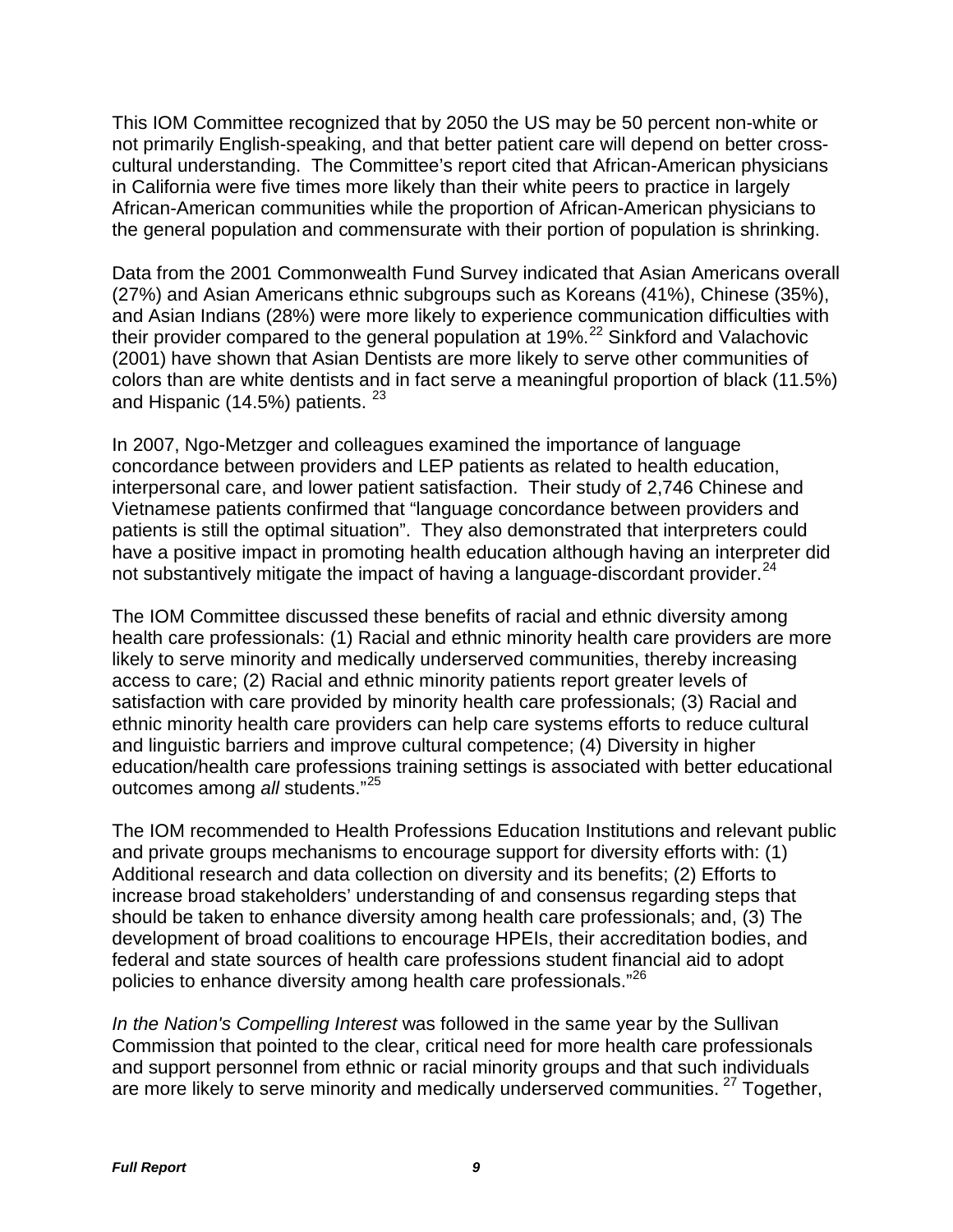This IOM Committee recognized that by 2050 the US may be 50 percent non-white or not primarily English-speaking, and that better patient care will depend on better cross-cultural understanding. The Committee's report cited that African-American physicians in California were five times more likely than their white peers to practice in largely African-American communities while the proportion of African-American physicians to the general population and commensurate with their portion of population is shrinking.

Data from the 2001 Commonwealth Fund Survey indicated that Asian Americans overall (27%) and Asian Americans ethnic subgroups such as Koreans (41%), Chinese (35%), and Asian Indians (28%) were more likely to experience communication difficulties with their provider compared to the general population at 19%.[22] Sinkford and Valachovic (2001) have shown that Asian Dentists are more likely to serve other communities of colors than are white dentists and in fact serve a meaningful proportion of black (11.5%) and Hispanic (14.5%) patients. [23]

In 2007, Ngo-Metzger and colleagues examined the importance of language concordance between providers and LEP patients as related to health education, interpersonal care, and lower patient satisfaction. Their study of 2,746 Chinese and Vietnamese patients confirmed that "language concordance between providers and patients is still the optimal situation". They also demonstrated that interpreters could have a positive impact in promoting health education although having an interpreter did not substantively mitigate the impact of having a language-discordant provider.[24]

The IOM Committee discussed these benefits of racial and ethnic diversity among health care professionals: (1) Racial and ethnic minority health care providers are more likely to serve minority and medically underserved communities, thereby increasing access to care; (2) Racial and ethnic minority patients report greater levels of satisfaction with care provided by minority health care professionals; (3) Racial and ethnic minority health care providers can help care systems efforts to reduce cultural and linguistic barriers and improve cultural competence; (4) Diversity in higher education/health care professions training settings is associated with better educational outcomes among *all* students."[25]

The IOM recommended to Health Professions Education Institutions and relevant public and private groups mechanisms to encourage support for diversity efforts with: (1) Additional research and data collection on diversity and its benefits; (2) Efforts to increase broad stakeholders' understanding of and consensus regarding steps that should be taken to enhance diversity among health care professionals; and, (3) The development of broad coalitions to encourage HPEIs, their accreditation bodies, and federal and state sources of health care professions student financial aid to adopt policies to enhance diversity among health care professionals."[26]

*In the Nation's Compelling Interest* was followed in the same year by the Sullivan Commission that pointed to the clear, critical need for more health care professionals and support personnel from ethnic or racial minority groups and that such individuals are more likely to serve minority and medically underserved communities. [27] Together,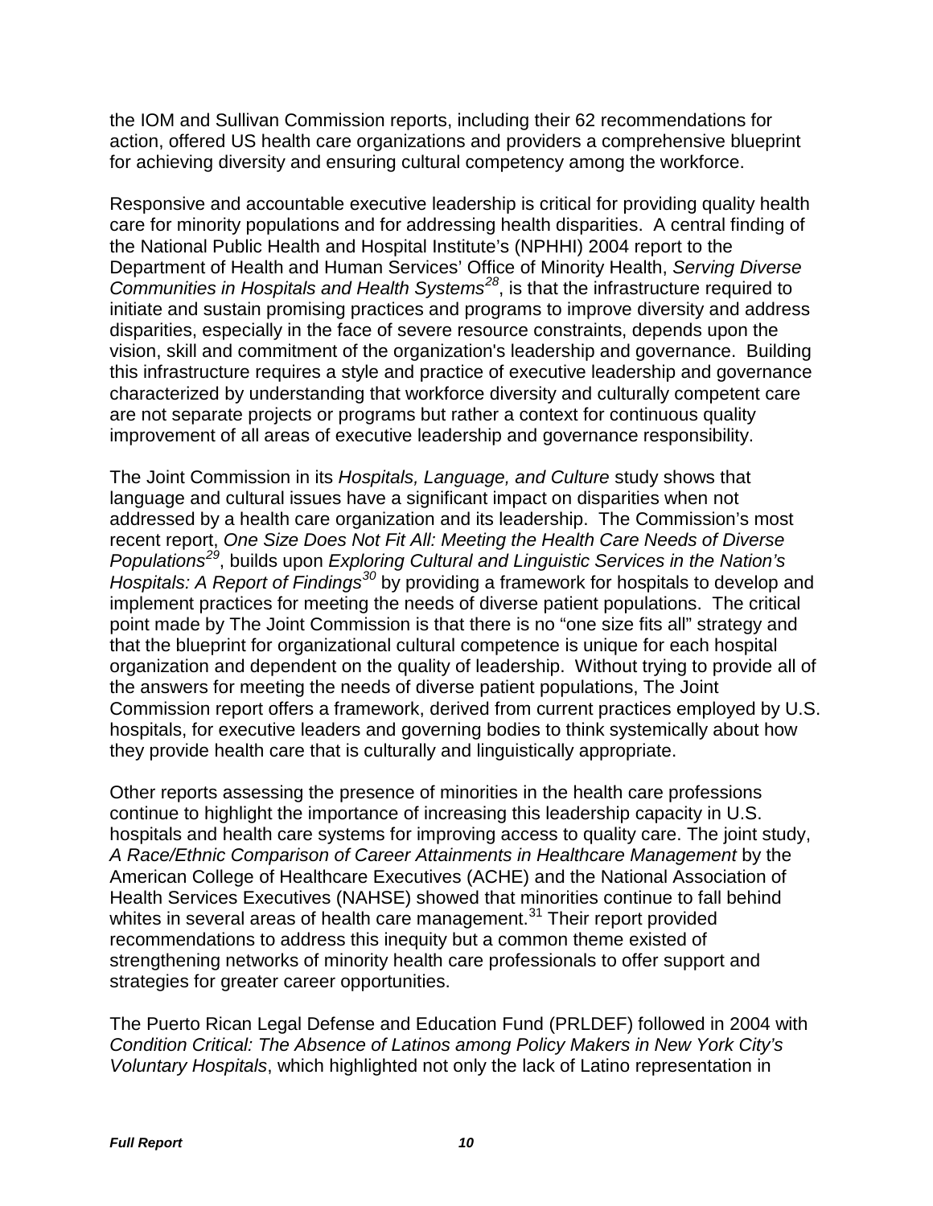the IOM and Sullivan Commission reports, including their 62 recommendations for action, offered US health care organizations and providers a comprehensive blueprint for achieving diversity and ensuring cultural competency among the workforce.

Responsive and accountable executive leadership is critical for providing quality health care for minority populations and for addressing health disparities. A central finding of the National Public Health and Hospital Institute's (NPHHI) 2004 report to the Department of Health and Human Services' Office of Minority Health, *Serving Diverse Communities in Hospitals and Health Systems*[28], is that the infrastructure required to initiate and sustain promising practices and programs to improve diversity and address disparities, especially in the face of severe resource constraints, depends upon the vision, skill and commitment of the organization's leadership and governance. Building this infrastructure requires a style and practice of executive leadership and governance characterized by understanding that workforce diversity and culturally competent care are not separate projects or programs but rather a context for continuous quality improvement of all areas of executive leadership and governance responsibility.

The Joint Commission in its *Hospitals, Language, and Culture* study shows that language and cultural issues have a significant impact on disparities when not addressed by a health care organization and its leadership. The Commission's most recent report, *One Size Does Not Fit All: Meeting the Health Care Needs of Diverse Populations*[29], builds upon *Exploring Cultural and Linguistic Services in the Nation's Hospitals: A Report of Findings*[30] by providing a framework for hospitals to develop and implement practices for meeting the needs of diverse patient populations. The critical point made by The Joint Commission is that there is no "one size fits all" strategy and that the blueprint for organizational cultural competence is unique for each hospital organization and dependent on the quality of leadership. Without trying to provide all of the answers for meeting the needs of diverse patient populations, The Joint Commission report offers a framework, derived from current practices employed by U.S. hospitals, for executive leaders and governing bodies to think systemically about how they provide health care that is culturally and linguistically appropriate.

Other reports assessing the presence of minorities in the health care professions continue to highlight the importance of increasing this leadership capacity in U.S. hospitals and health care systems for improving access to quality care. The joint study, *A Race/Ethnic Comparison of Career Attainments in Healthcare Management* by the American College of Healthcare Executives (ACHE) and the National Association of Health Services Executives (NAHSE) showed that minorities continue to fall behind whites in several areas of health care management.[31] Their report provided recommendations to address this inequity but a common theme existed of strengthening networks of minority health care professionals to offer support and strategies for greater career opportunities.

The Puerto Rican Legal Defense and Education Fund (PRLDEF) followed in 2004 with *Condition Critical: The Absence of Latinos among Policy Makers in New York City's Voluntary Hospitals*, which highlighted not only the lack of Latino representation in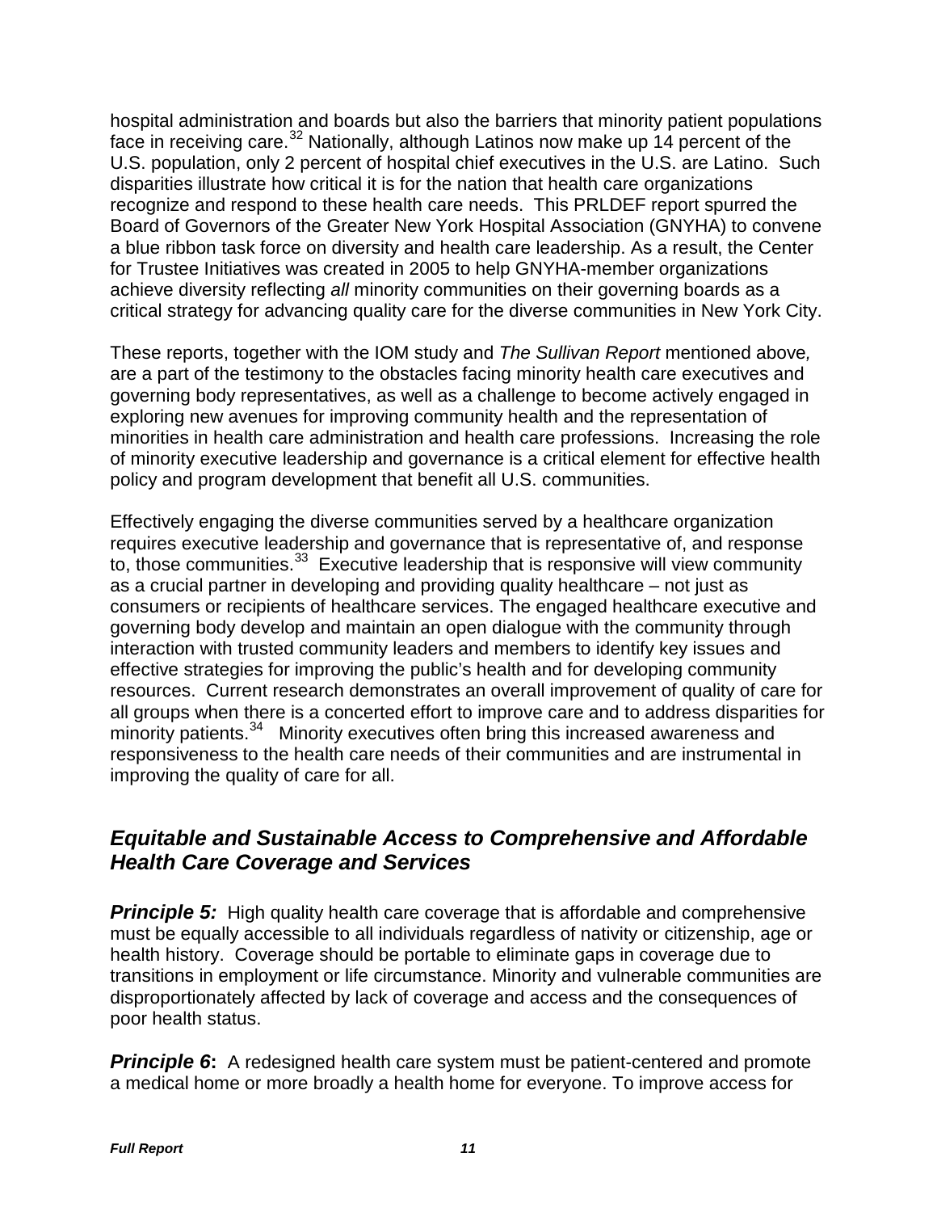hospital administration and boards but also the barriers that minority patient populations face in receiving care.[32] Nationally, although Latinos now make up 14 percent of the U.S. population, only 2 percent of hospital chief executives in the U.S. are Latino. Such disparities illustrate how critical it is for the nation that health care organizations recognize and respond to these health care needs. This PRLDEF report spurred the Board of Governors of the Greater New York Hospital Association (GNYHA) to convene a blue ribbon task force on diversity and health care leadership. As a result, the Center for Trustee Initiatives was created in 2005 to help GNYHA-member organizations achieve diversity reflecting *all* minority communities on their governing boards as a critical strategy for advancing quality care for the diverse communities in New York City.

These reports, together with the IOM study and *The Sullivan Report* mentioned above*,* are a part of the testimony to the obstacles facing minority health care executives and governing body representatives, as well as a challenge to become actively engaged in exploring new avenues for improving community health and the representation of minorities in health care administration and health care professions. Increasing the role of minority executive leadership and governance is a critical element for effective health policy and program development that benefit all U.S. communities.

Effectively engaging the diverse communities served by a healthcare organization requires executive leadership and governance that is representative of, and response to, those communities.[33] Executive leadership that is responsive will view community as a crucial partner in developing and providing quality healthcare – not just as consumers or recipients of healthcare services. The engaged healthcare executive and governing body develop and maintain an open dialogue with the community through interaction with trusted community leaders and members to identify key issues and effective strategies for improving the public's health and for developing community resources. Current research demonstrates an overall improvement of quality of care for all groups when there is a concerted effort to improve care and to address disparities for minority patients.[34] Minority executives often bring this increased awareness and responsiveness to the health care needs of their communities and are instrumental in improving the quality of care for all.

## *Equitable and Sustainable Access to Comprehensive and Affordable Health Care Coverage and Services*

***Principle 5:*** High quality health care coverage that is affordable and comprehensive must be equally accessible to all individuals regardless of nativity or citizenship, age or health history. Coverage should be portable to eliminate gaps in coverage due to transitions in employment or life circumstance. Minority and vulnerable communities are disproportionately affected by lack of coverage and access and the consequences of poor health status.

***Principle 6*:** A redesigned health care system must be patient-centered and promote a medical home or more broadly a health home for everyone. To improve access for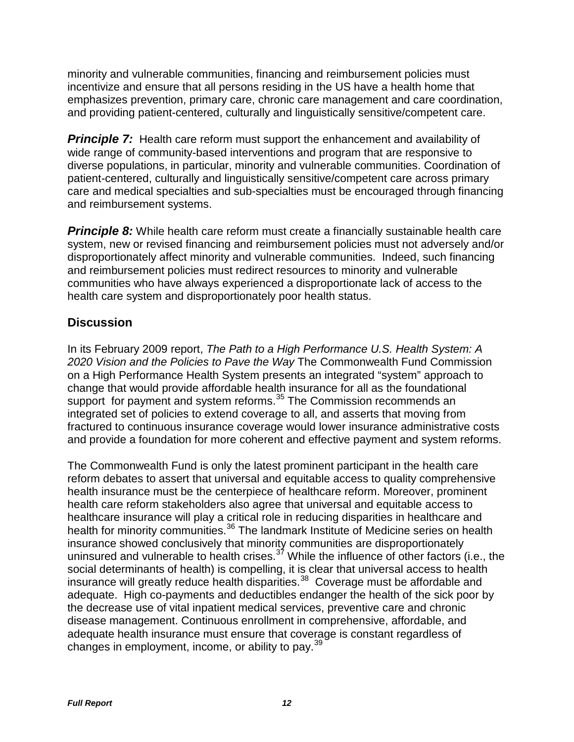minority and vulnerable communities, financing and reimbursement policies must incentivize and ensure that all persons residing in the US have a health home that emphasizes prevention, primary care, chronic care management and care coordination, and providing patient-centered, culturally and linguistically sensitive/competent care.

***Principle 7:*** Health care reform must support the enhancement and availability of wide range of community-based interventions and program that are responsive to diverse populations, in particular, minority and vulnerable communities. Coordination of patient-centered, culturally and linguistically sensitive/competent care across primary care and medical specialties and sub-specialties must be encouraged through financing and reimbursement systems.

***Principle 8:*** While health care reform must create a financially sustainable health care system, new or revised financing and reimbursement policies must not adversely and/or disproportionately affect minority and vulnerable communities. Indeed, such financing and reimbursement policies must redirect resources to minority and vulnerable communities who have always experienced a disproportionate lack of access to the health care system and disproportionately poor health status.

## Discussion

In its February 2009 report, *The Path to a High Performance U.S. Health System: A 2020 Vision and the Policies to Pave the Way* The Commonwealth Fund Commission on a High Performance Health System presents an integrated "system" approach to change that would provide affordable health insurance for all as the foundational support for payment and system reforms.[35] The Commission recommends an integrated set of policies to extend coverage to all, and asserts that moving from fractured to continuous insurance coverage would lower insurance administrative costs and provide a foundation for more coherent and effective payment and system reforms.

The Commonwealth Fund is only the latest prominent participant in the health care reform debates to assert that universal and equitable access to quality comprehensive health insurance must be the centerpiece of healthcare reform. Moreover, prominent health care reform stakeholders also agree that universal and equitable access to healthcare insurance will play a critical role in reducing disparities in healthcare and health for minority communities.[36] The landmark Institute of Medicine series on health insurance showed conclusively that minority communities are disproportionately uninsured and vulnerable to health crises.[37] While the influence of other factors (i.e., the social determinants of health) is compelling, it is clear that universal access to health insurance will greatly reduce health disparities.[38] Coverage must be affordable and adequate. High co-payments and deductibles endanger the health of the sick poor by the decrease use of vital inpatient medical services, preventive care and chronic disease management. Continuous enrollment in comprehensive, affordable, and adequate health insurance must ensure that coverage is constant regardless of changes in employment, income, or ability to pay.[39]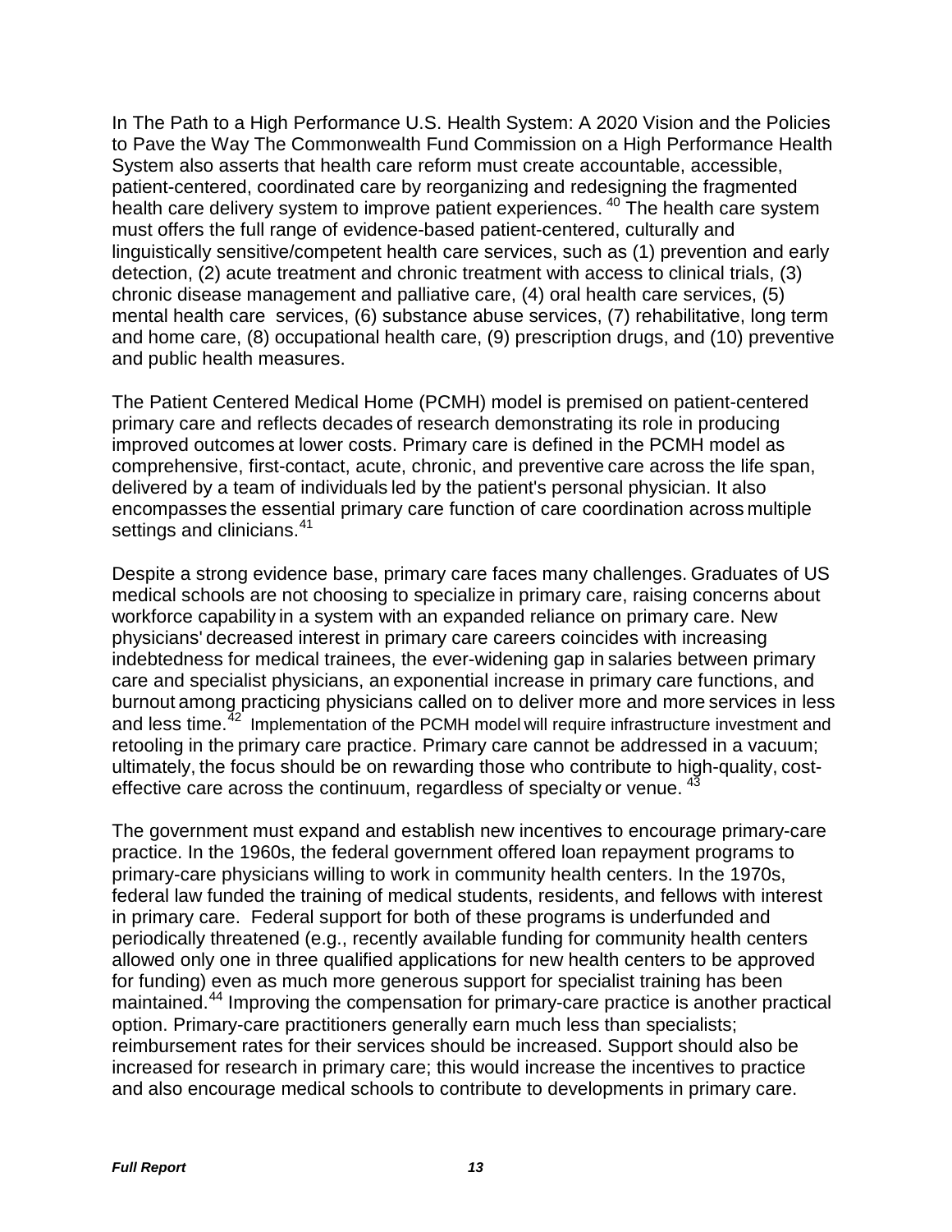In The Path to a High Performance U.S. Health System: A 2020 Vision and the Policies to Pave the Way The Commonwealth Fund Commission on a High Performance Health System also asserts that health care reform must create accountable, accessible, patient-centered, coordinated care by reorganizing and redesigning the fragmented health care delivery system to improve patient experiences. [40] The health care system must offers the full range of evidence-based patient-centered, culturally and linguistically sensitive/competent health care services, such as (1) prevention and early detection, (2) acute treatment and chronic treatment with access to clinical trials, (3) chronic disease management and palliative care, (4) oral health care services, (5) mental health care services, (6) substance abuse services, (7) rehabilitative, long term and home care, (8) occupational health care, (9) prescription drugs, and (10) preventive and public health measures.

The Patient Centered Medical Home (PCMH) model is premised on patient-centered primary care and reflects decades of research demonstrating its role in producing improved outcomes at lower costs. Primary care is defined in the PCMH model as comprehensive, first-contact, acute, chronic, and preventive care across the life span, delivered by a team of individuals led by the patient's personal physician. It also encompasses the essential primary care function of care coordination across multiple settings and clinicians.[41]

Despite a strong evidence base, primary care faces many challenges. Graduates of US medical schools are not choosing to specialize in primary care, raising concerns about workforce capability in a system with an expanded reliance on primary care. New physicians' decreased interest in primary care careers coincides with increasing indebtedness for medical trainees, the ever-widening gap in salaries between primary care and specialist physicians, an exponential increase in primary care functions, and burnout among practicing physicians called on to deliver more and more services in less and less time.[42] Implementation of the PCMH model will require infrastructure investment and retooling in the primary care practice. Primary care cannot be addressed in a vacuum; ultimately, the focus should be on rewarding those who contribute to high-quality, cost-effective care across the continuum, regardless of specialty or venue. [43]

The government must expand and establish new incentives to encourage primary-care practice. In the 1960s, the federal government offered loan repayment programs to primary-care physicians willing to work in community health centers. In the 1970s, federal law funded the training of medical students, residents, and fellows with interest in primary care. Federal support for both of these programs is underfunded and periodically threatened (e.g., recently available funding for community health centers allowed only one in three qualified applications for new health centers to be approved for funding) even as much more generous support for specialist training has been maintained.[44] Improving the compensation for primary-care practice is another practical option. Primary-care practitioners generally earn much less than specialists; reimbursement rates for their services should be increased. Support should also be increased for research in primary care; this would increase the incentives to practice and also encourage medical schools to contribute to developments in primary care.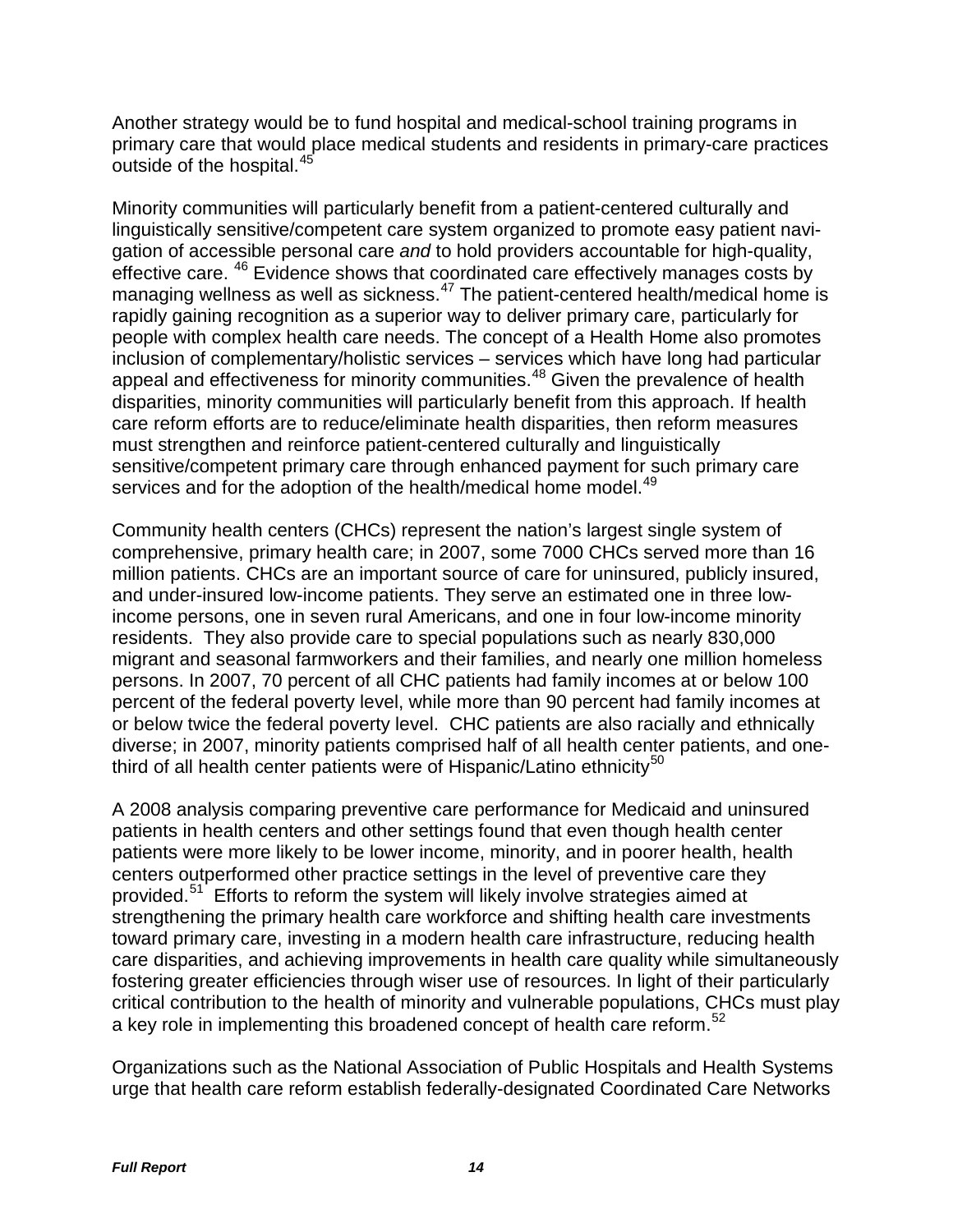Another strategy would be to fund hospital and medical-school training programs in primary care that would place medical students and residents in primary-care practices outside of the hospital.[45]

Minority communities will particularly benefit from a patient-centered culturally and linguistically sensitive/competent care system organized to promote easy patient navigation of accessible personal care *and* to hold providers accountable for high-quality, effective care. [46] Evidence shows that coordinated care effectively manages costs by managing wellness as well as sickness.[47] The patient-centered health/medical home is rapidly gaining recognition as a superior way to deliver primary care, particularly for people with complex health care needs. The concept of a Health Home also promotes inclusion of complementary/holistic services – services which have long had particular appeal and effectiveness for minority communities.[48] Given the prevalence of health disparities, minority communities will particularly benefit from this approach. If health care reform efforts are to reduce/eliminate health disparities, then reform measures must strengthen and reinforce patient-centered culturally and linguistically sensitive/competent primary care through enhanced payment for such primary care services and for the adoption of the health/medical home model.[49]

Community health centers (CHCs) represent the nation's largest single system of comprehensive, primary health care; in 2007, some 7000 CHCs served more than 16 million patients. CHCs are an important source of care for uninsured, publicly insured, and under-insured low-income patients. They serve an estimated one in three low-income persons, one in seven rural Americans, and one in four low-income minority residents. They also provide care to special populations such as nearly 830,000 migrant and seasonal farmworkers and their families, and nearly one million homeless persons. In 2007, 70 percent of all CHC patients had family incomes at or below 100 percent of the federal poverty level, while more than 90 percent had family incomes at or below twice the federal poverty level. CHC patients are also racially and ethnically diverse; in 2007, minority patients comprised half of all health center patients, and one-third of all health center patients were of Hispanic/Latino ethnicity[50]

A 2008 analysis comparing preventive care performance for Medicaid and uninsured patients in health centers and other settings found that even though health center patients were more likely to be lower income, minority, and in poorer health, health centers outperformed other practice settings in the level of preventive care they provided.[51] Efforts to reform the system will likely involve strategies aimed at strengthening the primary health care workforce and shifting health care investments toward primary care, investing in a modern health care infrastructure, reducing health care disparities, and achieving improvements in health care quality while simultaneously fostering greater efficiencies through wiser use of resources. In light of their particularly critical contribution to the health of minority and vulnerable populations, CHCs must play a key role in implementing this broadened concept of health care reform.[52]

Organizations such as the National Association of Public Hospitals and Health Systems urge that health care reform establish federally-designated Coordinated Care Networks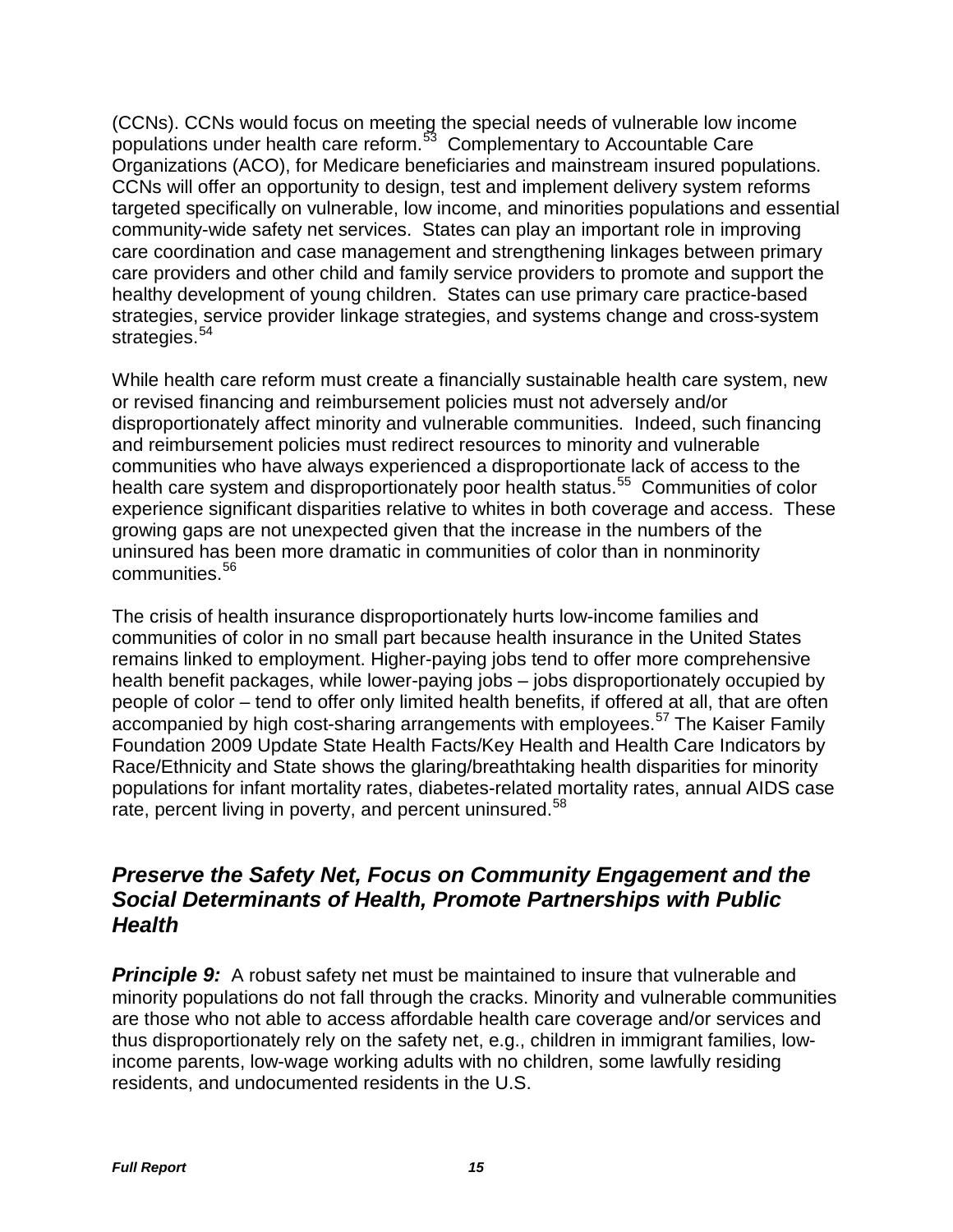(CCNs). CCNs would focus on meeting the special needs of vulnerable low income populations under health care reform.[53] Complementary to Accountable Care Organizations (ACO), for Medicare beneficiaries and mainstream insured populations. CCNs will offer an opportunity to design, test and implement delivery system reforms targeted specifically on vulnerable, low income, and minorities populations and essential community-wide safety net services. States can play an important role in improving care coordination and case management and strengthening linkages between primary care providers and other child and family service providers to promote and support the healthy development of young children. States can use primary care practice-based strategies, service provider linkage strategies, and systems change and cross-system strategies.[54]

While health care reform must create a financially sustainable health care system, new or revised financing and reimbursement policies must not adversely and/or disproportionately affect minority and vulnerable communities. Indeed, such financing and reimbursement policies must redirect resources to minority and vulnerable communities who have always experienced a disproportionate lack of access to the health care system and disproportionately poor health status.[55] Communities of color experience significant disparities relative to whites in both coverage and access. These growing gaps are not unexpected given that the increase in the numbers of the uninsured has been more dramatic in communities of color than in nonminority communities.[56]

The crisis of health insurance disproportionately hurts low-income families and communities of color in no small part because health insurance in the United States remains linked to employment. Higher-paying jobs tend to offer more comprehensive health benefit packages, while lower-paying jobs – jobs disproportionately occupied by people of color – tend to offer only limited health benefits, if offered at all, that are often accompanied by high cost-sharing arrangements with employees.[57] The Kaiser Family Foundation 2009 Update State Health Facts/Key Health and Health Care Indicators by Race/Ethnicity and State shows the glaring/breathtaking health disparities for minority populations for infant mortality rates, diabetes-related mortality rates, annual AIDS case rate, percent living in poverty, and percent uninsured.[58]

## *Preserve the Safety Net, Focus on Community Engagement and the Social Determinants of Health, Promote Partnerships with Public Health*

***Principle 9:*** A robust safety net must be maintained to insure that vulnerable and minority populations do not fall through the cracks. Minority and vulnerable communities are those who not able to access affordable health care coverage and/or services and thus disproportionately rely on the safety net, e.g., children in immigrant families, low-income parents, low-wage working adults with no children, some lawfully residing residents, and undocumented residents in the U.S.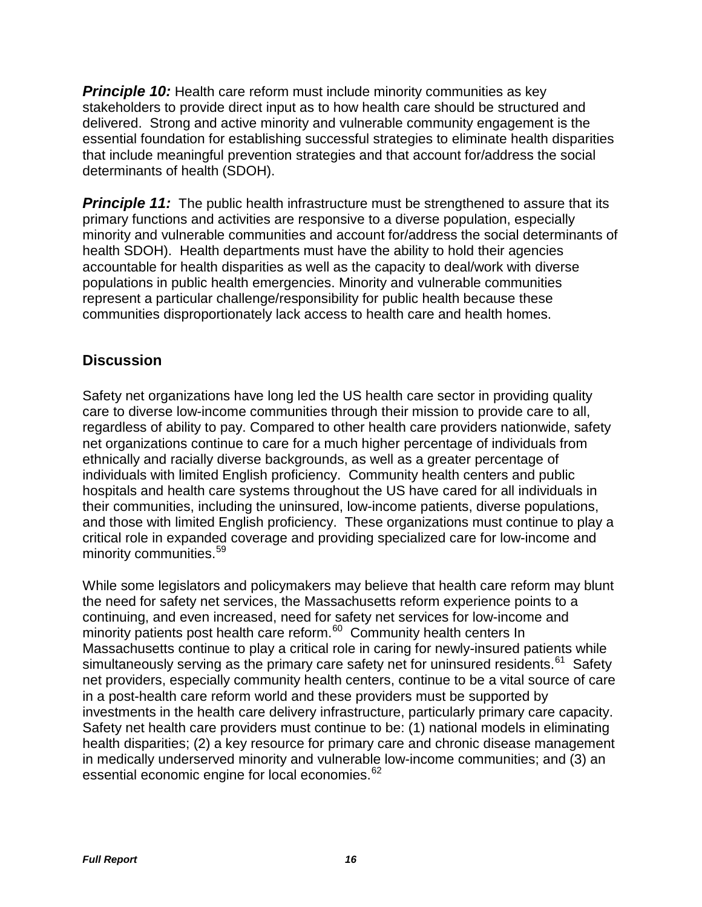***Principle 10:*** Health care reform must include minority communities as key stakeholders to provide direct input as to how health care should be structured and delivered. Strong and active minority and vulnerable community engagement is the essential foundation for establishing successful strategies to eliminate health disparities that include meaningful prevention strategies and that account for/address the social determinants of health (SDOH).

***Principle 11:*** The public health infrastructure must be strengthened to assure that its primary functions and activities are responsive to a diverse population, especially minority and vulnerable communities and account for/address the social determinants of health SDOH). Health departments must have the ability to hold their agencies accountable for health disparities as well as the capacity to deal/work with diverse populations in public health emergencies. Minority and vulnerable communities represent a particular challenge/responsibility for public health because these communities disproportionately lack access to health care and health homes.

## Discussion

Safety net organizations have long led the US health care sector in providing quality care to diverse low-income communities through their mission to provide care to all, regardless of ability to pay. Compared to other health care providers nationwide, safety net organizations continue to care for a much higher percentage of individuals from ethnically and racially diverse backgrounds, as well as a greater percentage of individuals with limited English proficiency. Community health centers and public hospitals and health care systems throughout the US have cared for all individuals in their communities, including the uninsured, low-income patients, diverse populations, and those with limited English proficiency. These organizations must continue to play a critical role in expanded coverage and providing specialized care for low-income and minority communities.[59]

While some legislators and policymakers may believe that health care reform may blunt the need for safety net services, the Massachusetts reform experience points to a continuing, and even increased, need for safety net services for low-income and minority patients post health care reform.[60] Community health centers In Massachusetts continue to play a critical role in caring for newly-insured patients while simultaneously serving as the primary care safety net for uninsured residents.[61] Safety net providers, especially community health centers, continue to be a vital source of care in a post-health care reform world and these providers must be supported by investments in the health care delivery infrastructure, particularly primary care capacity. Safety net health care providers must continue to be: (1) national models in eliminating health disparities; (2) a key resource for primary care and chronic disease management in medically underserved minority and vulnerable low-income communities; and (3) an essential economic engine for local economies.[62]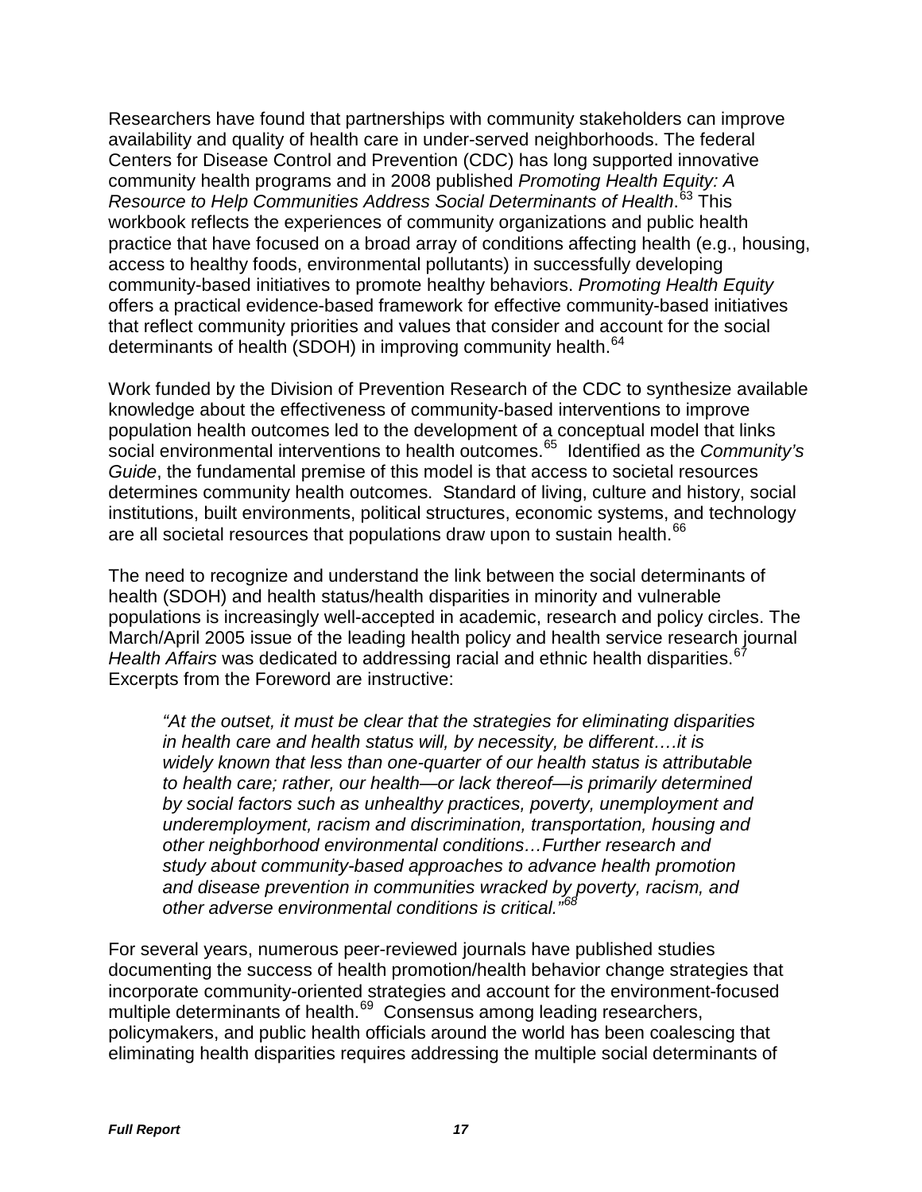Researchers have found that partnerships with community stakeholders can improve availability and quality of health care in under-served neighborhoods. The federal Centers for Disease Control and Prevention (CDC) has long supported innovative community health programs and in 2008 published *Promoting Health Equity: A Resource to Help Communities Address Social Determinants of Health*.[63] This workbook reflects the experiences of community organizations and public health practice that have focused on a broad array of conditions affecting health (e.g., housing, access to healthy foods, environmental pollutants) in successfully developing community-based initiatives to promote healthy behaviors. *Promoting Health Equity* offers a practical evidence-based framework for effective community-based initiatives that reflect community priorities and values that consider and account for the social determinants of health (SDOH) in improving community health.[64]

Work funded by the Division of Prevention Research of the CDC to synthesize available knowledge about the effectiveness of community-based interventions to improve population health outcomes led to the development of a conceptual model that links social environmental interventions to health outcomes.[65] Identified as the *Community's Guide*, the fundamental premise of this model is that access to societal resources determines community health outcomes. Standard of living, culture and history, social institutions, built environments, political structures, economic systems, and technology are all societal resources that populations draw upon to sustain health.[66]

The need to recognize and understand the link between the social determinants of health (SDOH) and health status/health disparities in minority and vulnerable populations is increasingly well-accepted in academic, research and policy circles. The March/April 2005 issue of the leading health policy and health service research journal *Health Affairs* was dedicated to addressing racial and ethnic health disparities.[67] Excerpts from the Foreword are instructive:

> *"At the outset, it must be clear that the strategies for eliminating disparities in health care and health status will, by necessity, be different….it is widely known that less than one-quarter of our health status is attributable to health care; rather, our health—or lack thereof—is primarily determined by social factors such as unhealthy practices, poverty, unemployment and underemployment, racism and discrimination, transportation, housing and other neighborhood environmental conditions…Further research and study about community-based approaches to advance health promotion and disease prevention in communities wracked by poverty, racism, and other adverse environmental conditions is critical."*[68]

For several years, numerous peer-reviewed journals have published studies documenting the success of health promotion/health behavior change strategies that incorporate community-oriented strategies and account for the environment-focused multiple determinants of health.[69] Consensus among leading researchers, policymakers, and public health officials around the world has been coalescing that eliminating health disparities requires addressing the multiple social determinants of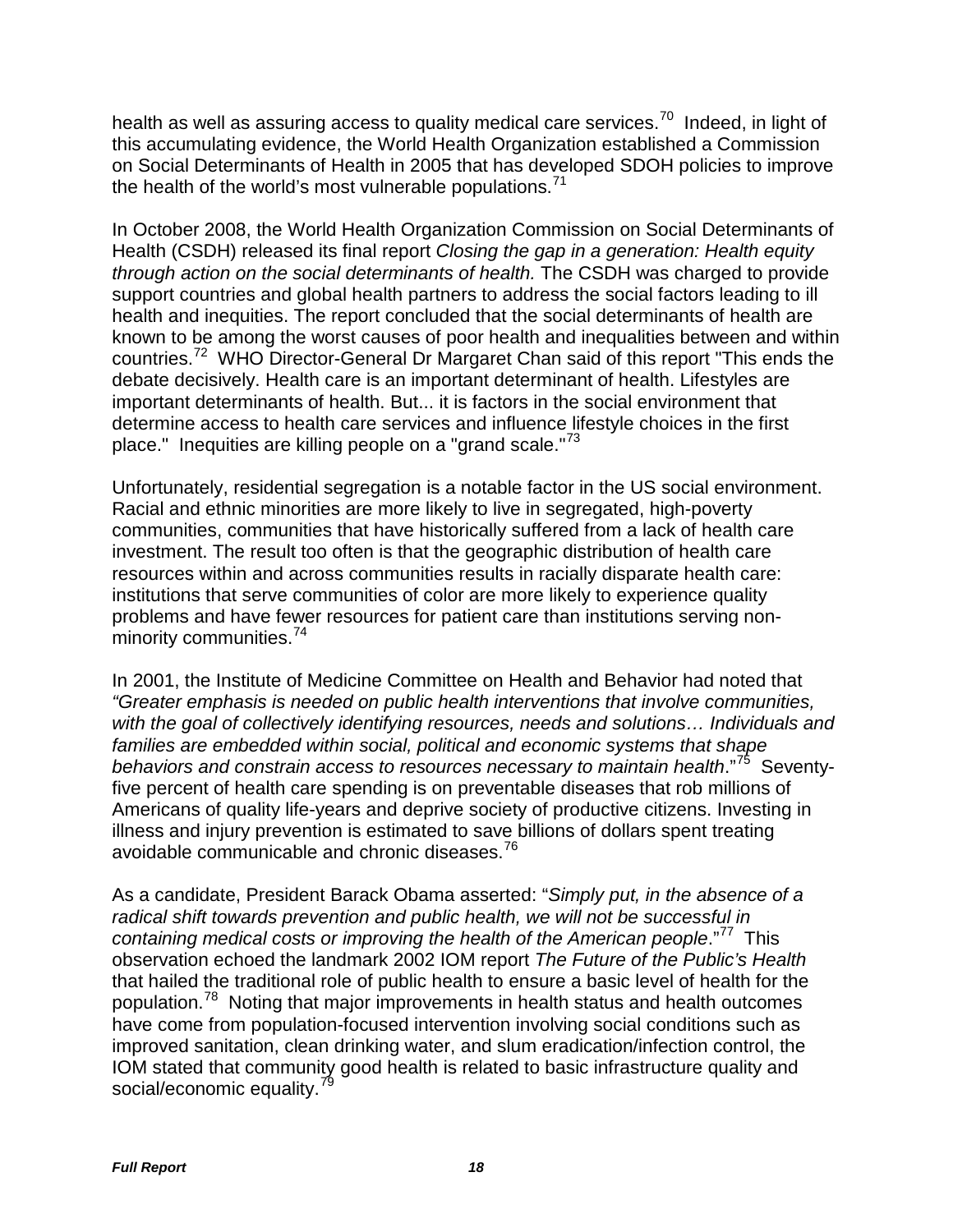health as well as assuring access to quality medical care services.[70] Indeed, in light of this accumulating evidence, the World Health Organization established a Commission on Social Determinants of Health in 2005 that has developed SDOH policies to improve the health of the world's most vulnerable populations.[71]

In October 2008, the World Health Organization Commission on Social Determinants of Health (CSDH) released its final report *Closing the gap in a generation: Health equity through action on the social determinants of health.* The CSDH was charged to provide support countries and global health partners to address the social factors leading to ill health and inequities. The report concluded that the social determinants of health are known to be among the worst causes of poor health and inequalities between and within countries.[72] WHO Director-General Dr Margaret Chan said of this report "This ends the debate decisively. Health care is an important determinant of health. Lifestyles are important determinants of health. But... it is factors in the social environment that determine access to health care services and influence lifestyle choices in the first place." Inequities are killing people on a "grand scale."[73]

Unfortunately, residential segregation is a notable factor in the US social environment. Racial and ethnic minorities are more likely to live in segregated, high-poverty communities, communities that have historically suffered from a lack of health care investment. The result too often is that the geographic distribution of health care resources within and across communities results in racially disparate health care: institutions that serve communities of color are more likely to experience quality problems and have fewer resources for patient care than institutions serving non-minority communities.[74]

In 2001, the Institute of Medicine Committee on Health and Behavior had noted that *"Greater emphasis is needed on public health interventions that involve communities, with the goal of collectively identifying resources, needs and solutions… Individuals and families are embedded within social, political and economic systems that shape behaviors and constrain access to resources necessary to maintain health*."[75] Seventy-five percent of health care spending is on preventable diseases that rob millions of Americans of quality life-years and deprive society of productive citizens. Investing in illness and injury prevention is estimated to save billions of dollars spent treating avoidable communicable and chronic diseases.[76]

As a candidate, President Barack Obama asserted: "*Simply put, in the absence of a radical shift towards prevention and public health, we will not be successful in containing medical costs or improving the health of the American people*."[77] This observation echoed the landmark 2002 IOM report *The Future of the Public's Health* that hailed the traditional role of public health to ensure a basic level of health for the population.[78] Noting that major improvements in health status and health outcomes have come from population-focused intervention involving social conditions such as improved sanitation, clean drinking water, and slum eradication/infection control, the IOM stated that community good health is related to basic infrastructure quality and social/economic equality.[79]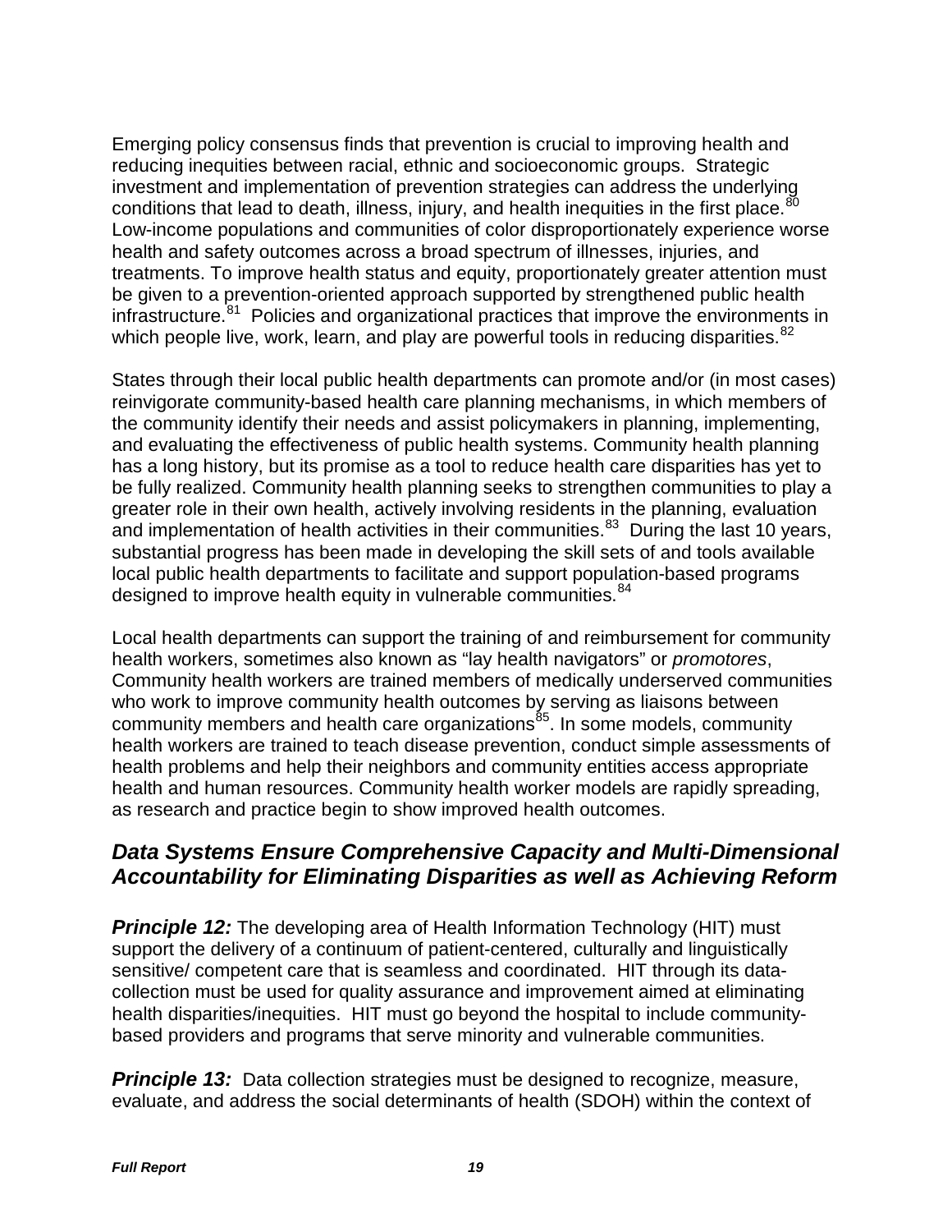Emerging policy consensus finds that prevention is crucial to improving health and reducing inequities between racial, ethnic and socioeconomic groups. Strategic investment and implementation of prevention strategies can address the underlying conditions that lead to death, illness, injury, and health inequities in the first place.[80] Low-income populations and communities of color disproportionately experience worse health and safety outcomes across a broad spectrum of illnesses, injuries, and treatments. To improve health status and equity, proportionately greater attention must be given to a prevention-oriented approach supported by strengthened public health infrastructure.[81] Policies and organizational practices that improve the environments in which people live, work, learn, and play are powerful tools in reducing disparities.[82]

States through their local public health departments can promote and/or (in most cases) reinvigorate community-based health care planning mechanisms, in which members of the community identify their needs and assist policymakers in planning, implementing, and evaluating the effectiveness of public health systems. Community health planning has a long history, but its promise as a tool to reduce health care disparities has yet to be fully realized. Community health planning seeks to strengthen communities to play a greater role in their own health, actively involving residents in the planning, evaluation and implementation of health activities in their communities.[83] During the last 10 years, substantial progress has been made in developing the skill sets of and tools available local public health departments to facilitate and support population-based programs designed to improve health equity in vulnerable communities.[84]

Local health departments can support the training of and reimbursement for community health workers, sometimes also known as "lay health navigators" or *promotores*, Community health workers are trained members of medically underserved communities who work to improve community health outcomes by serving as liaisons between community members and health care organizations[85]. In some models, community health workers are trained to teach disease prevention, conduct simple assessments of health problems and help their neighbors and community entities access appropriate health and human resources. Community health worker models are rapidly spreading, as research and practice begin to show improved health outcomes.

## *Data Systems Ensure Comprehensive Capacity and Multi-Dimensional Accountability for Eliminating Disparities as well as Achieving Reform*

***Principle 12:*** The developing area of Health Information Technology (HIT) must support the delivery of a continuum of patient-centered, culturally and linguistically sensitive/ competent care that is seamless and coordinated. HIT through its data-collection must be used for quality assurance and improvement aimed at eliminating health disparities/inequities. HIT must go beyond the hospital to include community-based providers and programs that serve minority and vulnerable communities.

***Principle 13:*** Data collection strategies must be designed to recognize, measure, evaluate, and address the social determinants of health (SDOH) within the context of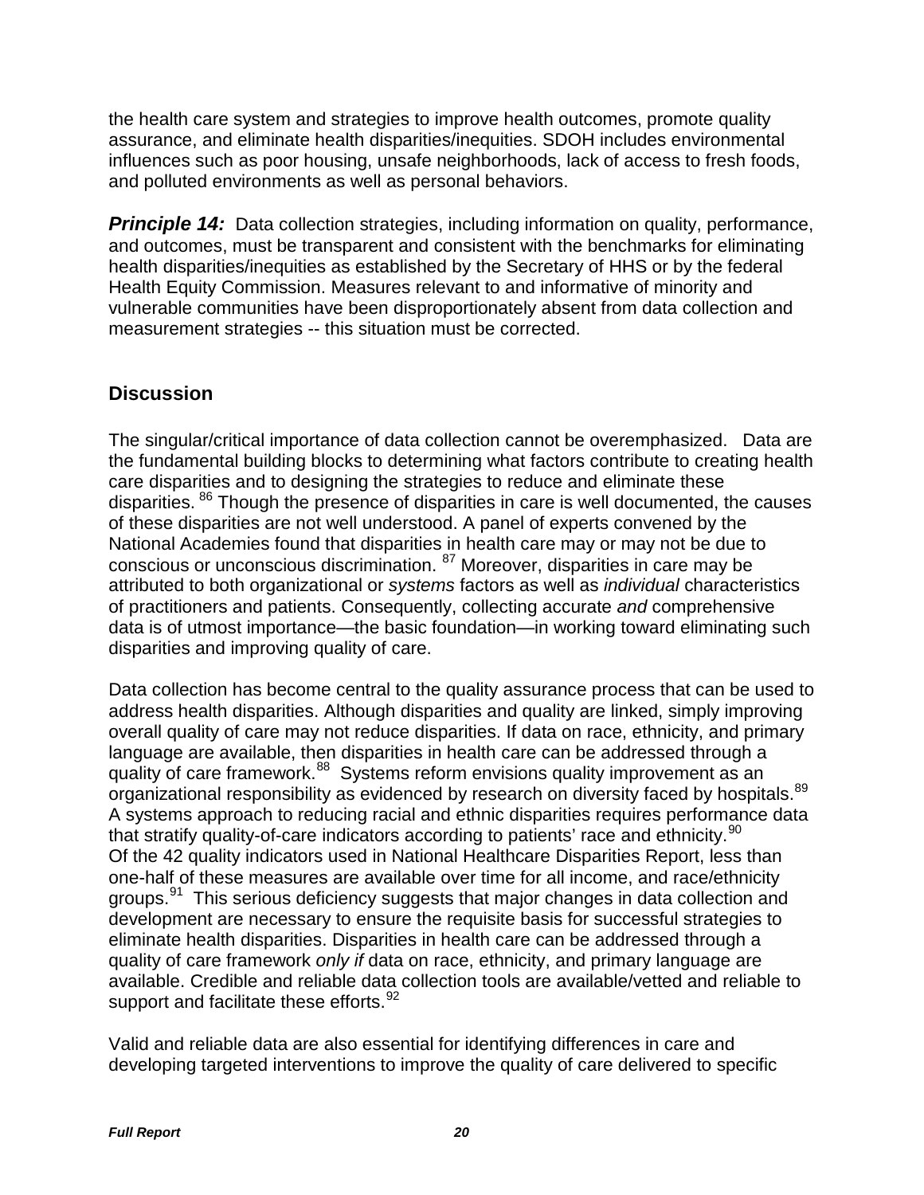the health care system and strategies to improve health outcomes, promote quality assurance, and eliminate health disparities/inequities. SDOH includes environmental influences such as poor housing, unsafe neighborhoods, lack of access to fresh foods, and polluted environments as well as personal behaviors.

***Principle 14:*** Data collection strategies, including information on quality, performance, and outcomes, must be transparent and consistent with the benchmarks for eliminating health disparities/inequities as established by the Secretary of HHS or by the federal Health Equity Commission. Measures relevant to and informative of minority and vulnerable communities have been disproportionately absent from data collection and measurement strategies -- this situation must be corrected.

## Discussion

The singular/critical importance of data collection cannot be overemphasized. Data are the fundamental building blocks to determining what factors contribute to creating health care disparities and to designing the strategies to reduce and eliminate these disparities. [86] Though the presence of disparities in care is well documented, the causes of these disparities are not well understood. A panel of experts convened by the National Academies found that disparities in health care may or may not be due to conscious or unconscious discrimination. [87] Moreover, disparities in care may be attributed to both organizational or *systems* factors as well as *individual* characteristics of practitioners and patients. Consequently, collecting accurate *and* comprehensive data is of utmost importance—the basic foundation—in working toward eliminating such disparities and improving quality of care.

Data collection has become central to the quality assurance process that can be used to address health disparities. Although disparities and quality are linked, simply improving overall quality of care may not reduce disparities. If data on race, ethnicity, and primary language are available, then disparities in health care can be addressed through a quality of care framework.[88] Systems reform envisions quality improvement as an organizational responsibility as evidenced by research on diversity faced by hospitals.[89] A systems approach to reducing racial and ethnic disparities requires performance data that stratify quality-of-care indicators according to patients' race and ethnicity.[90] Of the 42 quality indicators used in National Healthcare Disparities Report, less than one-half of these measures are available over time for all income, and race/ethnicity groups.[91] This serious deficiency suggests that major changes in data collection and development are necessary to ensure the requisite basis for successful strategies to eliminate health disparities. Disparities in health care can be addressed through a quality of care framework *only if* data on race, ethnicity, and primary language are available. Credible and reliable data collection tools are available/vetted and reliable to support and facilitate these efforts.[92]

Valid and reliable data are also essential for identifying differences in care and developing targeted interventions to improve the quality of care delivered to specific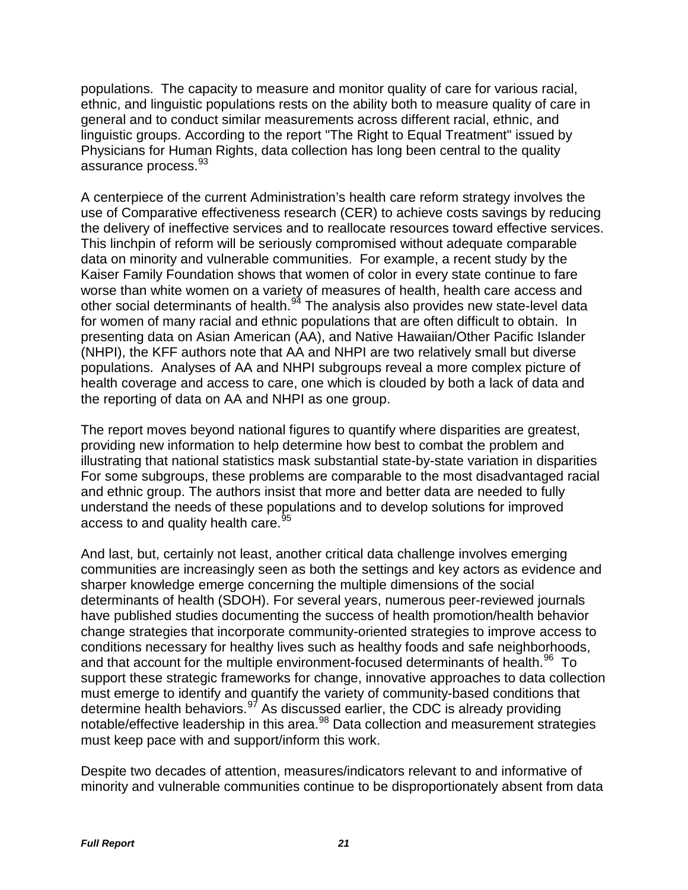populations. The capacity to measure and monitor quality of care for various racial, ethnic, and linguistic populations rests on the ability both to measure quality of care in general and to conduct similar measurements across different racial, ethnic, and linguistic groups. According to the report "The Right to Equal Treatment" issued by Physicians for Human Rights, data collection has long been central to the quality assurance process.[93]

A centerpiece of the current Administration's health care reform strategy involves the use of Comparative effectiveness research (CER) to achieve costs savings by reducing the delivery of ineffective services and to reallocate resources toward effective services. This linchpin of reform will be seriously compromised without adequate comparable data on minority and vulnerable communities. For example, a recent study by the Kaiser Family Foundation shows that women of color in every state continue to fare worse than white women on a variety of measures of health, health care access and other social determinants of health.[94] The analysis also provides new state-level data for women of many racial and ethnic populations that are often difficult to obtain. In presenting data on Asian American (AA), and Native Hawaiian/Other Pacific Islander (NHPI), the KFF authors note that AA and NHPI are two relatively small but diverse populations. Analyses of AA and NHPI subgroups reveal a more complex picture of health coverage and access to care, one which is clouded by both a lack of data and the reporting of data on AA and NHPI as one group.

The report moves beyond national figures to quantify where disparities are greatest, providing new information to help determine how best to combat the problem and illustrating that national statistics mask substantial state-by-state variation in disparities For some subgroups, these problems are comparable to the most disadvantaged racial and ethnic group. The authors insist that more and better data are needed to fully understand the needs of these populations and to develop solutions for improved access to and quality health care.[95]

And last, but, certainly not least, another critical data challenge involves emerging communities are increasingly seen as both the settings and key actors as evidence and sharper knowledge emerge concerning the multiple dimensions of the social determinants of health (SDOH). For several years, numerous peer-reviewed journals have published studies documenting the success of health promotion/health behavior change strategies that incorporate community-oriented strategies to improve access to conditions necessary for healthy lives such as healthy foods and safe neighborhoods, and that account for the multiple environment-focused determinants of health.[96] To support these strategic frameworks for change, innovative approaches to data collection must emerge to identify and quantify the variety of community-based conditions that determine health behaviors.[97] As discussed earlier, the CDC is already providing notable/effective leadership in this area.[98] Data collection and measurement strategies must keep pace with and support/inform this work.

Despite two decades of attention, measures/indicators relevant to and informative of minority and vulnerable communities continue to be disproportionately absent from data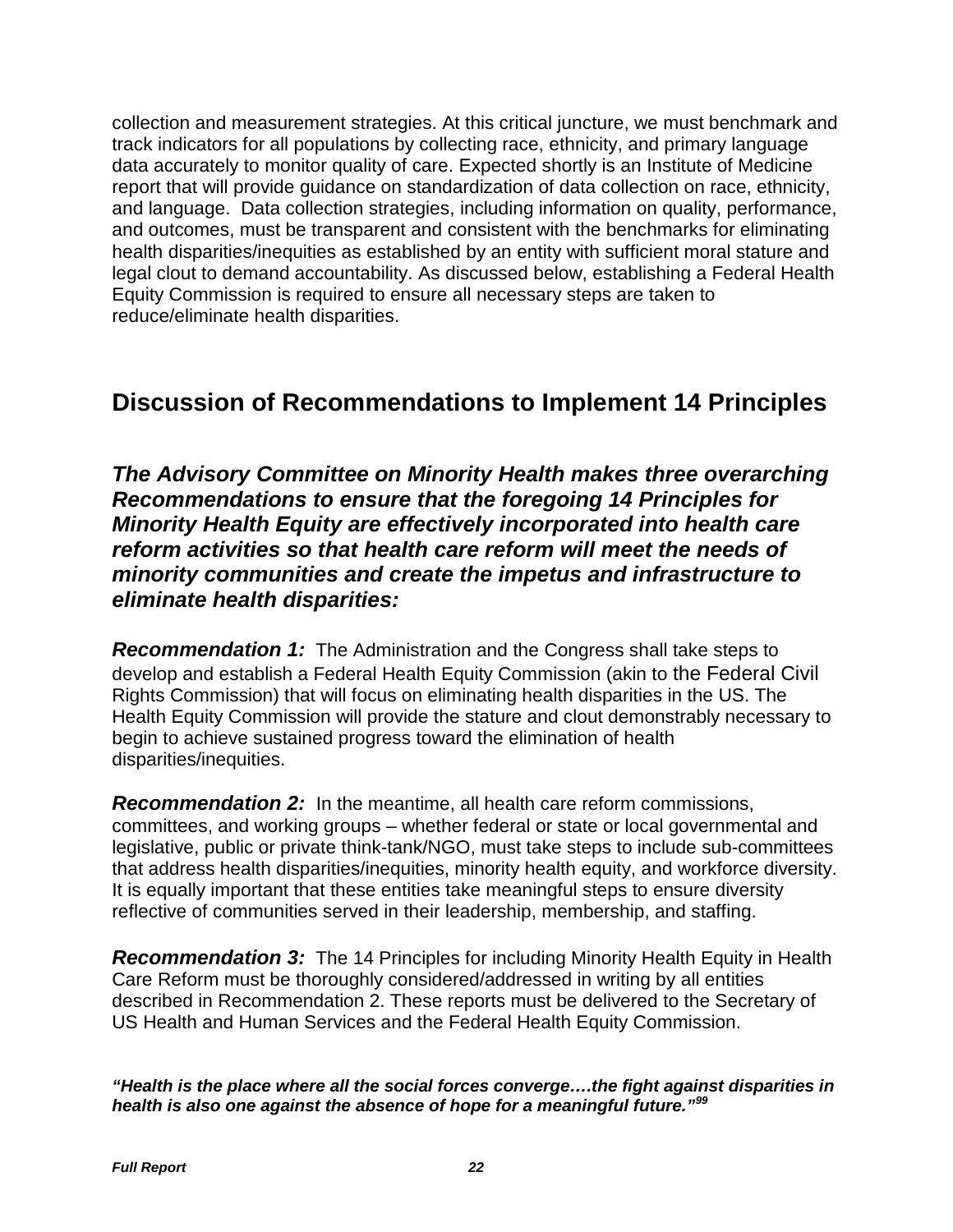collection and measurement strategies. At this critical juncture, we must benchmark and track indicators for all populations by collecting race, ethnicity, and primary language data accurately to monitor quality of care. Expected shortly is an Institute of Medicine report that will provide guidance on standardization of data collection on race, ethnicity, and language. Data collection strategies, including information on quality, performance, and outcomes, must be transparent and consistent with the benchmarks for eliminating health disparities/inequities as established by an entity with sufficient moral stature and legal clout to demand accountability. As discussed below, establishing a Federal Health Equity Commission is required to ensure all necessary steps are taken to reduce/eliminate health disparities.

## Discussion of Recommendations to Implement 14 Principles

### *The Advisory Committee on Minority Health makes three overarching Recommendations to ensure that the foregoing 14 Principles for Minority Health Equity are effectively incorporated into health care reform activities so that health care reform will meet the needs of minority communities and create the impetus and infrastructure to eliminate health disparities:*

***Recommendation 1:*** The Administration and the Congress shall take steps to develop and establish a Federal Health Equity Commission (akin to the Federal Civil Rights Commission) that will focus on eliminating health disparities in the US. The Health Equity Commission will provide the stature and clout demonstrably necessary to begin to achieve sustained progress toward the elimination of health disparities/inequities.

***Recommendation 2:*** In the meantime, all health care reform commissions, committees, and working groups – whether federal or state or local governmental and legislative, public or private think-tank/NGO, must take steps to include sub-committees that address health disparities/inequities, minority health equity, and workforce diversity. It is equally important that these entities take meaningful steps to ensure diversity reflective of communities served in their leadership, membership, and staffing.

***Recommendation 3:*** The 14 Principles for including Minority Health Equity in Health Care Reform must be thoroughly considered/addressed in writing by all entities described in Recommendation 2. These reports must be delivered to the Secretary of US Health and Human Services and the Federal Health Equity Commission.

***"Health is the place where all the social forces converge….the fight against disparities in health is also one against the absence of hope for a meaningful future."[99]***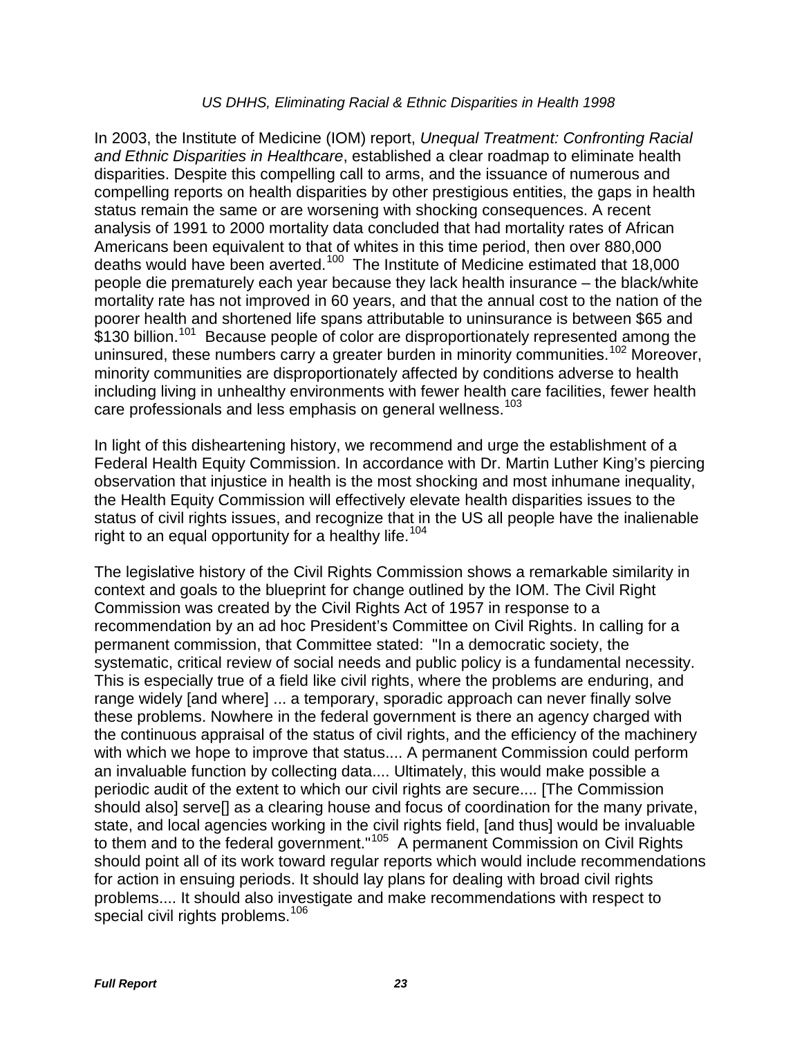*US DHHS, Eliminating Racial & Ethnic Disparities in Health 1998*

In 2003, the Institute of Medicine (IOM) report, *Unequal Treatment: Confronting Racial and Ethnic Disparities in Healthcare*, established a clear roadmap to eliminate health disparities. Despite this compelling call to arms, and the issuance of numerous and compelling reports on health disparities by other prestigious entities, the gaps in health status remain the same or are worsening with shocking consequences. A recent analysis of 1991 to 2000 mortality data concluded that had mortality rates of African Americans been equivalent to that of whites in this time period, then over 880,000 deaths would have been averted.[100] The Institute of Medicine estimated that 18,000 people die prematurely each year because they lack health insurance – the black/white mortality rate has not improved in 60 years, and that the annual cost to the nation of the poorer health and shortened life spans attributable to uninsurance is between $65 and $130 billion.[101] Because people of color are disproportionately represented among the uninsured, these numbers carry a greater burden in minority communities.[102] Moreover, minority communities are disproportionately affected by conditions adverse to health including living in unhealthy environments with fewer health care facilities, fewer health care professionals and less emphasis on general wellness.[103]

In light of this disheartening history, we recommend and urge the establishment of a Federal Health Equity Commission. In accordance with Dr. Martin Luther King's piercing observation that injustice in health is the most shocking and most inhumane inequality, the Health Equity Commission will effectively elevate health disparities issues to the status of civil rights issues, and recognize that in the US all people have the inalienable right to an equal opportunity for a healthy life.[104]

The legislative history of the Civil Rights Commission shows a remarkable similarity in context and goals to the blueprint for change outlined by the IOM. The Civil Right Commission was created by the Civil Rights Act of 1957 in response to a recommendation by an ad hoc President's Committee on Civil Rights. In calling for a permanent commission, that Committee stated: "In a democratic society, the systematic, critical review of social needs and public policy is a fundamental necessity. This is especially true of a field like civil rights, where the problems are enduring, and range widely [and where] ... a temporary, sporadic approach can never finally solve these problems. Nowhere in the federal government is there an agency charged with the continuous appraisal of the status of civil rights, and the efficiency of the machinery with which we hope to improve that status.... A permanent Commission could perform an invaluable function by collecting data.... Ultimately, this would make possible a periodic audit of the extent to which our civil rights are secure.... [The Commission should also] serve[] as a clearing house and focus of coordination for the many private, state, and local agencies working in the civil rights field, [and thus] would be invaluable to them and to the federal government."[105] A permanent Commission on Civil Rights should point all of its work toward regular reports which would include recommendations for action in ensuing periods. It should lay plans for dealing with broad civil rights problems.... It should also investigate and make recommendations with respect to special civil rights problems.[106]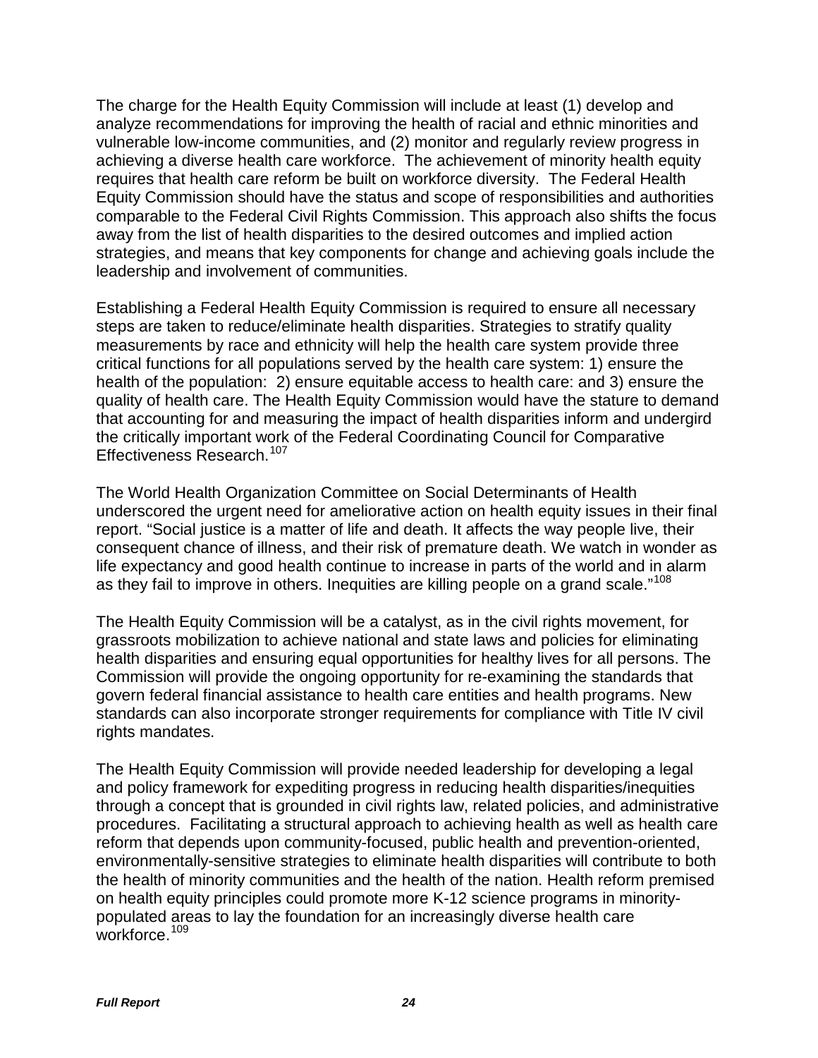The charge for the Health Equity Commission will include at least (1) develop and analyze recommendations for improving the health of racial and ethnic minorities and vulnerable low-income communities, and (2) monitor and regularly review progress in achieving a diverse health care workforce. The achievement of minority health equity requires that health care reform be built on workforce diversity. The Federal Health Equity Commission should have the status and scope of responsibilities and authorities comparable to the Federal Civil Rights Commission. This approach also shifts the focus away from the list of health disparities to the desired outcomes and implied action strategies, and means that key components for change and achieving goals include the leadership and involvement of communities.

Establishing a Federal Health Equity Commission is required to ensure all necessary steps are taken to reduce/eliminate health disparities. Strategies to stratify quality measurements by race and ethnicity will help the health care system provide three critical functions for all populations served by the health care system: 1) ensure the health of the population: 2) ensure equitable access to health care: and 3) ensure the quality of health care. The Health Equity Commission would have the stature to demand that accounting for and measuring the impact of health disparities inform and undergird the critically important work of the Federal Coordinating Council for Comparative Effectiveness Research.[107]

The World Health Organization Committee on Social Determinants of Health underscored the urgent need for ameliorative action on health equity issues in their final report. "Social justice is a matter of life and death. It affects the way people live, their consequent chance of illness, and their risk of premature death. We watch in wonder as life expectancy and good health continue to increase in parts of the world and in alarm as they fail to improve in others. Inequities are killing people on a grand scale."[108]

The Health Equity Commission will be a catalyst, as in the civil rights movement, for grassroots mobilization to achieve national and state laws and policies for eliminating health disparities and ensuring equal opportunities for healthy lives for all persons. The Commission will provide the ongoing opportunity for re-examining the standards that govern federal financial assistance to health care entities and health programs. New standards can also incorporate stronger requirements for compliance with Title IV civil rights mandates.

The Health Equity Commission will provide needed leadership for developing a legal and policy framework for expediting progress in reducing health disparities/inequities through a concept that is grounded in civil rights law, related policies, and administrative procedures. Facilitating a structural approach to achieving health as well as health care reform that depends upon community-focused, public health and prevention-oriented, environmentally-sensitive strategies to eliminate health disparities will contribute to both the health of minority communities and the health of the nation. Health reform premised on health equity principles could promote more K-12 science programs in minority-populated areas to lay the foundation for an increasingly diverse health care workforce.[109]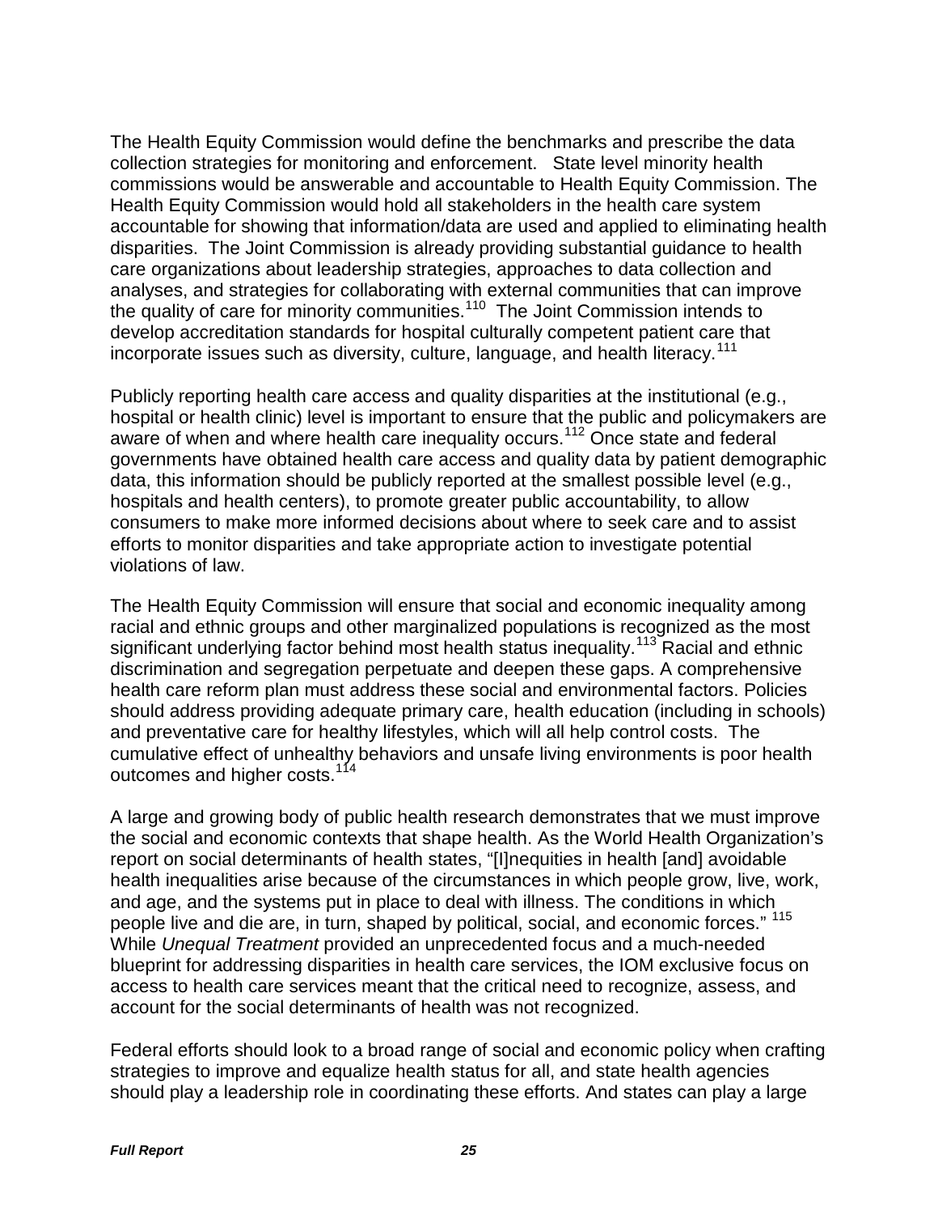The Health Equity Commission would define the benchmarks and prescribe the data collection strategies for monitoring and enforcement. State level minority health commissions would be answerable and accountable to Health Equity Commission. The Health Equity Commission would hold all stakeholders in the health care system accountable for showing that information/data are used and applied to eliminating health disparities. The Joint Commission is already providing substantial guidance to health care organizations about leadership strategies, approaches to data collection and analyses, and strategies for collaborating with external communities that can improve the quality of care for minority communities.[110] The Joint Commission intends to develop accreditation standards for hospital culturally competent patient care that incorporate issues such as diversity, culture, language, and health literacy.[111]

Publicly reporting health care access and quality disparities at the institutional (e.g., hospital or health clinic) level is important to ensure that the public and policymakers are aware of when and where health care inequality occurs.[112] Once state and federal governments have obtained health care access and quality data by patient demographic data, this information should be publicly reported at the smallest possible level (e.g., hospitals and health centers), to promote greater public accountability, to allow consumers to make more informed decisions about where to seek care and to assist efforts to monitor disparities and take appropriate action to investigate potential violations of law.

The Health Equity Commission will ensure that social and economic inequality among racial and ethnic groups and other marginalized populations is recognized as the most significant underlying factor behind most health status inequality.[113] Racial and ethnic discrimination and segregation perpetuate and deepen these gaps. A comprehensive health care reform plan must address these social and environmental factors. Policies should address providing adequate primary care, health education (including in schools) and preventative care for healthy lifestyles, which will all help control costs. The cumulative effect of unhealthy behaviors and unsafe living environments is poor health outcomes and higher costs.[114]

A large and growing body of public health research demonstrates that we must improve the social and economic contexts that shape health. As the World Health Organization's report on social determinants of health states, "[I]nequities in health [and] avoidable health inequalities arise because of the circumstances in which people grow, live, work, and age, and the systems put in place to deal with illness. The conditions in which people live and die are, in turn, shaped by political, social, and economic forces." [115] While *Unequal Treatment* provided an unprecedented focus and a much-needed blueprint for addressing disparities in health care services, the IOM exclusive focus on access to health care services meant that the critical need to recognize, assess, and account for the social determinants of health was not recognized.

Federal efforts should look to a broad range of social and economic policy when crafting strategies to improve and equalize health status for all, and state health agencies should play a leadership role in coordinating these efforts. And states can play a large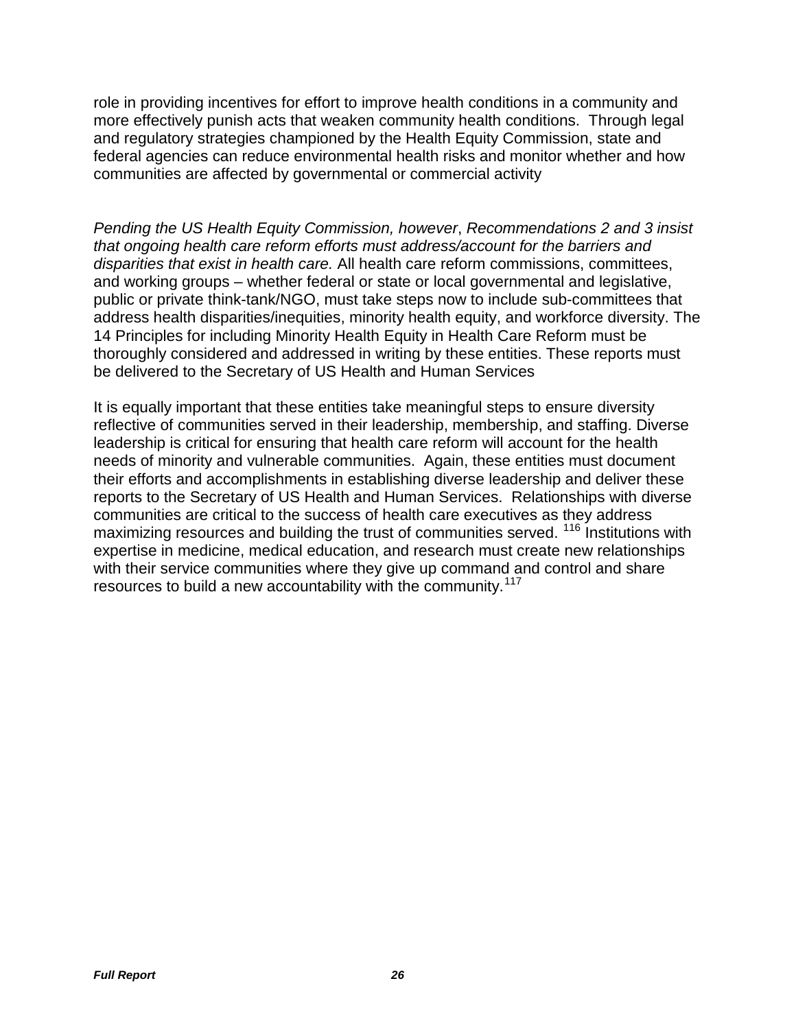role in providing incentives for effort to improve health conditions in a community and more effectively punish acts that weaken community health conditions. Through legal and regulatory strategies championed by the Health Equity Commission, state and federal agencies can reduce environmental health risks and monitor whether and how communities are affected by governmental or commercial activity

*Pending the US Health Equity Commission, however*, *Recommendations 2 and 3 insist that ongoing health care reform efforts must address/account for the barriers and disparities that exist in health care.* All health care reform commissions, committees, and working groups – whether federal or state or local governmental and legislative, public or private think-tank/NGO, must take steps now to include sub-committees that address health disparities/inequities, minority health equity, and workforce diversity. The 14 Principles for including Minority Health Equity in Health Care Reform must be thoroughly considered and addressed in writing by these entities. These reports must be delivered to the Secretary of US Health and Human Services

It is equally important that these entities take meaningful steps to ensure diversity reflective of communities served in their leadership, membership, and staffing. Diverse leadership is critical for ensuring that health care reform will account for the health needs of minority and vulnerable communities. Again, these entities must document their efforts and accomplishments in establishing diverse leadership and deliver these reports to the Secretary of US Health and Human Services. Relationships with diverse communities are critical to the success of health care executives as they address maximizing resources and building the trust of communities served. [116] Institutions with expertise in medicine, medical education, and research must create new relationships with their service communities where they give up command and control and share resources to build a new accountability with the community.[117]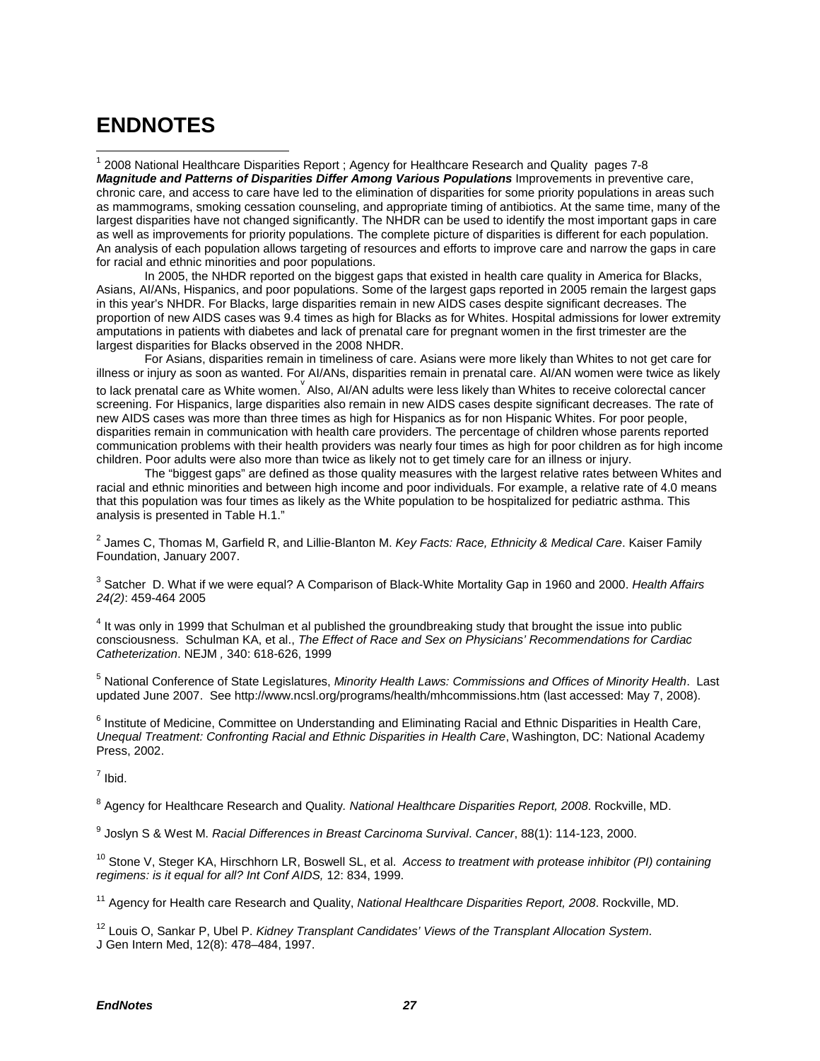# ENDNOTES

[1] 2008 National Healthcare Disparities Report ; Agency for Healthcare Research and Quality pages 7-8
***Magnitude and Patterns of Disparities Differ Among Various Populations*** Improvements in preventive care, chronic care, and access to care have led to the elimination of disparities for some priority populations in areas such as mammograms, smoking cessation counseling, and appropriate timing of antibiotics. At the same time, many of the largest disparities have not changed significantly. The NHDR can be used to identify the most important gaps in care as well as improvements for priority populations. The complete picture of disparities is different for each population. An analysis of each population allows targeting of resources and efforts to improve care and narrow the gaps in care for racial and ethnic minorities and poor populations.

In 2005, the NHDR reported on the biggest gaps that existed in health care quality in America for Blacks, Asians, AI/ANs, Hispanics, and poor populations. Some of the largest gaps reported in 2005 remain the largest gaps in this year's NHDR. For Blacks, large disparities remain in new AIDS cases despite significant decreases. The proportion of new AIDS cases was 9.4 times as high for Blacks as for Whites. Hospital admissions for lower extremity amputations in patients with diabetes and lack of prenatal care for pregnant women in the first trimester are the largest disparities for Blacks observed in the 2008 NHDR.

For Asians, disparities remain in timeliness of care. Asians were more likely than Whites to not get care for illness or injury as soon as wanted. For AI/ANs, disparities remain in prenatal care. AI/AN women were twice as likely to lack prenatal care as White women.[v] Also, AI/AN adults were less likely than Whites to receive colorectal cancer screening. For Hispanics, large disparities also remain in new AIDS cases despite significant decreases. The rate of new AIDS cases was more than three times as high for Hispanics as for non Hispanic Whites. For poor people, disparities remain in communication with health care providers. The percentage of children whose parents reported communication problems with their health providers was nearly four times as high for poor children as for high income children. Poor adults were also more than twice as likely not to get timely care for an illness or injury.

The "biggest gaps" are defined as those quality measures with the largest relative rates between Whites and racial and ethnic minorities and between high income and poor individuals. For example, a relative rate of 4.0 means that this population was four times as likely as the White population to be hospitalized for pediatric asthma. This analysis is presented in Table H.1."

[2] James C, Thomas M, Garfield R, and Lillie-Blanton M. *Key Facts: Race, Ethnicity & Medical Care*. Kaiser Family Foundation, January 2007.

[3] Satcher D. What if we were equal? A Comparison of Black-White Mortality Gap in 1960 and 2000. *Health Affairs 24(2)*: 459-464 2005

[4] It was only in 1999 that Schulman et al published the groundbreaking study that brought the issue into public consciousness. Schulman KA, et al., *The Effect of Race and Sex on Physicians' Recommendations for Cardiac Catheterization*. NEJM *,* 340: 618-626, 1999

[5] National Conference of State Legislatures, *Minority Health Laws: Commissions and Offices of Minority Health*. Last updated June 2007. See http://www.ncsl.org/programs/health/mhcommissions.htm (last accessed: May 7, 2008).

[6] Institute of Medicine, Committee on Understanding and Eliminating Racial and Ethnic Disparities in Health Care, *Unequal Treatment: Confronting Racial and Ethnic Disparities in Health Care*, Washington, DC: National Academy Press, 2002.

[7] Ibid.

[8] Agency for Healthcare Research and Quality*. National Healthcare Disparities Report, 2008*. Rockville, MD.

[9] Joslyn S & West M. *Racial Differences in Breast Carcinoma Survival*. *Cancer*, 88(1): 114-123, 2000.

[10] Stone V, Steger KA, Hirschhorn LR, Boswell SL, et al. *Access to treatment with protease inhibitor (PI) containing regimens: is it equal for all? Int Conf AIDS,* 12: 834, 1999.

[11] Agency for Health care Research and Quality, *National Healthcare Disparities Report, 2008*. Rockville, MD.

[12] Louis O, Sankar P, Ubel P. *Kidney Transplant Candidates' Views of the Transplant Allocation System*. J Gen Intern Med, 12(8): 478–484, 1997.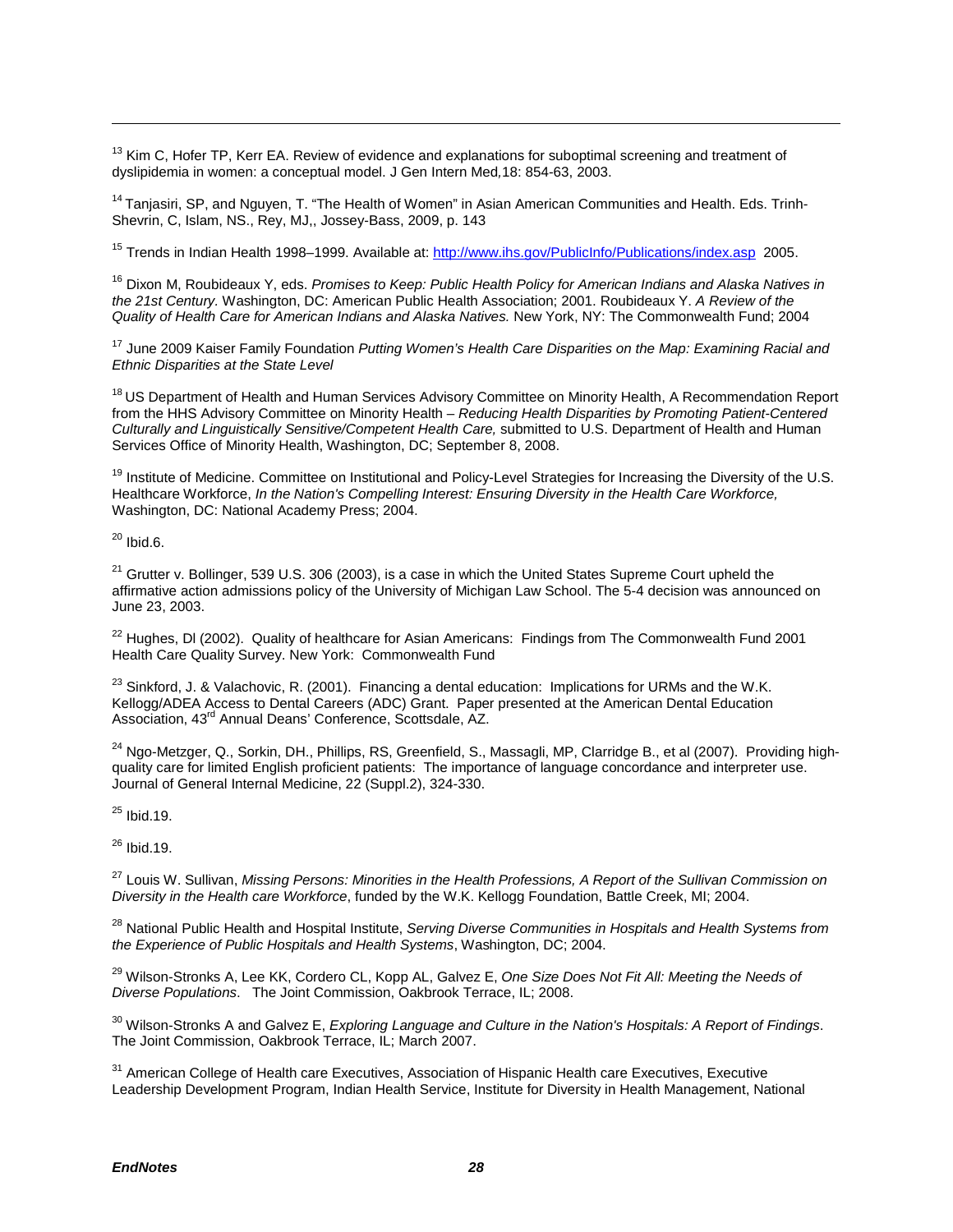[13] Kim C, Hofer TP, Kerr EA. Review of evidence and explanations for suboptimal screening and treatment of dyslipidemia in women: a conceptual model. J Gen Intern Med,18: 854-63, 2003.

[14] Tanjasiri, SP, and Nguyen, T. "The Health of Women" in Asian American Communities and Health. Eds. Trinh-Shevrin, C, Islam, NS., Rey, MJ,, Jossey-Bass, 2009, p. 143

[15] Trends in Indian Health 1998–1999. Available at: http://www.ihs.gov/PublicInfo/Publications/index.asp 2005.

[16] Dixon M, Roubideaux Y, eds. *Promises to Keep: Public Health Policy for American Indians and Alaska Natives in the 21st Century.* Washington, DC: American Public Health Association; 2001. Roubideaux Y. *A Review of the Quality of Health Care for American Indians and Alaska Natives.* New York, NY: The Commonwealth Fund; 2004

[17] June 2009 Kaiser Family Foundation *Putting Women's Health Care Disparities on the Map: Examining Racial and Ethnic Disparities at the State Level*

[18] US Department of Health and Human Services Advisory Committee on Minority Health, A Recommendation Report from the HHS Advisory Committee on Minority Health – *Reducing Health Disparities by Promoting Patient-Centered Culturally and Linguistically Sensitive/Competent Health Care,* submitted to U.S. Department of Health and Human Services Office of Minority Health, Washington, DC; September 8, 2008.

[19] Institute of Medicine. Committee on Institutional and Policy-Level Strategies for Increasing the Diversity of the U.S. Healthcare Workforce, *In the Nation's Compelling Interest: Ensuring Diversity in the Health Care Workforce,* Washington, DC: National Academy Press; 2004.

[20] Ibid.6.

[21] Grutter v. Bollinger, 539 U.S. 306 (2003), is a case in which the United States Supreme Court upheld the affirmative action admissions policy of the University of Michigan Law School. The 5-4 decision was announced on June 23, 2003.

[22] Hughes, Dl (2002). Quality of healthcare for Asian Americans: Findings from The Commonwealth Fund 2001 Health Care Quality Survey. New York: Commonwealth Fund

[23] Sinkford, J. & Valachovic, R. (2001). Financing a dental education: Implications for URMs and the W.K. Kellogg/ADEA Access to Dental Careers (ADC) Grant. Paper presented at the American Dental Education Association, 43rd Annual Deans' Conference, Scottsdale, AZ.

[24] Ngo-Metzger, Q., Sorkin, DH., Phillips, RS, Greenfield, S., Massagli, MP, Clarridge B., et al (2007). Providing high-quality care for limited English proficient patients: The importance of language concordance and interpreter use. Journal of General Internal Medicine, 22 (Suppl.2), 324-330.

[25] Ibid.19.

[26] Ibid.19.

[27] Louis W. Sullivan, *Missing Persons: Minorities in the Health Professions, A Report of the Sullivan Commission on Diversity in the Health care Workforce*, funded by the W.K. Kellogg Foundation, Battle Creek, MI; 2004.

[28] National Public Health and Hospital Institute, *Serving Diverse Communities in Hospitals and Health Systems from the Experience of Public Hospitals and Health Systems*, Washington, DC; 2004.

[29] Wilson-Stronks A, Lee KK, Cordero CL, Kopp AL, Galvez E, *One Size Does Not Fit All: Meeting the Needs of Diverse Populations*. The Joint Commission, Oakbrook Terrace, IL; 2008.

[30] Wilson-Stronks A and Galvez E, *Exploring Language and Culture in the Nation's Hospitals: A Report of Findings*. The Joint Commission, Oakbrook Terrace, IL; March 2007.

[31] American College of Health care Executives, Association of Hispanic Health care Executives, Executive Leadership Development Program, Indian Health Service, Institute for Diversity in Health Management, National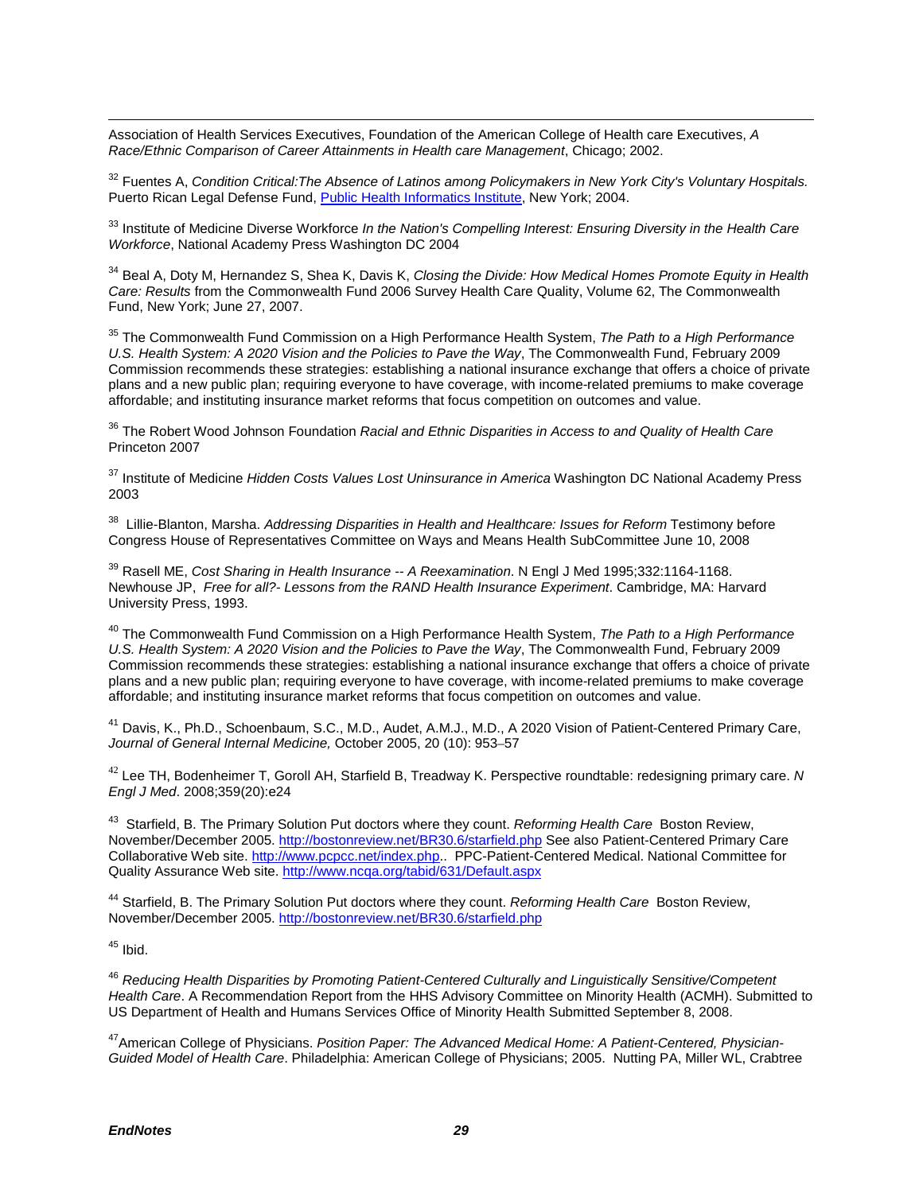Association of Health Services Executives, Foundation of the American College of Health care Executives, *A Race/Ethnic Comparison of Career Attainments in Health care Management*, Chicago; 2002.

[32] Fuentes A, *Condition Critical:The Absence of Latinos among Policymakers in New York City's Voluntary Hospitals.* Puerto Rican Legal Defense Fund, Public Health Informatics Institute, New York; 2004.

[33] Institute of Medicine Diverse Workforce *In the Nation's Compelling Interest: Ensuring Diversity in the Health Care Workforce*, National Academy Press Washington DC 2004

[34] Beal A, Doty M, Hernandez S, Shea K, Davis K, *Closing the Divide: How Medical Homes Promote Equity in Health Care: Results* from the Commonwealth Fund 2006 Survey Health Care Quality, Volume 62, The Commonwealth Fund, New York; June 27, 2007.

[35] The Commonwealth Fund Commission on a High Performance Health System, *The Path to a High Performance U.S. Health System: A 2020 Vision and the Policies to Pave the Way*, The Commonwealth Fund, February 2009 Commission recommends these strategies: establishing a national insurance exchange that offers a choice of private plans and a new public plan; requiring everyone to have coverage, with income-related premiums to make coverage affordable; and instituting insurance market reforms that focus competition on outcomes and value.

[36] The Robert Wood Johnson Foundation *Racial and Ethnic Disparities in Access to and Quality of Health Care* Princeton 2007

[37] Institute of Medicine *Hidden Costs Values Lost Uninsurance in America* Washington DC National Academy Press 2003

[38] Lillie-Blanton, Marsha. *Addressing Disparities in Health and Healthcare: Issues for Reform* Testimony before Congress House of Representatives Committee on Ways and Means Health SubCommittee June 10, 2008

[39] Rasell ME, *Cost Sharing in Health Insurance -- A Reexamination*. N Engl J Med 1995;332:1164-1168. Newhouse JP, *Free for all?- Lessons from the RAND Health Insurance Experiment*. Cambridge, MA: Harvard University Press, 1993.

[40] The Commonwealth Fund Commission on a High Performance Health System, *The Path to a High Performance U.S. Health System: A 2020 Vision and the Policies to Pave the Way*, The Commonwealth Fund, February 2009 Commission recommends these strategies: establishing a national insurance exchange that offers a choice of private plans and a new public plan; requiring everyone to have coverage, with income-related premiums to make coverage affordable; and instituting insurance market reforms that focus competition on outcomes and value.

[41] Davis, K., Ph.D., Schoenbaum, S.C., M.D., Audet, A.M.J., M.D., A 2020 Vision of Patient-Centered Primary Care, *Journal of General Internal Medicine,* October 2005, 20 (10): 953–57

[42] Lee TH, Bodenheimer T, Goroll AH, Starfield B, Treadway K. Perspective roundtable: redesigning primary care. *N Engl J Med*. 2008;359(20):e24

[43] Starfield, B. The Primary Solution Put doctors where they count. *Reforming Health Care* Boston Review, November/December 2005. http://bostonreview.net/BR30.6/starfield.php See also Patient-Centered Primary Care Collaborative Web site. http://www.pcpcc.net/index.php.. PPC-Patient-Centered Medical. National Committee for Quality Assurance Web site. http://www.ncqa.org/tabid/631/Default.aspx

[44] Starfield, B. The Primary Solution Put doctors where they count. *Reforming Health Care* Boston Review, November/December 2005. http://bostonreview.net/BR30.6/starfield.php

[45] Ibid.

[46] *Reducing Health Disparities by Promoting Patient-Centered Culturally and Linguistically Sensitive/Competent Health Care*. A Recommendation Report from the HHS Advisory Committee on Minority Health (ACMH). Submitted to US Department of Health and Humans Services Office of Minority Health Submitted September 8, 2008.

[47] American College of Physicians. *Position Paper: The Advanced Medical Home: A Patient-Centered, Physician-Guided Model of Health Care*. Philadelphia: American College of Physicians; 2005. Nutting PA, Miller WL, Crabtree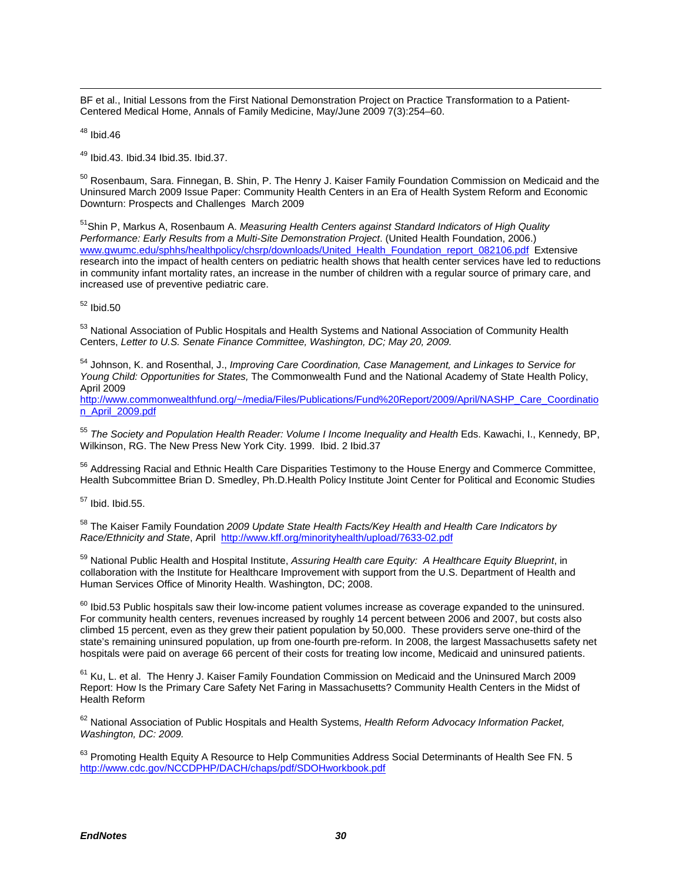BF et al., Initial Lessons from the First National Demonstration Project on Practice Transformation to a Patient-Centered Medical Home, Annals of Family Medicine, May/June 2009 7(3):254–60.

[48] Ibid.46

[49] Ibid.43. Ibid.34 Ibid.35. Ibid.37.

[50] Rosenbaum, Sara. Finnegan, B. Shin, P. The Henry J. Kaiser Family Foundation Commission on Medicaid and the Uninsured March 2009 Issue Paper: Community Health Centers in an Era of Health System Reform and Economic Downturn: Prospects and Challenges March 2009

[51] Shin P, Markus A, Rosenbaum A. *Measuring Health Centers against Standard Indicators of High Quality Performance: Early Results from a Multi-Site Demonstration Project*. (United Health Foundation, 2006.) www.gwumc.edu/sphhs/healthpolicy/chsrp/downloads/United_Health_Foundation_report_082106.pdf Extensive research into the impact of health centers on pediatric health shows that health center services have led to reductions in community infant mortality rates, an increase in the number of children with a regular source of primary care, and increased use of preventive pediatric care.

[52] Ibid.50

[53] National Association of Public Hospitals and Health Systems and National Association of Community Health Centers, *Letter to U.S. Senate Finance Committee, Washington, DC; May 20, 2009.*

[54] Johnson, K. and Rosenthal, J., *Improving Care Coordination, Case Management, and Linkages to Service for Young Child: Opportunities for States,* The Commonwealth Fund and the National Academy of State Health Policy, April 2009 http://www.commonwealthfund.org/~/media/Files/Publications/Fund%20Report/2009/April/NASHP_Care_Coordination_April_2009.pdf

[55] *The Society and Population Health Reader: Volume I Income Inequality and Health* Eds. Kawachi, I., Kennedy, BP, Wilkinson, RG. The New Press New York City. 1999. Ibid. 2 Ibid.37

[56] Addressing Racial and Ethnic Health Care Disparities Testimony to the House Energy and Commerce Committee, Health Subcommittee Brian D. Smedley, Ph.D.Health Policy Institute Joint Center for Political and Economic Studies

[57] Ibid. Ibid.55.

[58] The Kaiser Family Foundation *2009 Update State Health Facts/Key Health and Health Care Indicators by Race/Ethnicity and State*, April http://www.kff.org/minorityhealth/upload/7633-02.pdf

[59] National Public Health and Hospital Institute, *Assuring Health care Equity: A Healthcare Equity Blueprint*, in collaboration with the Institute for Healthcare Improvement with support from the U.S. Department of Health and Human Services Office of Minority Health. Washington, DC; 2008.

[60] Ibid.53 Public hospitals saw their low-income patient volumes increase as coverage expanded to the uninsured. For community health centers, revenues increased by roughly 14 percent between 2006 and 2007, but costs also climbed 15 percent, even as they grew their patient population by 50,000. These providers serve one-third of the state's remaining uninsured population, up from one-fourth pre-reform. In 2008, the largest Massachusetts safety net hospitals were paid on average 66 percent of their costs for treating low income, Medicaid and uninsured patients.

[61] Ku, L. et al. The Henry J. Kaiser Family Foundation Commission on Medicaid and the Uninsured March 2009 Report: How Is the Primary Care Safety Net Faring in Massachusetts? Community Health Centers in the Midst of Health Reform

[62] National Association of Public Hospitals and Health Systems, *Health Reform Advocacy Information Packet, Washington, DC: 2009.*

[63] Promoting Health Equity A Resource to Help Communities Address Social Determinants of Health See FN. 5 http://www.cdc.gov/NCCDPHP/DACH/chaps/pdf/SDOHworkbook.pdf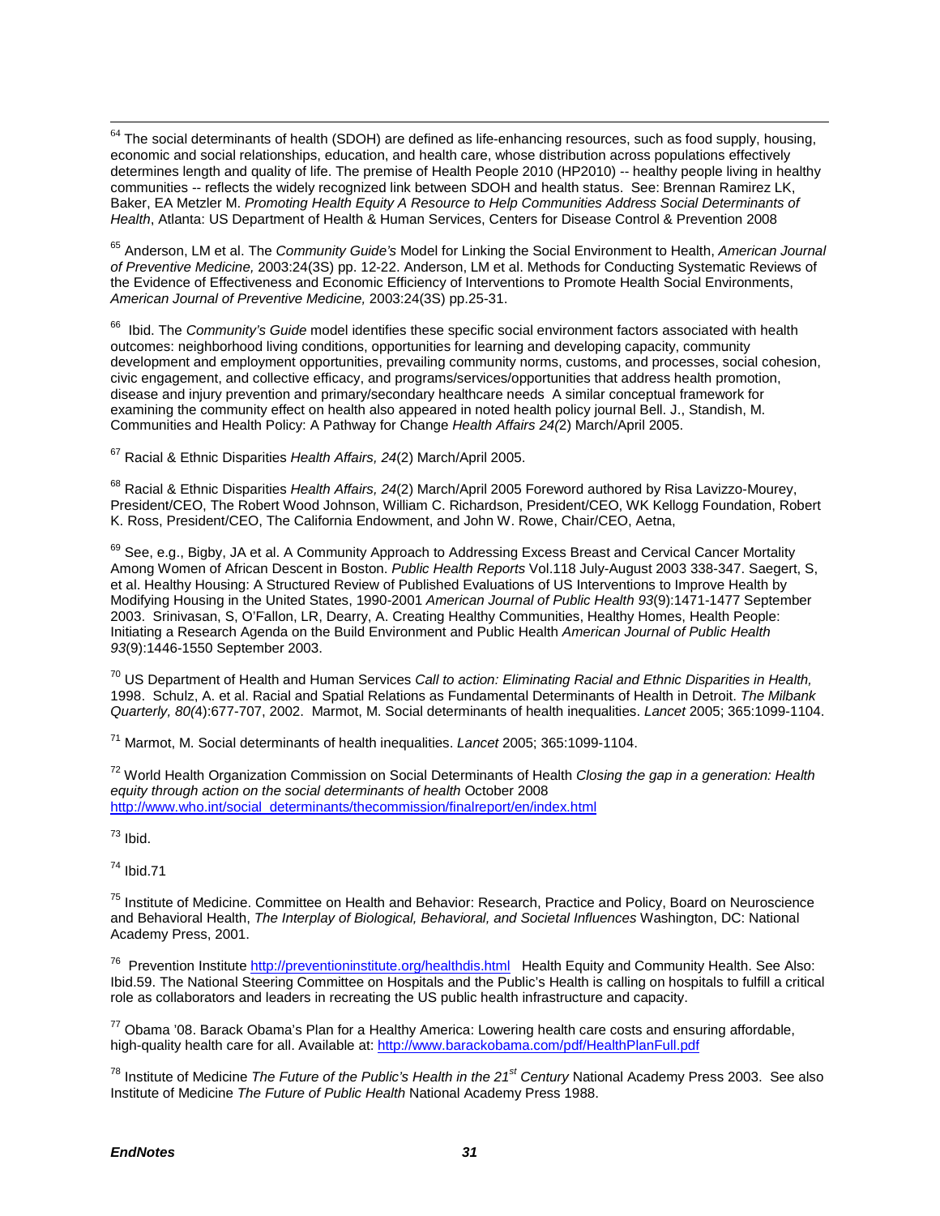[64] The social determinants of health (SDOH) are defined as life-enhancing resources, such as food supply, housing, economic and social relationships, education, and health care, whose distribution across populations effectively determines length and quality of life. The premise of Health People 2010 (HP2010) -- healthy people living in healthy communities -- reflects the widely recognized link between SDOH and health status. See: Brennan Ramirez LK, Baker, EA Metzler M. *Promoting Health Equity A Resource to Help Communities Address Social Determinants of Health*, Atlanta: US Department of Health & Human Services, Centers for Disease Control & Prevention 2008

[65] Anderson, LM et al. The *Community Guide's* Model for Linking the Social Environment to Health, *American Journal of Preventive Medicine,* 2003:24(3S) pp. 12-22. Anderson, LM et al. Methods for Conducting Systematic Reviews of the Evidence of Effectiveness and Economic Efficiency of Interventions to Promote Health Social Environments, *American Journal of Preventive Medicine,* 2003:24(3S) pp.25-31.

[66] Ibid. The *Community's Guide* model identifies these specific social environment factors associated with health outcomes: neighborhood living conditions, opportunities for learning and developing capacity, community development and employment opportunities, prevailing community norms, customs, and processes, social cohesion, civic engagement, and collective efficacy, and programs/services/opportunities that address health promotion, disease and injury prevention and primary/secondary healthcare needs A similar conceptual framework for examining the community effect on health also appeared in noted health policy journal Bell. J., Standish, M. Communities and Health Policy: A Pathway for Change *Health Affairs 24(*2) March/April 2005.

[67] Racial & Ethnic Disparities *Health Affairs, 24*(2) March/April 2005.

[68] Racial & Ethnic Disparities *Health Affairs, 24*(2) March/April 2005 Foreword authored by Risa Lavizzo-Mourey, President/CEO, The Robert Wood Johnson, William C. Richardson, President/CEO, WK Kellogg Foundation, Robert K. Ross, President/CEO, The California Endowment, and John W. Rowe, Chair/CEO, Aetna,

[69] See, e.g., Bigby, JA et al. A Community Approach to Addressing Excess Breast and Cervical Cancer Mortality Among Women of African Descent in Boston. *Public Health Reports* Vol.118 July-August 2003 338-347. Saegert, S, et al. Healthy Housing: A Structured Review of Published Evaluations of US Interventions to Improve Health by Modifying Housing in the United States, 1990-2001 *American Journal of Public Health 93*(9):1471-1477 September 2003. Srinivasan, S, O'Fallon, LR, Dearry, A. Creating Healthy Communities, Healthy Homes, Health People: Initiating a Research Agenda on the Build Environment and Public Health *American Journal of Public Health 93*(9):1446-1550 September 2003.

[70] US Department of Health and Human Services *Call to action: Eliminating Racial and Ethnic Disparities in Health,* 1998. Schulz, A. et al. Racial and Spatial Relations as Fundamental Determinants of Health in Detroit. *The Milbank Quarterly, 80(*4):677-707, 2002. Marmot, M. Social determinants of health inequalities. *Lancet* 2005; 365:1099-1104.

[71] Marmot, M. Social determinants of health inequalities. *Lancet* 2005; 365:1099-1104.

[72] World Health Organization Commission on Social Determinants of Health *Closing the gap in a generation: Health equity through action on the social determinants of health* October 2008 http://www.who.int/social_determinants/thecommission/finalreport/en/index.html

[73] Ibid.

[74] Ibid.71

[75] Institute of Medicine. Committee on Health and Behavior: Research, Practice and Policy, Board on Neuroscience and Behavioral Health, *The Interplay of Biological, Behavioral, and Societal Influences* Washington, DC: National Academy Press, 2001.

[76] Prevention Institute http://preventioninstitute.org/healthdis.html Health Equity and Community Health. See Also: Ibid.59. The National Steering Committee on Hospitals and the Public's Health is calling on hospitals to fulfill a critical role as collaborators and leaders in recreating the US public health infrastructure and capacity.

[77] Obama '08. Barack Obama's Plan for a Healthy America: Lowering health care costs and ensuring affordable, high-quality health care for all. Available at: http://www.barackobama.com/pdf/HealthPlanFull.pdf

[78] Institute of Medicine *The Future of the Public's Health in the 21st Century* National Academy Press 2003. See also Institute of Medicine *The Future of Public Health* National Academy Press 1988.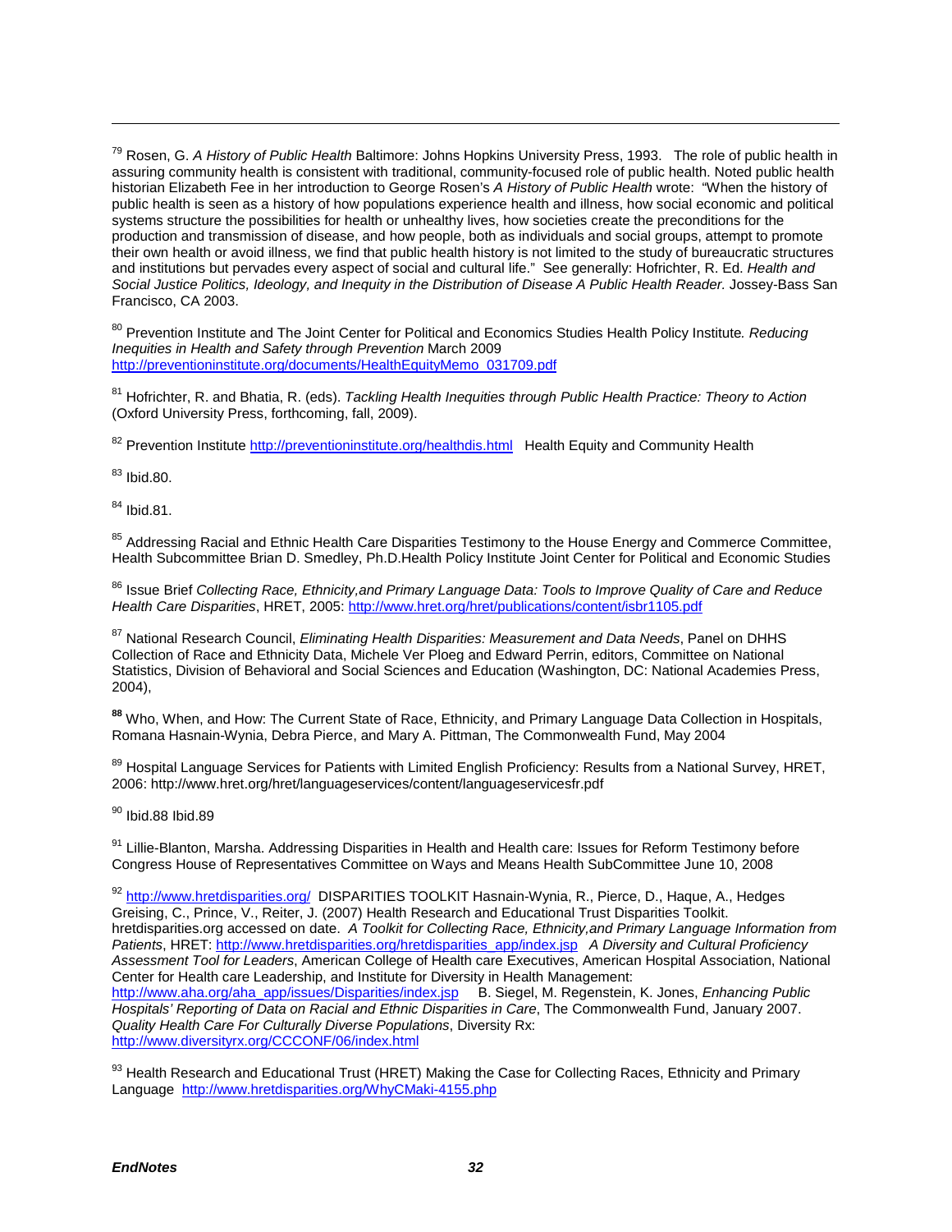[79] Rosen, G. *A History of Public Health* Baltimore: Johns Hopkins University Press, 1993. The role of public health in assuring community health is consistent with traditional, community-focused role of public health. Noted public health historian Elizabeth Fee in her introduction to George Rosen's *A History of Public Health* wrote: "When the history of public health is seen as a history of how populations experience health and illness, how social economic and political systems structure the possibilities for health or unhealthy lives, how societies create the preconditions for the production and transmission of disease, and how people, both as individuals and social groups, attempt to promote their own health or avoid illness, we find that public health history is not limited to the study of bureaucratic structures and institutions but pervades every aspect of social and cultural life." See generally: Hofrichter, R. Ed. *Health and Social Justice Politics, Ideology, and Inequity in the Distribution of Disease A Public Health Reader.* Jossey-Bass San Francisco, CA 2003.

[80] Prevention Institute and The Joint Center for Political and Economics Studies Health Policy Institute. *Reducing Inequities in Health and Safety through Prevention* March 2009 http://preventioninstitute.org/documents/HealthEquityMemo_031709.pdf

[81] Hofrichter, R. and Bhatia, R. (eds). *Tackling Health Inequities through Public Health Practice: Theory to Action* (Oxford University Press, forthcoming, fall, 2009).

[82] Prevention Institute http://preventioninstitute.org/healthdis.html Health Equity and Community Health

[83] Ibid.80.

[84] Ibid.81.

[85] Addressing Racial and Ethnic Health Care Disparities Testimony to the House Energy and Commerce Committee, Health Subcommittee Brian D. Smedley, Ph.D.Health Policy Institute Joint Center for Political and Economic Studies

[86] Issue Brief *Collecting Race, Ethnicity,and Primary Language Data: Tools to Improve Quality of Care and Reduce Health Care Disparities*, HRET, 2005: http://www.hret.org/hret/publications/content/isbr1105.pdf

[87] National Research Council, *Eliminating Health Disparities: Measurement and Data Needs*, Panel on DHHS Collection of Race and Ethnicity Data, Michele Ver Ploeg and Edward Perrin, editors, Committee on National Statistics, Division of Behavioral and Social Sciences and Education (Washington, DC: National Academies Press, 2004),

[88] Who, When, and How: The Current State of Race, Ethnicity, and Primary Language Data Collection in Hospitals, Romana Hasnain-Wynia, Debra Pierce, and Mary A. Pittman, The Commonwealth Fund, May 2004

[89] Hospital Language Services for Patients with Limited English Proficiency: Results from a National Survey, HRET, 2006: http://www.hret.org/hret/languageservices/content/languageservicesfr.pdf

[90] Ibid.88 Ibid.89

[91] Lillie-Blanton, Marsha. Addressing Disparities in Health and Health care: Issues for Reform Testimony before Congress House of Representatives Committee on Ways and Means Health SubCommittee June 10, 2008

[92] http://www.hretdisparities.org/ DISPARITIES TOOLKIT Hasnain-Wynia, R., Pierce, D., Haque, A., Hedges Greising, C., Prince, V., Reiter, J. (2007) Health Research and Educational Trust Disparities Toolkit. hretdisparities.org accessed on date. *A Toolkit for Collecting Race, Ethnicity,and Primary Language Information from Patients*, HRET: http://www.hretdisparities.org/hretdisparities_app/index.jsp *A Diversity and Cultural Proficiency Assessment Tool for Leaders*, American College of Health care Executives, American Hospital Association, National Center for Health care Leadership, and Institute for Diversity in Health Management: http://www.aha.org/aha_app/issues/Disparities/index.jsp B. Siegel, M. Regenstein, K. Jones, *Enhancing Public Hospitals' Reporting of Data on Racial and Ethnic Disparities in Care*, The Commonwealth Fund, January 2007. *Quality Health Care For Culturally Diverse Populations*, Diversity Rx: http://www.diversityrx.org/CCCONF/06/index.html

[93] Health Research and Educational Trust (HRET) Making the Case for Collecting Races, Ethnicity and Primary Language http://www.hretdisparities.org/WhyCMaki-4155.php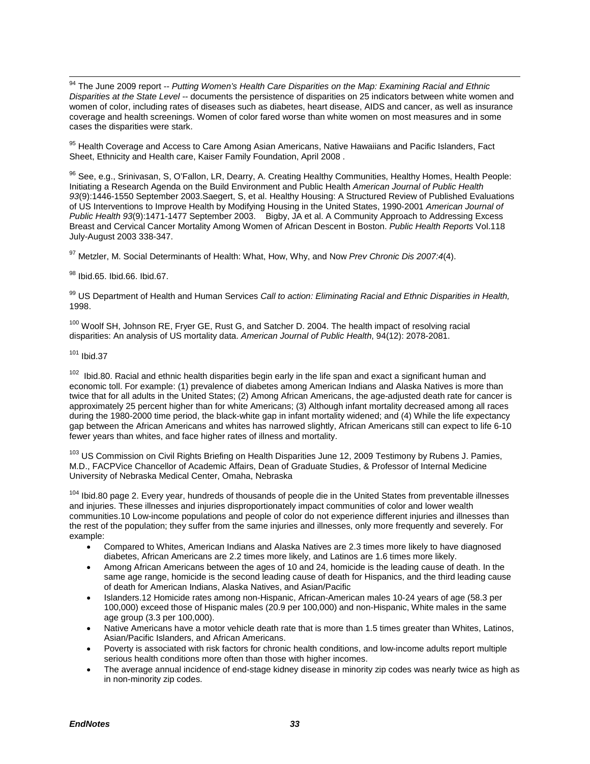[94] The June 2009 report -- *Putting Women's Health Care Disparities on the Map: Examining Racial and Ethnic Disparities at the State Level* -- documents the persistence of disparities on 25 indicators between white women and women of color, including rates of diseases such as diabetes, heart disease, AIDS and cancer, as well as insurance coverage and health screenings. Women of color fared worse than white women on most measures and in some cases the disparities were stark.

[95] Health Coverage and Access to Care Among Asian Americans, Native Hawaiians and Pacific Islanders, Fact Sheet, Ethnicity and Health care, Kaiser Family Foundation, April 2008 .

[96] See, e.g., Srinivasan, S, O'Fallon, LR, Dearry, A. Creating Healthy Communities, Healthy Homes, Health People: Initiating a Research Agenda on the Build Environment and Public Health *American Journal of Public Health 93*(9):1446-1550 September 2003.Saegert, S, et al. Healthy Housing: A Structured Review of Published Evaluations of US Interventions to Improve Health by Modifying Housing in the United States, 1990-2001 *American Journal of Public Health 93*(9):1471-1477 September 2003.    Bigby, JA et al. A Community Approach to Addressing Excess Breast and Cervical Cancer Mortality Among Women of African Descent in Boston. *Public Health Reports* Vol.118 July-August 2003 338-347.

[97] Metzler, M. Social Determinants of Health: What, How, Why, and Now *Prev Chronic Dis 2007:4*(4).

[98] Ibid.65. Ibid.66. Ibid.67.

[99] US Department of Health and Human Services *Call to action: Eliminating Racial and Ethnic Disparities in Health,* 1998.

[100] Woolf SH, Johnson RE, Fryer GE, Rust G, and Satcher D. 2004. The health impact of resolving racial disparities: An analysis of US mortality data. *American Journal of Public Health*, 94(12): 2078-2081.

[101] Ibid.37

[102] Ibid.80. Racial and ethnic health disparities begin early in the life span and exact a significant human and economic toll. For example: (1) prevalence of diabetes among American Indians and Alaska Natives is more than twice that for all adults in the United States; (2) Among African Americans, the age-adjusted death rate for cancer is approximately 25 percent higher than for white Americans; (3) Although infant mortality decreased among all races during the 1980-2000 time period, the black-white gap in infant mortality widened; and (4) While the life expectancy gap between the African Americans and whites has narrowed slightly, African Americans still can expect to life 6-10 fewer years than whites, and face higher rates of illness and mortality.

[103] US Commission on Civil Rights Briefing on Health Disparities June 12, 2009 Testimony by Rubens J. Pamies, M.D., FACPVice Chancellor of Academic Affairs, Dean of Graduate Studies, & Professor of Internal Medicine University of Nebraska Medical Center, Omaha, Nebraska

[104] Ibid.80 page 2. Every year, hundreds of thousands of people die in the United States from preventable illnesses and injuries. These illnesses and injuries disproportionately impact communities of color and lower wealth communities.10 Low-income populations and people of color do not experience different injuries and illnesses than the rest of the population; they suffer from the same injuries and illnesses, only more frequently and severely. For example:

- Compared to Whites, American Indians and Alaska Natives are 2.3 times more likely to have diagnosed diabetes, African Americans are 2.2 times more likely, and Latinos are 1.6 times more likely.
- Among African Americans between the ages of 10 and 24, homicide is the leading cause of death. In the same age range, homicide is the second leading cause of death for Hispanics, and the third leading cause of death for American Indians, Alaska Natives, and Asian/Pacific
- Islanders.12 Homicide rates among non-Hispanic, African-American males 10-24 years of age (58.3 per 100,000) exceed those of Hispanic males (20.9 per 100,000) and non-Hispanic, White males in the same age group (3.3 per 100,000).
- Native Americans have a motor vehicle death rate that is more than 1.5 times greater than Whites, Latinos, Asian/Pacific Islanders, and African Americans.
- Poverty is associated with risk factors for chronic health conditions, and low-income adults report multiple serious health conditions more often than those with higher incomes.
- The average annual incidence of end-stage kidney disease in minority zip codes was nearly twice as high as in non-minority zip codes.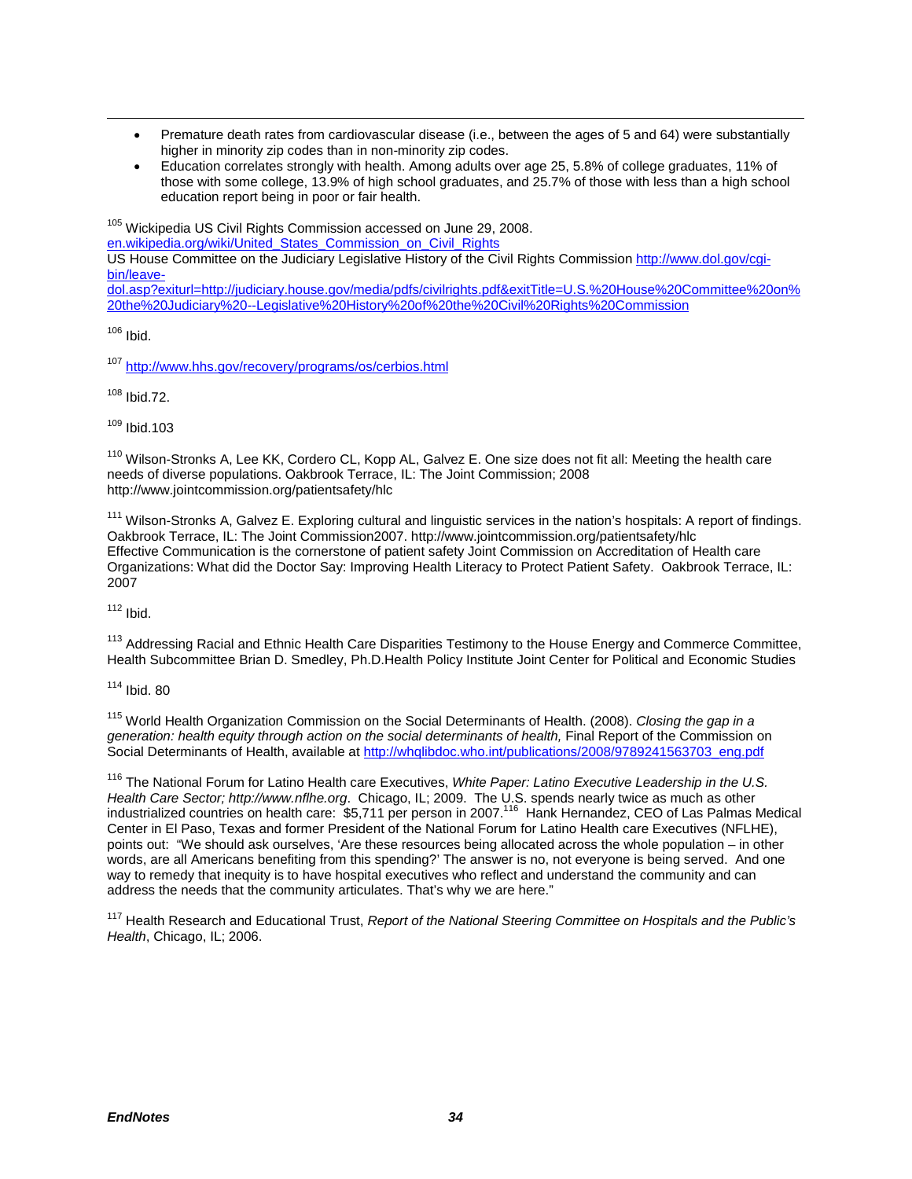- Premature death rates from cardiovascular disease (i.e., between the ages of 5 and 64) were substantially higher in minority zip codes than in non-minority zip codes.
- Education correlates strongly with health. Among adults over age 25, 5.8% of college graduates, 11% of those with some college, 13.9% of high school graduates, and 25.7% of those with less than a high school education report being in poor or fair health.

[105] Wickipedia US Civil Rights Commission accessed on June 29, 2008.
en.wikipedia.org/wiki/United_States_Commission_on_Civil_Rights
US House Committee on the Judiciary Legislative History of the Civil Rights Commission http://www.dol.gov/cgi-bin/leave-dol.asp?exiturl=http://judiciary.house.gov/media/pdfs/civilrights.pdf&exitTitle=U.S.%20House%20Committee%20on%20the%20Judiciary%20--Legislative%20History%20of%20the%20Civil%20Rights%20Commission

[106] Ibid.

[107] http://www.hhs.gov/recovery/programs/os/cerbios.html

[108] Ibid.72.

[109] Ibid.103

[110] Wilson-Stronks A, Lee KK, Cordero CL, Kopp AL, Galvez E. One size does not fit all: Meeting the health care needs of diverse populations. Oakbrook Terrace, IL: The Joint Commission; 2008 http://www.jointcommission.org/patientsafety/hlc

[111] Wilson-Stronks A, Galvez E. Exploring cultural and linguistic services in the nation's hospitals: A report of findings. Oakbrook Terrace, IL: The Joint Commission2007. http://www.jointcommission.org/patientsafety/hlc
Effective Communication is the cornerstone of patient safety Joint Commission on Accreditation of Health care Organizations: What did the Doctor Say: Improving Health Literacy to Protect Patient Safety. Oakbrook Terrace, IL: 2007

[112] Ibid.

[113] Addressing Racial and Ethnic Health Care Disparities Testimony to the House Energy and Commerce Committee, Health Subcommittee Brian D. Smedley, Ph.D.Health Policy Institute Joint Center for Political and Economic Studies

[114] Ibid. 80

[115] World Health Organization Commission on the Social Determinants of Health. (2008). *Closing the gap in a generation: health equity through action on the social determinants of health,* Final Report of the Commission on Social Determinants of Health, available at http://whqlibdoc.who.int/publications/2008/9789241563703_eng.pdf

[116] The National Forum for Latino Health care Executives, *White Paper: Latino Executive Leadership in the U.S. Health Care Sector; http://www.nflhe.org*. Chicago, IL; 2009. The U.S. spends nearly twice as much as other industrialized countries on health care: $5,711 per person in 2007.[116] Hank Hernandez, CEO of Las Palmas Medical Center in El Paso, Texas and former President of the National Forum for Latino Health care Executives (NFLHE), points out: "We should ask ourselves, 'Are these resources being allocated across the whole population – in other words, are all Americans benefiting from this spending?' The answer is no, not everyone is being served. And one way to remedy that inequity is to have hospital executives who reflect and understand the community and can address the needs that the community articulates. That's why we are here."

[117] Health Research and Educational Trust, *Report of the National Steering Committee on Hospitals and the Public's Health*, Chicago, IL; 2006.